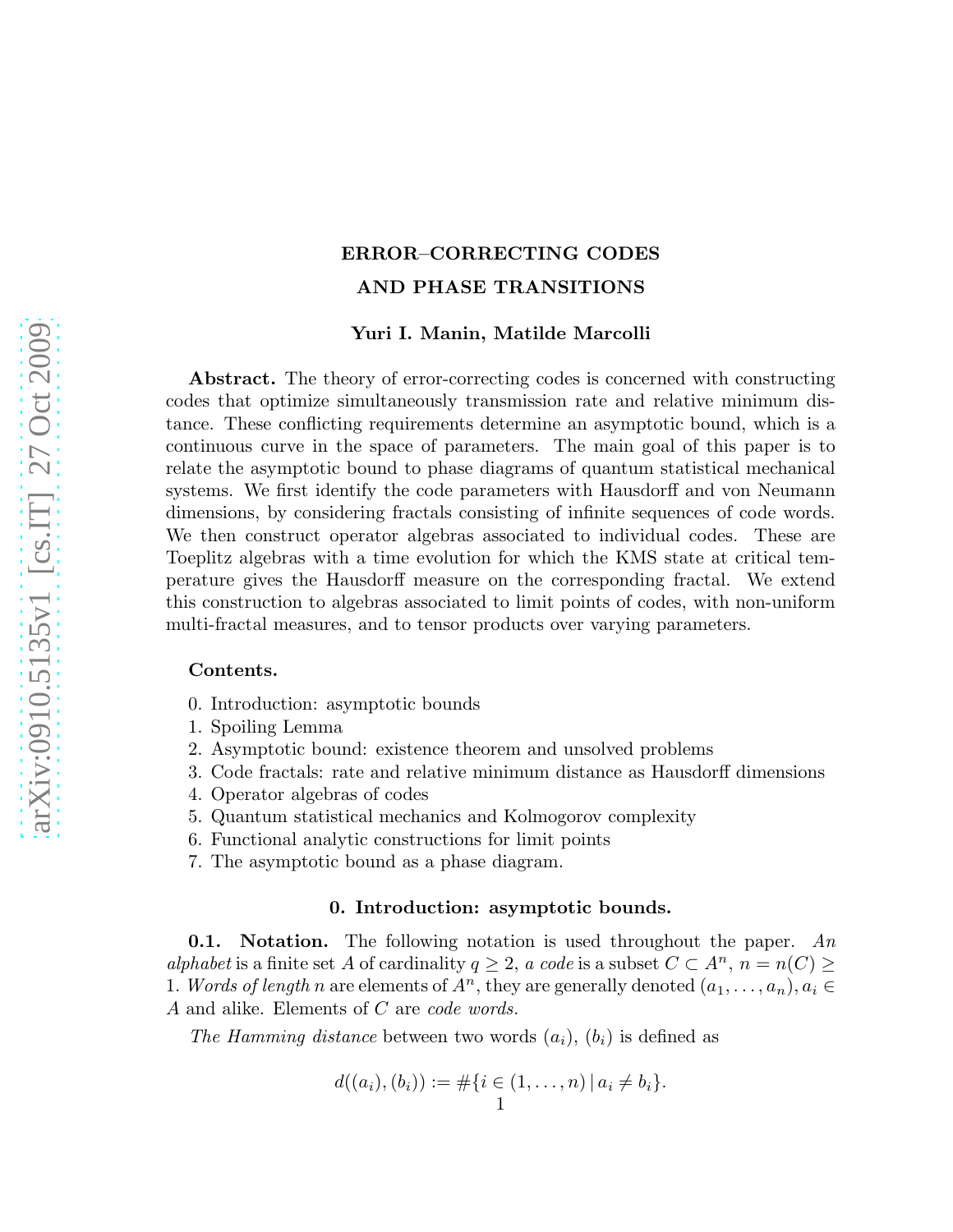# ERROR–CORRECTING CODES AND PHASE TRANSITIONS

**Yuri I. Manin, Matilde Marcolli**

**Abstract.** The theory of error-correcting codes is concerned with constructing codes that optimize simultaneously transmission rate and relative minimum distance. These conflicting requirements determine an asymptotic bound, which is a continuous curve in the space of parameters. The main goal of this paper is to relate the asymptotic bound to phase diagrams of quantum statistical mechanical systems. We first identify the code parameters with Hausdorff and von Neumann dimensions, by considering fractals consisting of infinite sequences of code words. We then construct operator algebras associated to individual codes. These are Toeplitz algebras with a time evolution for which the KMS state at critical temperature gives the Hausdorff measure on the corresponding fractal. We extend this construction to algebras associated to limit points of codes, with non-uniform multi-fractal measures, and to tensor products over varying parameters.

**Contents.**

0. Introduction: asymptotic bounds
1. Spoiling Lemma
2. Asymptotic bound: existence theorem and unsolved problems
3. Code fractals: rate and relative minimum distance as Hausdorff dimensions
4. Operator algebras of codes
5. Quantum statistical mechanics and Kolmogorov complexity
6. Functional analytic constructions for limit points
7. The asymptotic bound as a phase diagram.

## 0. Introduction: asymptotic bounds.

**0.1. Notation.** The following notation is used throughout the paper. *An alphabet* is a finite set $A$ of cardinality $q \geq 2$, *a code* is a subset $C \subset A^n$, $n = n(C) \geq 1$. *Words of length* $n$ are elements of $A^n$, they are generally denoted $(a_1, \ldots, a_n)$, $a_i \in A$ and alike. Elements of $C$ are *code words*.

*The Hamming distance* between two words $(a_i)$, $(b_i)$ is defined as

$$d((a_i),(b_i)) := \#\{i \in (1, \ldots, n) \,|\, a_i \neq b_i\}.$$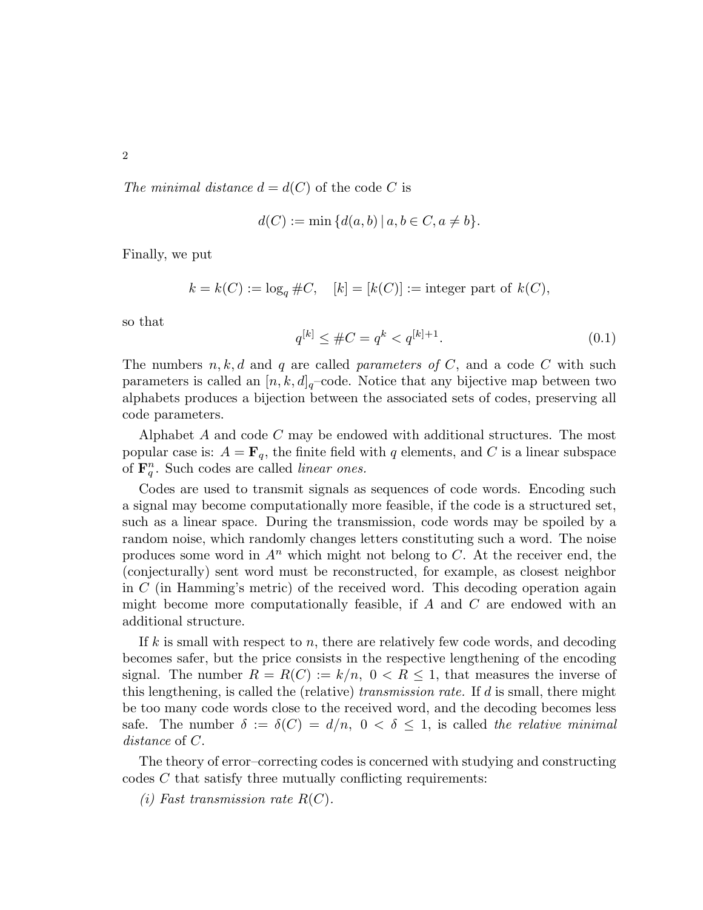*The minimal distance* $d = d(C)$ of the code $C$ is

$$d(C) := \min \{d(a,b) \mid a, b \in C, a \neq b\}.$$

Finally, we put

$$k = k(C) := \log_q \#C, \quad [k] = [k(C)] := \text{integer part of } k(C),$$

so that

$$q^{[k]} \leq \#C = q^k < q^{[k]+1}. \tag{0.1}$$

The numbers $n, k, d$ and $q$ are called *parameters of* $C$, and a code $C$ with such parameters is called an $[n, k, d]_q$–code. Notice that any bijective map between two alphabets produces a bijection between the associated sets of codes, preserving all code parameters.

Alphabet $A$ and code $C$ may be endowed with additional structures. The most popular case is: $A = \mathbf{F}_q$, the finite field with $q$ elements, and $C$ is a linear subspace of $\mathbf{F}_q^n$. Such codes are called *linear ones.*

Codes are used to transmit signals as sequences of code words. Encoding such a signal may become computationally more feasible, if the code is a structured set, such as a linear space. During the transmission, code words may be spoiled by a random noise, which randomly changes letters constituting such a word. The noise produces some word in $A^n$ which might not belong to $C$. At the receiver end, the (conjecturally) sent word must be reconstructed, for example, as closest neighbor in $C$ (in Hamming's metric) of the received word. This decoding operation again might become more computationally feasible, if $A$ and $C$ are endowed with an additional structure.

If $k$ is small with respect to $n$, there are relatively few code words, and decoding becomes safer, but the price consists in the respective lengthening of the encoding signal. The number $R = R(C) := k/n,\ 0 < R \leq 1$, that measures the inverse of this lengthening, is called the (relative) *transmission rate.* If $d$ is small, there might be too many code words close to the received word, and the decoding becomes less safe. The number $\delta := \delta(C) = d/n,\ 0 < \delta \leq 1$, is called *the relative minimal distance* of $C$.

The theory of error–correcting codes is concerned with studying and constructing codes $C$ that satisfy three mutually conflicting requirements:

*(i) Fast transmission rate* $R(C)$.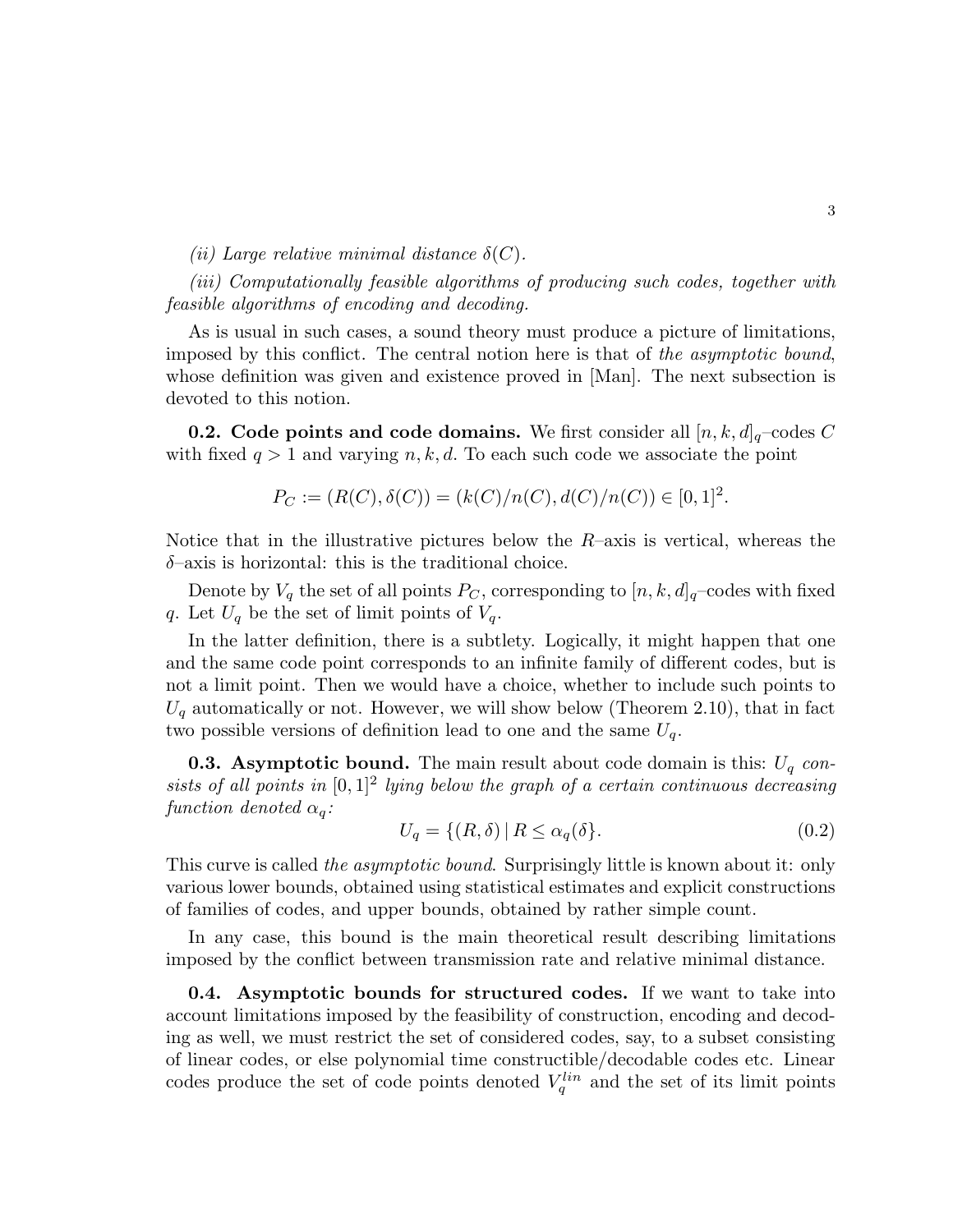*(ii) Large relative minimal distance $\delta(C)$.*

*(iii) Computationally feasible algorithms of producing such codes, together with feasible algorithms of encoding and decoding.*

As is usual in such cases, a sound theory must produce a picture of limitations, imposed by this conflict. The central notion here is that of *the asymptotic bound*, whose definition was given and existence proved in [Man]. The next subsection is devoted to this notion.

**0.2. Code points and code domains.** We first consider all $[n, k, d]_q$–codes $C$ with fixed $q > 1$ and varying $n, k, d$. To each such code we associate the point

$$P_C := (R(C), \delta(C)) = (k(C)/n(C), d(C)/n(C)) \in [0, 1]^2.$$

Notice that in the illustrative pictures below the $R$–axis is vertical, whereas the $\delta$–axis is horizontal: this is the traditional choice.

Denote by $V_q$ the set of all points $P_C$, corresponding to $[n, k, d]_q$–codes with fixed $q$. Let $U_q$ be the set of limit points of $V_q$.

In the latter definition, there is a subtlety. Logically, it might happen that one and the same code point corresponds to an infinite family of different codes, but is not a limit point. Then we would have a choice, whether to include such points to $U_q$ automatically or not. However, we will show below (Theorem 2.10), that in fact two possible versions of definition lead to one and the same $U_q$.

**0.3. Asymptotic bound.** The main result about code domain is this: *$U_q$ consists of all points in $[0, 1]^2$ lying below the graph of a certain continuous decreasing function denoted $\alpha_q$:*

$$U_q = \{(R, \delta) \mid R \leq \alpha_q(\delta)\}. \tag{0.2}$$

This curve is called *the asymptotic bound*. Surprisingly little is known about it: only various lower bounds, obtained using statistical estimates and explicit constructions of families of codes, and upper bounds, obtained by rather simple count.

In any case, this bound is the main theoretical result describing limitations imposed by the conflict between transmission rate and relative minimal distance.

**0.4. Asymptotic bounds for structured codes.** If we want to take into account limitations imposed by the feasibility of construction, encoding and decoding as well, we must restrict the set of considered codes, say, to a subset consisting of linear codes, or else polynomial time constructible/decodable codes etc. Linear codes produce the set of code points denoted $V_q^{lin}$ and the set of its limit points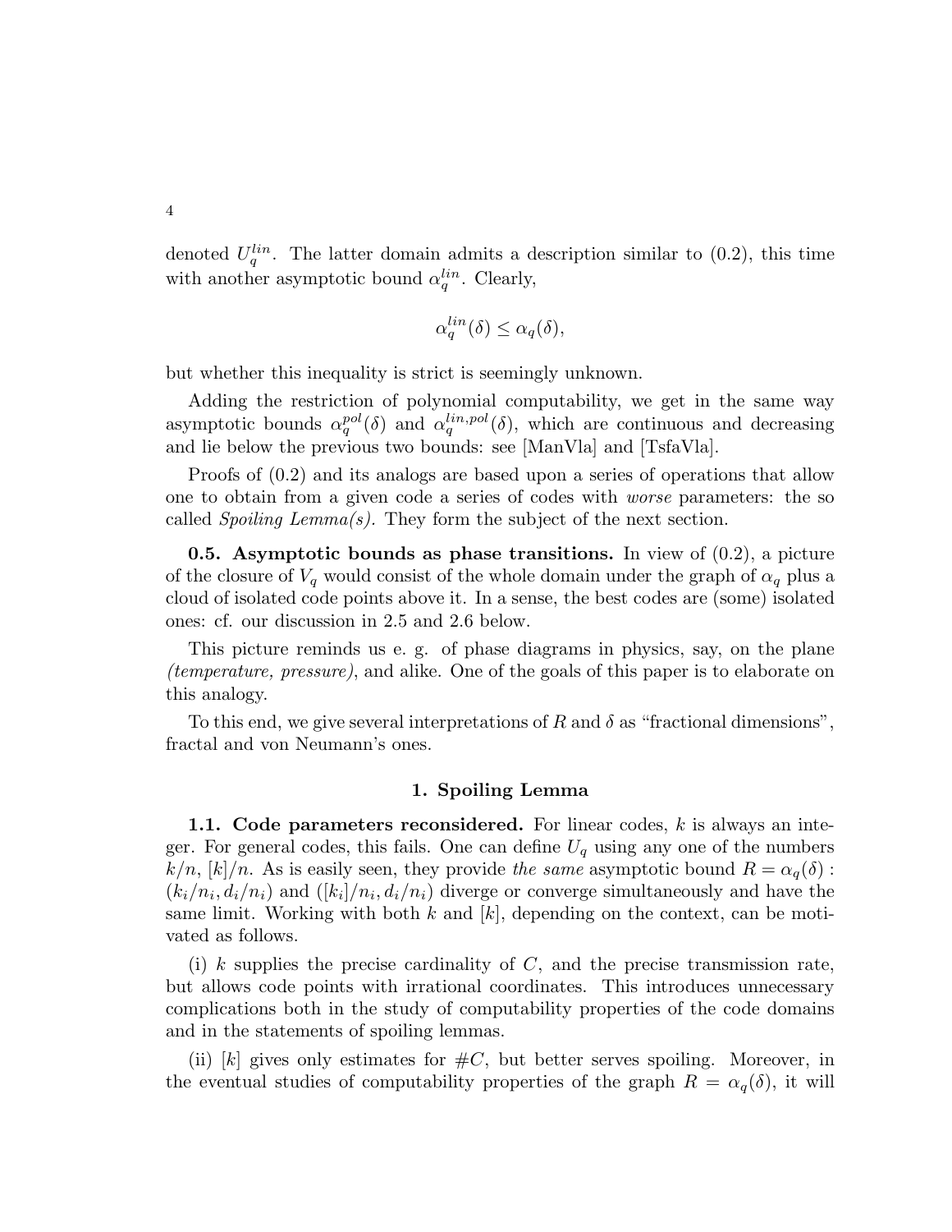denoted $U_q^{lin}$. The latter domain admits a description similar to (0.2), this time with another asymptotic bound $\alpha_q^{lin}$. Clearly,

$$\alpha_q^{lin}(\delta) \le \alpha_q(\delta),$$

but whether this inequality is strict is seemingly unknown.

Adding the restriction of polynomial computability, we get in the same way asymptotic bounds $\alpha_q^{pol}(\delta)$ and $\alpha_q^{lin,pol}(\delta)$, which are continuous and decreasing and lie below the previous two bounds: see [ManVla] and [TsfaVla].

Proofs of (0.2) and its analogs are based upon a series of operations that allow one to obtain from a given code a series of codes with *worse* parameters: the so called *Spoiling Lemma(s).* They form the subject of the next section.

**0.5. Asymptotic bounds as phase transitions.** In view of (0.2), a picture of the closure of $V_q$ would consist of the whole domain under the graph of $\alpha_q$ plus a cloud of isolated code points above it. In a sense, the best codes are (some) isolated ones: cf. our discussion in 2.5 and 2.6 below.

This picture reminds us e. g. of phase diagrams in physics, say, on the plane *(temperature, pressure)*, and alike. One of the goals of this paper is to elaborate on this analogy.

To this end, we give several interpretations of $R$ and $\delta$ as "fractional dimensions", fractal and von Neumann's ones.

## 1. Spoiling Lemma

**1.1. Code parameters reconsidered.** For linear codes, $k$ is always an integer. For general codes, this fails. One can define $U_q$ using any one of the numbers $k/n$, $[k]/n$. As is easily seen, they provide *the same* asymptotic bound $R = \alpha_q(\delta)$ : $(k_i/n_i, d_i/n_i)$ and $([k_i]/n_i, d_i/n_i)$ diverge or converge simultaneously and have the same limit. Working with both $k$ and $[k]$, depending on the context, can be motivated as follows.

(i) $k$ supplies the precise cardinality of $C$, and the precise transmission rate, but allows code points with irrational coordinates. This introduces unnecessary complications both in the study of computability properties of the code domains and in the statements of spoiling lemmas.

(ii) $[k]$ gives only estimates for $\#C$, but better serves spoiling. Moreover, in the eventual studies of computability properties of the graph $R = \alpha_q(\delta)$, it will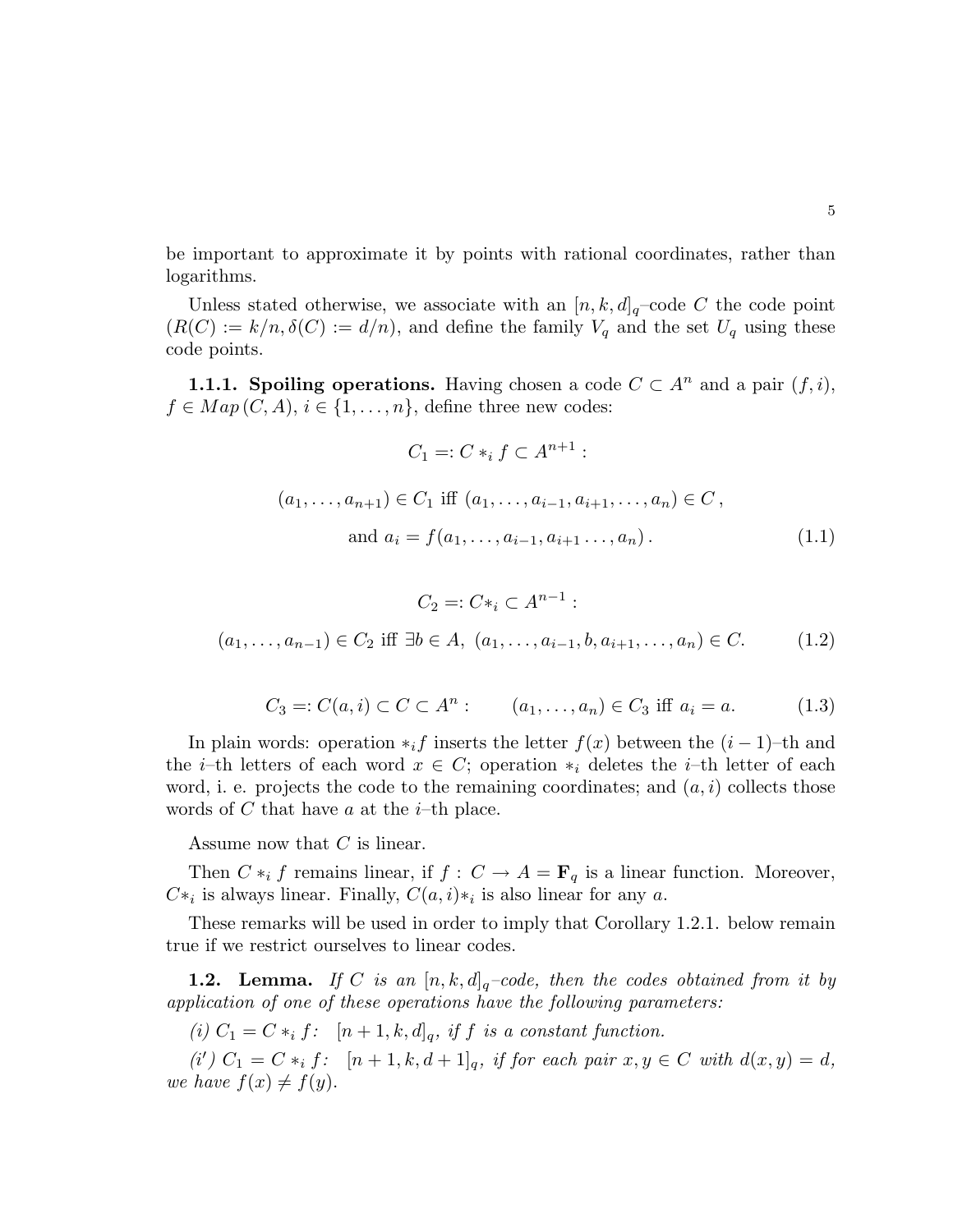be important to approximate it by points with rational coordinates, rather than logarithms.

Unless stated otherwise, we associate with an $[n,k,d]_q$–code $C$ the code point $(R(C) := k/n, \delta(C) := d/n)$, and define the family $V_q$ and the set $U_q$ using these code points.

**1.1.1. Spoiling operations.** Having chosen a code $C \subset A^n$ and a pair $(f,i)$, $f \in Map\,(C,A)$, $i \in \{1,\dots,n\}$, define three new codes:

$$C_1 =: C *_i f \subset A^{n+1} :$$

$$(a_1,\dots,a_{n+1}) \in C_1 \text{ iff } (a_1,\dots,a_{i-1},a_{i+1},\dots,a_n) \in C\,,$$
$$\text{and } a_i = f(a_1,\dots,a_{i-1},a_{i+1}\dots,a_n)\,. \tag{1.1}$$

$$C_2 =: C*_i \subset A^{n-1} :$$
$$(a_1,\dots,a_{n-1}) \in C_2 \text{ iff } \exists b \in A,\ (a_1,\dots,a_{i-1},b,a_{i+1},\dots,a_n) \in C. \tag{1.2}$$

$$C_3 =: C(a,i) \subset C \subset A^n : \qquad (a_1,\dots,a_n) \in C_3 \text{ iff } a_i = a. \tag{1.3}$$

In plain words: operation $*_i f$ inserts the letter $f(x)$ between the $(i-1)$–th and the $i$–th letters of each word $x \in C$; operation $*_i$ deletes the $i$–th letter of each word, i. e. projects the code to the remaining coordinates; and $(a,i)$ collects those words of $C$ that have $a$ at the $i$–th place.

Assume now that $C$ is linear.

Then $C *_i f$ remains linear, if $f : C \to A = \mathbf{F}_q$ is a linear function. Moreover, $C*_i$ is always linear. Finally, $C(a,i)*_i$ is also linear for any $a$.

These remarks will be used in order to imply that Corollary 1.2.1. below remain true if we restrict ourselves to linear codes.

**1.2. Lemma.** *If $C$ is an $[n,k,d]_q$–code, then the codes obtained from it by application of one of these operations have the following parameters:*

*(i) $C_1 = C *_i f$: $[n+1,k,d]_q$, if $f$ is a constant function.*

*(i′) $C_1 = C *_i f$: $[n+1,k,d+1]_q$, if for each pair $x,y \in C$ with $d(x,y) = d$, we have $f(x) \neq f(y)$.*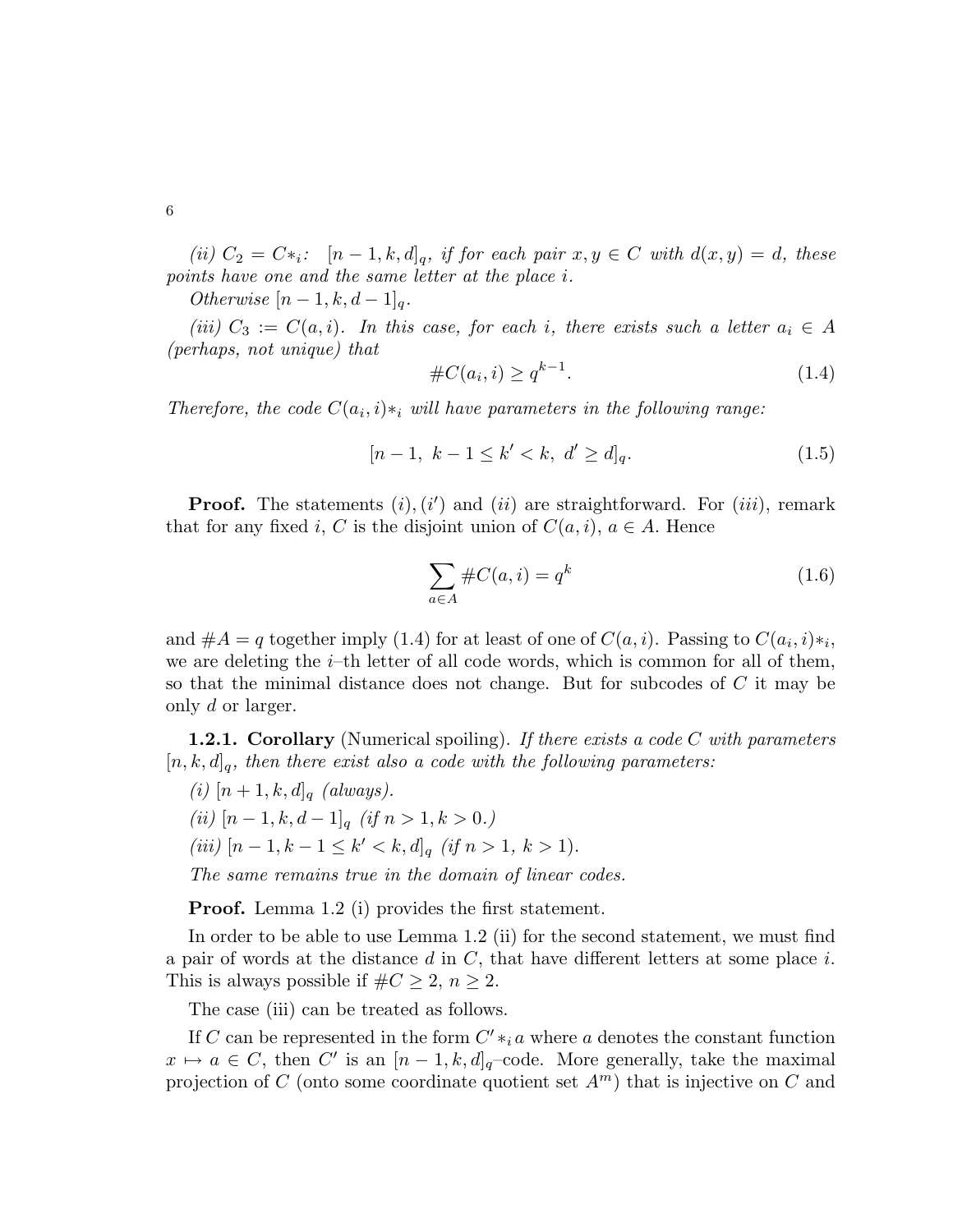*(ii)* $C_2 = C*_i$: $[n-1,k,d]_q$, *if for each pair* $x, y \in C$ *with* $d(x,y) = d$, *these points have one and the same letter at the place* $i$.

*Otherwise* $[n-1,k,d-1]_q$.

*(iii)* $C_3 := C(a,i)$. *In this case, for each* $i$, *there exists such a letter* $a_i \in A$ *(perhaps, not unique) that*

$$\#C(a_i,i) \geq q^{k-1}. \tag{1.4}$$

*Therefore, the code* $C(a_i,i)*_i$ *will have parameters in the following range:*

$$[n-1,\ k-1 \leq k' < k,\ d' \geq d]_q. \tag{1.5}$$

**Proof.** The statements $(i), (i')$ and $(ii)$ are straightforward. For $(iii)$, remark that for any fixed $i$, $C$ is the disjoint union of $C(a,i)$, $a \in A$. Hence

$$\sum_{a \in A} \#C(a,i) = q^k \tag{1.6}$$

and $\#A = q$ together imply (1.4) for at least of one of $C(a,i)$. Passing to $C(a_i,i)*_i$, we are deleting the $i$–th letter of all code words, which is common for all of them, so that the minimal distance does not change. But for subcodes of $C$ it may be only $d$ or larger.

**1.2.1. Corollary** (Numerical spoiling). *If there exists a code* $C$ *with parameters* $[n,k,d]_q$, *then there exist also a code with the following parameters:*

*(i)* $[n+1,k,d]_q$ *(always).*

*(ii)* $[n-1,k,d-1]_q$ *(if* $n > 1, k > 0$.*)*

*(iii)* $[n-1,k-1 \leq k' < k,d]_q$ *(if* $n > 1$, $k > 1$*).*

*The same remains true in the domain of linear codes.*

**Proof.** Lemma 1.2 (i) provides the first statement.

In order to be able to use Lemma 1.2 (ii) for the second statement, we must find a pair of words at the distance $d$ in $C$, that have different letters at some place $i$. This is always possible if $\#C \geq 2$, $n \geq 2$.

The case (iii) can be treated as follows.

If $C$ can be represented in the form $C' *_i a$ where $a$ denotes the constant function $x \mapsto a \in C$, then $C'$ is an $[n-1,k,d]_q$–code. More generally, take the maximal projection of $C$ (onto some coordinate quotient set $A^m$) that is injective on $C$ and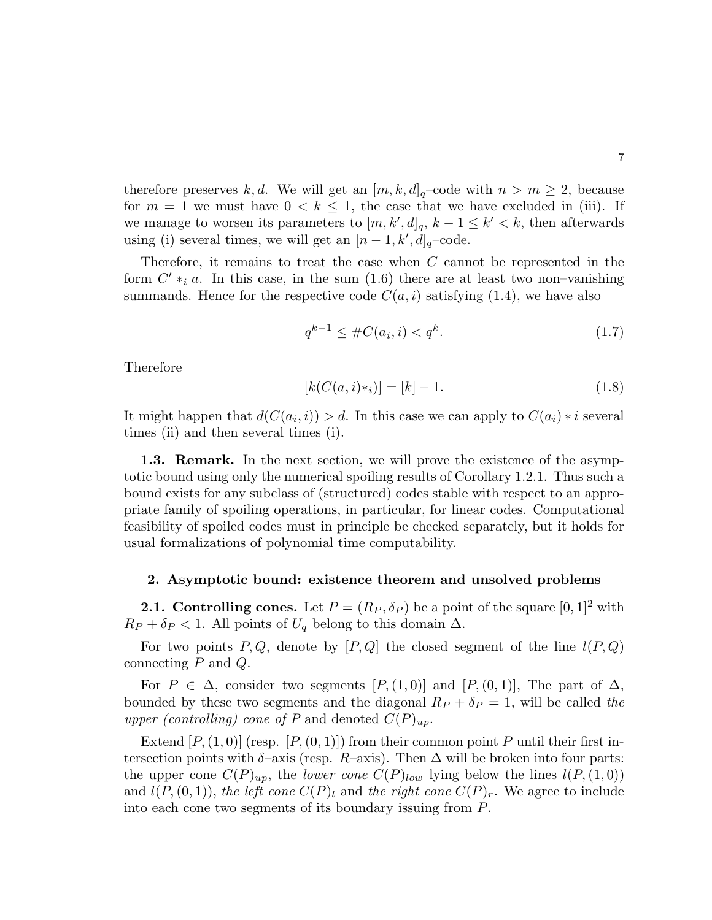therefore preserves $k, d$. We will get an $[m, k, d]_q$–code with $n > m \geq 2$, because for $m = 1$ we must have $0 < k \leq 1$, the case that we have excluded in (iii). If we manage to worsen its parameters to $[m, k', d]_q$, $k - 1 \leq k' < k$, then afterwards using (i) several times, we will get an $[n-1, k', d]_q$–code.

Therefore, it remains to treat the case when $C$ cannot be represented in the form $C' *_i a$. In this case, in the sum (1.6) there are at least two non–vanishing summands. Hence for the respective code $C(a, i)$ satisfying (1.4), we have also

$$q^{k-1} \leq \#C(a_i, i) < q^k. \tag{1.7}$$

Therefore

$$[k(C(a, i)*_i)] = [k] - 1. \tag{1.8}$$

It might happen that $d(C(a_i, i)) > d$. In this case we can apply to $C(a_i) * i$ several times (ii) and then several times (i).

**1.3. Remark.** In the next section, we will prove the existence of the asymptotic bound using only the numerical spoiling results of Corollary 1.2.1. Thus such a bound exists for any subclass of (structured) codes stable with respect to an appropriate family of spoiling operations, in particular, for linear codes. Computational feasibility of spoiled codes must in principle be checked separately, but it holds for usual formalizations of polynomial time computability.

## 2. Asymptotic bound: existence theorem and unsolved problems

**2.1. Controlling cones.** Let $P = (R_P, \delta_P)$ be a point of the square $[0, 1]^2$ with $R_P + \delta_P < 1$. All points of $U_q$ belong to this domain $\Delta$.

For two points $P, Q$, denote by $[P, Q]$ the closed segment of the line $l(P, Q)$ connecting $P$ and $Q$.

For $P \in \Delta$, consider two segments $[P, (1, 0)]$ and $[P, (0, 1)]$, The part of $\Delta$, bounded by these two segments and the diagonal $R_P + \delta_P = 1$, will be called *the upper (controlling) cone of* $P$ and denoted $C(P)_{up}$.

Extend $[P, (1, 0)]$ (resp. $[P, (0, 1)]$) from their common point $P$ until their first intersection points with $\delta$–axis (resp. $R$–axis). Then $\Delta$ will be broken into four parts: the upper cone $C(P)_{up}$, the *lower cone* $C(P)_{low}$ lying below the lines $l(P, (1, 0))$ and $l(P, (0, 1))$, *the left cone* $C(P)_l$ and *the right cone* $C(P)_r$. We agree to include into each cone two segments of its boundary issuing from $P$.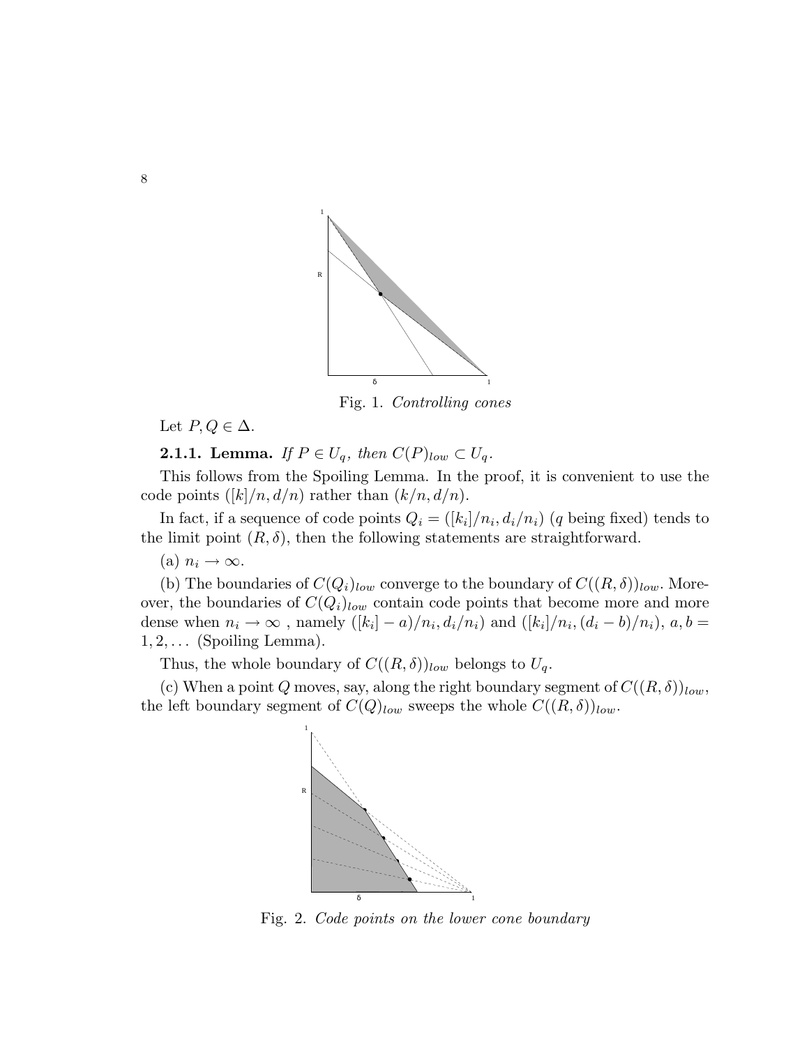Fig. 1. *Controlling cones*

Let $P, Q \in \Delta$.

**2.1.1. Lemma.** *If $P \in U_q$, then $C(P)_{low} \subset U_q$.*

This follows from the Spoiling Lemma. In the proof, it is convenient to use the code points $([k]/n, d/n)$ rather than $(k/n, d/n)$.

In fact, if a sequence of code points $Q_i = ([k_i]/n_i, d_i/n_i)$ ($q$ being fixed) tends to the limit point $(R, \delta)$, then the following statements are straightforward.

(a) $n_i \to \infty$.

(b) The boundaries of $C(Q_i)_{low}$ converge to the boundary of $C((R, \delta))_{low}$. Moreover, the boundaries of $C(Q_i)_{low}$ contain code points that become more and more dense when $n_i \to \infty$, namely $([k_i] - a)/n_i, d_i/n_i)$ and $([k_i]/n_i, (d_i - b)/n_i)$, $a, b = 1, 2, \dots$ (Spoiling Lemma).

Thus, the whole boundary of $C((R, \delta))_{low}$ belongs to $U_q$.

(c) When a point $Q$ moves, say, along the right boundary segment of $C((R, \delta))_{low}$, the left boundary segment of $C(Q)_{low}$ sweeps the whole $C((R, \delta))_{low}$.

Fig. 2. *Code points on the lower cone boundary*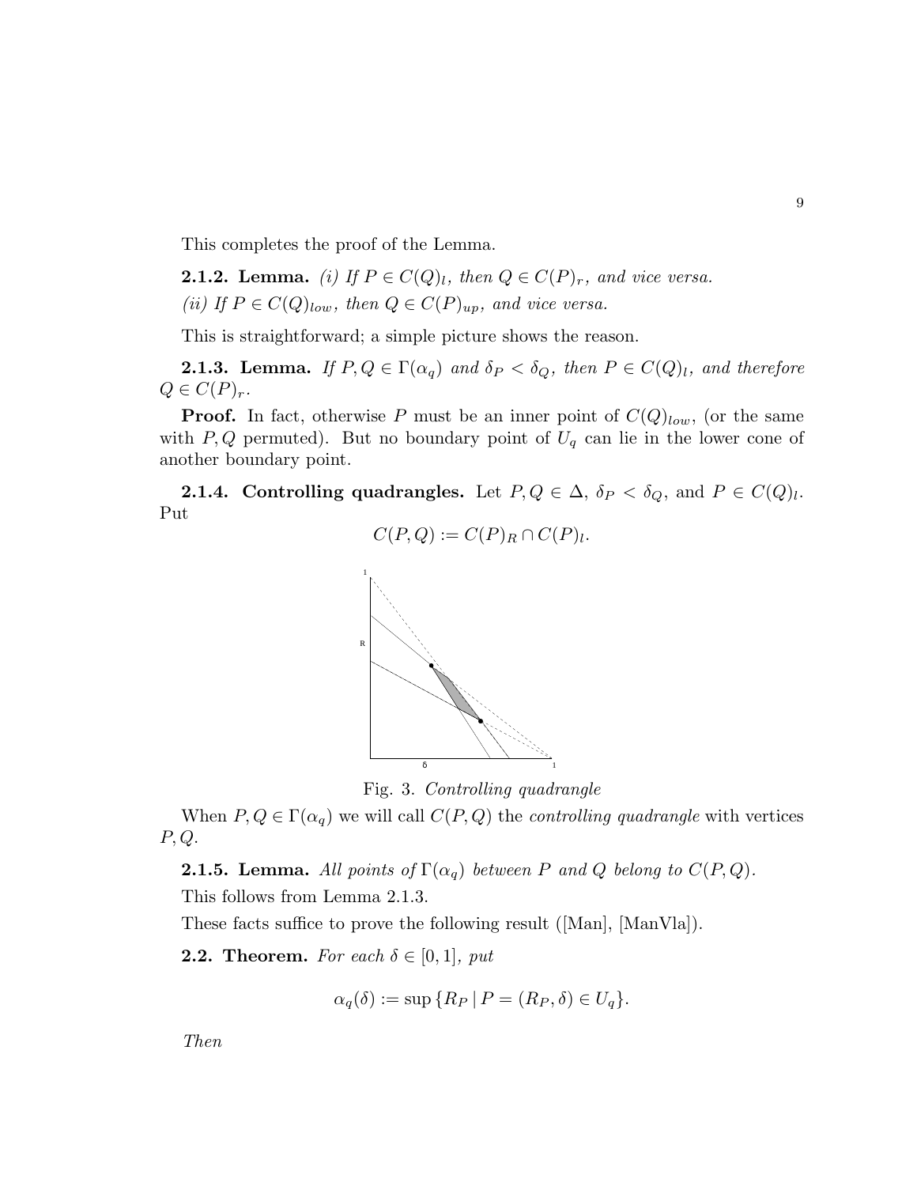This completes the proof of the Lemma.

**2.1.2. Lemma.** *(i) If $P \in C(Q)_l$, then $Q \in C(P)_r$, and vice versa.*

*(ii) If $P \in C(Q)_{low}$, then $Q \in C(P)_{up}$, and vice versa.*

This is straightforward; a simple picture shows the reason.

**2.1.3. Lemma.** *If $P, Q \in \Gamma(\alpha_q)$ and $\delta_P < \delta_Q$, then $P \in C(Q)_l$, and therefore $Q \in C(P)_r$.*

**Proof.** In fact, otherwise $P$ must be an inner point of $C(Q)_{low}$, (or the same with $P, Q$ permuted). But no boundary point of $U_q$ can lie in the lower cone of another boundary point.

**2.1.4. Controlling quadrangles.** Let $P, Q \in \Delta$, $\delta_P < \delta_Q$, and $P \in C(Q)_l$. Put

$$C(P, Q) := C(P)_R \cap C(P)_l.$$

Fig. 3. *Controlling quadrangle*

When $P, Q \in \Gamma(\alpha_q)$ we will call $C(P, Q)$ the *controlling quadrangle* with vertices $P, Q$.

**2.1.5. Lemma.** *All points of $\Gamma(\alpha_q)$ between $P$ and $Q$ belong to $C(P, Q)$.*

This follows from Lemma 2.1.3.

These facts suffice to prove the following result ([Man], [ManVla]).

**2.2. Theorem.** *For each $\delta \in [0, 1]$, put*

$$\alpha_q(\delta) := \sup \{R_P \mid P = (R_P, \delta) \in U_q\}.$$

*Then*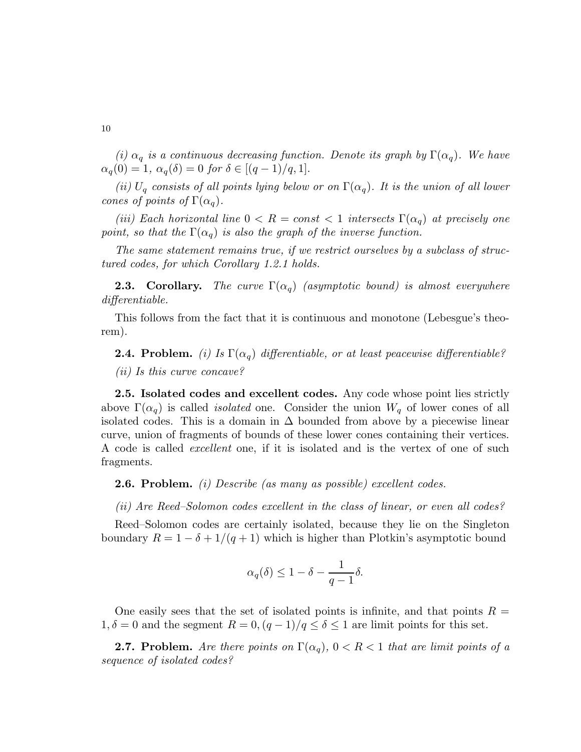*(i) $\alpha_q$ is a continuous decreasing function. Denote its graph by $\Gamma(\alpha_q)$. We have $\alpha_q(0) = 1$, $\alpha_q(\delta) = 0$ for $\delta \in [(q-1)/q, 1]$.*

*(ii) $U_q$ consists of all points lying below or on $\Gamma(\alpha_q)$. It is the union of all lower cones of points of $\Gamma(\alpha_q)$.*

*(iii) Each horizontal line $0 < R = const < 1$ intersects $\Gamma(\alpha_q)$ at precisely one point, so that the $\Gamma(\alpha_q)$ is also the graph of the inverse function.*

*The same statement remains true, if we restrict ourselves by a subclass of structured codes, for which Corollary 1.2.1 holds.*

**2.3. Corollary.** *The curve $\Gamma(\alpha_q)$ (asymptotic bound) is almost everywhere differentiable.*

This follows from the fact that it is continuous and monotone (Lebesgue's theorem).

**2.4. Problem.** *(i) Is $\Gamma(\alpha_q)$ differentiable, or at least peacewise differentiable?*

*(ii) Is this curve concave?*

**2.5. Isolated codes and excellent codes.** Any code whose point lies strictly above $\Gamma(\alpha_q)$ is called *isolated* one. Consider the union $W_q$ of lower cones of all isolated codes. This is a domain in $\Delta$ bounded from above by a piecewise linear curve, union of fragments of bounds of these lower cones containing their vertices. A code is called *excellent* one, if it is isolated and is the vertex of one of such fragments.

**2.6. Problem.** *(i) Describe (as many as possible) excellent codes.*

*(ii) Are Reed–Solomon codes excellent in the class of linear, or even all codes?*

Reed–Solomon codes are certainly isolated, because they lie on the Singleton boundary $R = 1 - \delta + 1/(q+1)$ which is higher than Plotkin's asymptotic bound

$$\alpha_q(\delta) \leq 1 - \delta - \frac{1}{q-1}\delta.$$

One easily sees that the set of isolated points is infinite, and that points $R = 1, \delta = 0$ and the segment $R = 0, (q-1)/q \leq \delta \leq 1$ are limit points for this set.

**2.7. Problem.** *Are there points on $\Gamma(\alpha_q)$, $0 < R < 1$ that are limit points of a sequence of isolated codes?*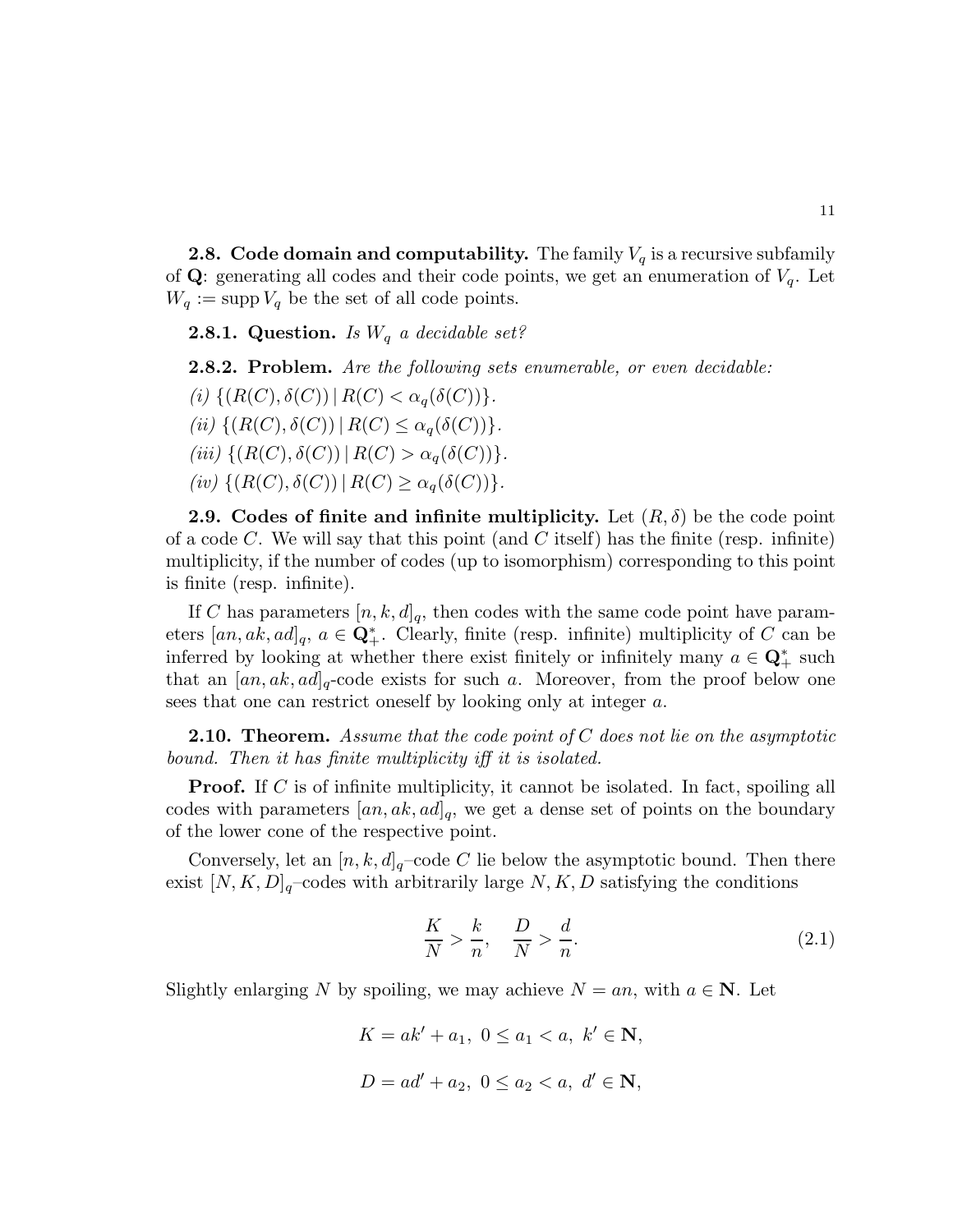**2.8. Code domain and computability.** The family $V_q$ is a recursive subfamily of $\mathbf{Q}$: generating all codes and their code points, we get an enumeration of $V_q$. Let $W_q := \operatorname{supp} V_q$ be the set of all code points.

**2.8.1. Question.** *Is $W_q$ a decidable set?*

**2.8.2. Problem.** *Are the following sets enumerable, or even decidable:*

*(i)* $\{(R(C), \delta(C)) \mid R(C) < \alpha_q(\delta(C))\}$.

*(ii)* $\{(R(C), \delta(C)) \mid R(C) \leq \alpha_q(\delta(C))\}$.

*(iii)* $\{(R(C), \delta(C)) \mid R(C) > \alpha_q(\delta(C))\}$.

*(iv)* $\{(R(C), \delta(C)) \mid R(C) \geq \alpha_q(\delta(C))\}$.

**2.9. Codes of finite and infinite multiplicity.** Let $(R, \delta)$ be the code point of a code $C$. We will say that this point (and $C$ itself) has the finite (resp. infinite) multiplicity, if the number of codes (up to isomorphism) corresponding to this point is finite (resp. infinite).

If $C$ has parameters $[n, k, d]_q$, then codes with the same code point have parameters $[an, ak, ad]_q$, $a \in \mathbf{Q}_+^*$. Clearly, finite (resp. infinite) multiplicity of $C$ can be inferred by looking at whether there exist finitely or infinitely many $a \in \mathbf{Q}_+^*$ such that an $[an, ak, ad]_q$-code exists for such $a$. Moreover, from the proof below one sees that one can restrict oneself by looking only at integer $a$.

**2.10. Theorem.** *Assume that the code point of $C$ does not lie on the asymptotic bound. Then it has finite multiplicity iff it is isolated.*

**Proof.** If $C$ is of infinite multiplicity, it cannot be isolated. In fact, spoiling all codes with parameters $[an, ak, ad]_q$, we get a dense set of points on the boundary of the lower cone of the respective point.

Conversely, let an $[n, k, d]_q$–code $C$ lie below the asymptotic bound. Then there exist $[N, K, D]_q$–codes with arbitrarily large $N, K, D$ satisfying the conditions

$$\frac{K}{N} > \frac{k}{n}, \quad \frac{D}{N} > \frac{d}{n}. \tag{2.1}$$

Slightly enlarging $N$ by spoiling, we may achieve $N = an$, with $a \in \mathbf{N}$. Let

$$K = ak' + a_1, \ 0 \leq a_1 < a, \ k' \in \mathbf{N},$$

$$D = ad' + a_2, \ 0 \leq a_2 < a, \ d' \in \mathbf{N},$$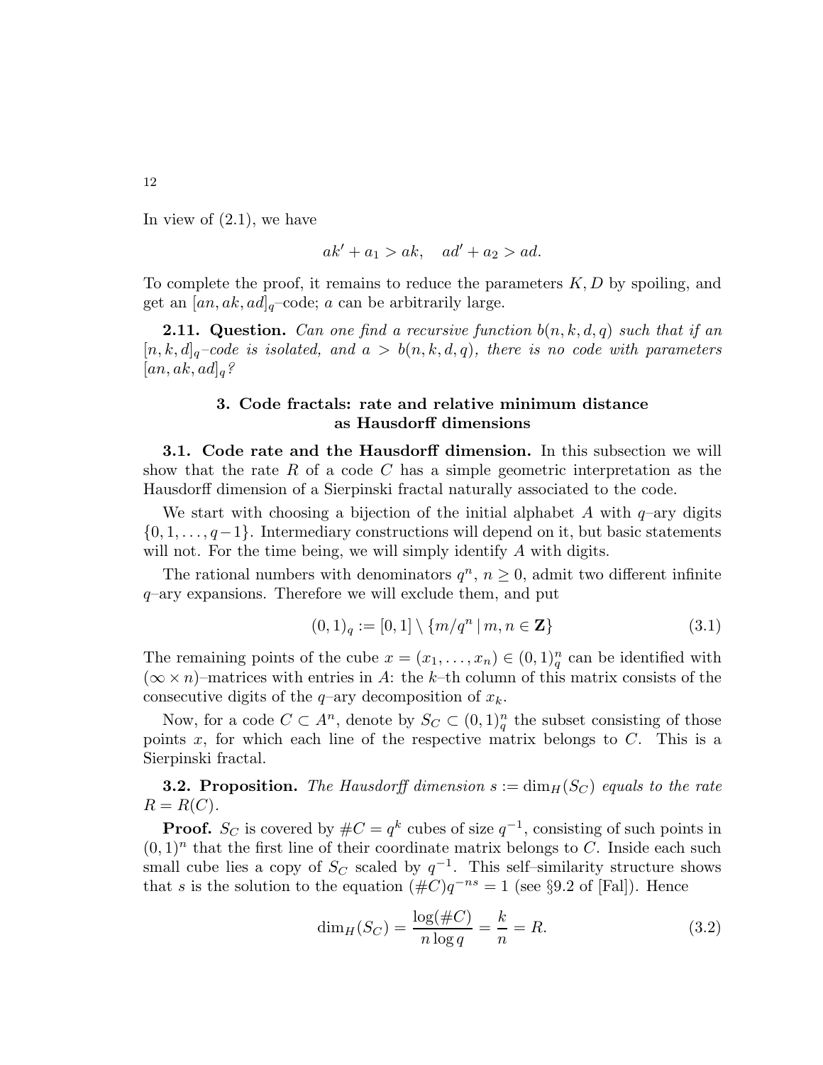In view of (2.1), we have

$$ak' + a_1 > ak, \quad ad' + a_2 > ad.$$

To complete the proof, it remains to reduce the parameters $K, D$ by spoiling, and get an $[an, ak, ad]_q$–code; $a$ can be arbitrarily large.

**2.11. Question.** *Can one find a recursive function $b(n, k, d, q)$ such that if an $[n, k, d]_q$–code is isolated, and $a > b(n, k, d, q)$, there is no code with parameters $[an, ak, ad]_q$?*

## 3. Code fractals: rate and relative minimum distance as Hausdorff dimensions

**3.1. Code rate and the Hausdorff dimension.** In this subsection we will show that the rate $R$ of a code $C$ has a simple geometric interpretation as the Hausdorff dimension of a Sierpinski fractal naturally associated to the code.

We start with choosing a bijection of the initial alphabet $A$ with $q$–ary digits $\{0, 1, \dots, q-1\}$. Intermediary constructions will depend on it, but basic statements will not. For the time being, we will simply identify $A$ with digits.

The rational numbers with denominators $q^n$, $n \geq 0$, admit two different infinite $q$–ary expansions. Therefore we will exclude them, and put

$$(0,1)_q := [0,1] \setminus \{m/q^n \mid m, n \in \mathbf{Z}\} \tag{3.1}$$

The remaining points of the cube $x = (x_1, \dots, x_n) \in (0,1)_q^n$ can be identified with $(\infty \times n)$–matrices with entries in $A$: the $k$–th column of this matrix consists of the consecutive digits of the $q$–ary decomposition of $x_k$.

Now, for a code $C \subset A^n$, denote by $S_C \subset (0,1)_q^n$ the subset consisting of those points $x$, for which each line of the respective matrix belongs to $C$. This is a Sierpinski fractal.

**3.2. Proposition.** *The Hausdorff dimension $s := \dim_H(S_C)$ equals to the rate $R = R(C)$.*

**Proof.** $S_C$ is covered by $\#C = q^k$ cubes of size $q^{-1}$, consisting of such points in $(0,1)^n$ that the first line of their coordinate matrix belongs to $C$. Inside each such small cube lies a copy of $S_C$ scaled by $q^{-1}$. This self–similarity structure shows that $s$ is the solution to the equation $(\#C)q^{-ns} = 1$ (see §9.2 of [Fal]). Hence

$$\dim_H(S_C) = \frac{\log(\#C)}{n \log q} = \frac{k}{n} = R. \tag{3.2}$$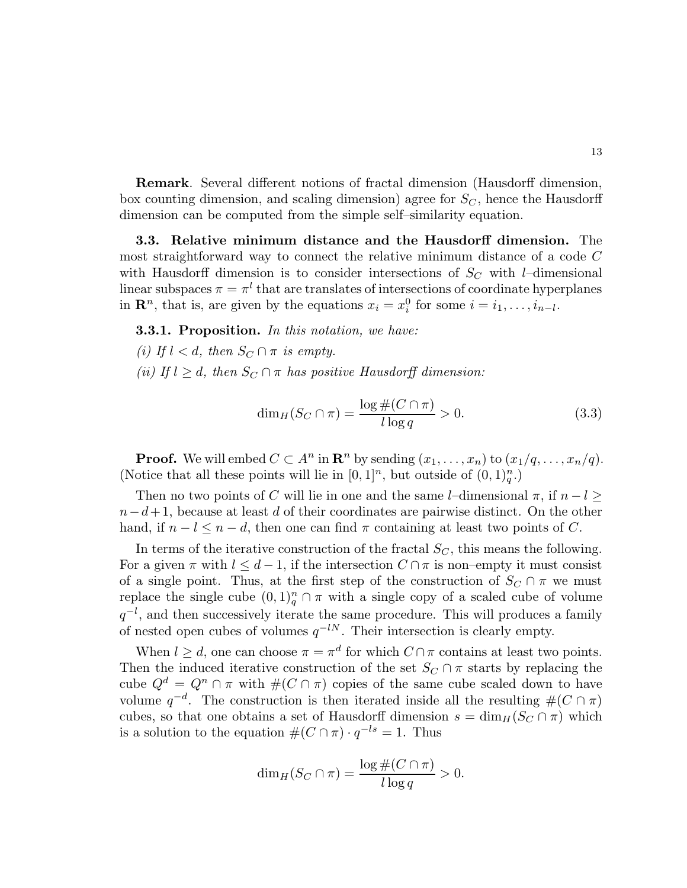**Remark**. Several different notions of fractal dimension (Hausdorff dimension, box counting dimension, and scaling dimension) agree for $S_C$, hence the Hausdorff dimension can be computed from the simple self–similarity equation.

**3.3. Relative minimum distance and the Hausdorff dimension.** The most straightforward way to connect the relative minimum distance of a code $C$ with Hausdorff dimension is to consider intersections of $S_C$ with $l$–dimensional linear subspaces $\pi = \pi^l$ that are translates of intersections of coordinate hyperplanes in $\mathbf{R}^n$, that is, are given by the equations $x_i = x_i^0$ for some $i = i_1, \dots, i_{n-l}$.

**3.3.1. Proposition.** *In this notation, we have:*

*(i) If $l < d$, then $S_C \cap \pi$ is empty.*

*(ii) If $l \geq d$, then $S_C \cap \pi$ has positive Hausdorff dimension:*

$$\dim_H(S_C \cap \pi) = \frac{\log \#(C \cap \pi)}{l \log q} > 0. \tag{3.3}$$

**Proof.** We will embed $C \subset A^n$ in $\mathbf{R}^n$ by sending $(x_1, \dots, x_n)$ to $(x_1/q, \dots, x_n/q)$. (Notice that all these points will lie in $[0,1]^n$, but outside of $(0,1)_q^n$.)

Then no two points of $C$ will lie in one and the same $l$–dimensional $\pi$, if $n - l \geq n - d + 1$, because at least $d$ of their coordinates are pairwise distinct. On the other hand, if $n - l \leq n - d$, then one can find $\pi$ containing at least two points of $C$.

In terms of the iterative construction of the fractal $S_C$, this means the following. For a given $\pi$ with $l \leq d - 1$, if the intersection $C \cap \pi$ is non–empty it must consist of a single point. Thus, at the first step of the construction of $S_C \cap \pi$ we must replace the single cube $(0,1)_q^n \cap \pi$ with a single copy of a scaled cube of volume $q^{-l}$, and then successively iterate the same procedure. This will produces a family of nested open cubes of volumes $q^{-lN}$. Their intersection is clearly empty.

When $l \geq d$, one can choose $\pi = \pi^d$ for which $C \cap \pi$ contains at least two points. Then the induced iterative construction of the set $S_C \cap \pi$ starts by replacing the cube $Q^d = Q^n \cap \pi$ with $\#(C \cap \pi)$ copies of the same cube scaled down to have volume $q^{-d}$. The construction is then iterated inside all the resulting $\#(C \cap \pi)$ cubes, so that one obtains a set of Hausdorff dimension $s = \dim_H(S_C \cap \pi)$ which is a solution to the equation $\#(C \cap \pi) \cdot q^{-ls} = 1$. Thus

$$\dim_H(S_C \cap \pi) = \frac{\log \#(C \cap \pi)}{l \log q} > 0.$$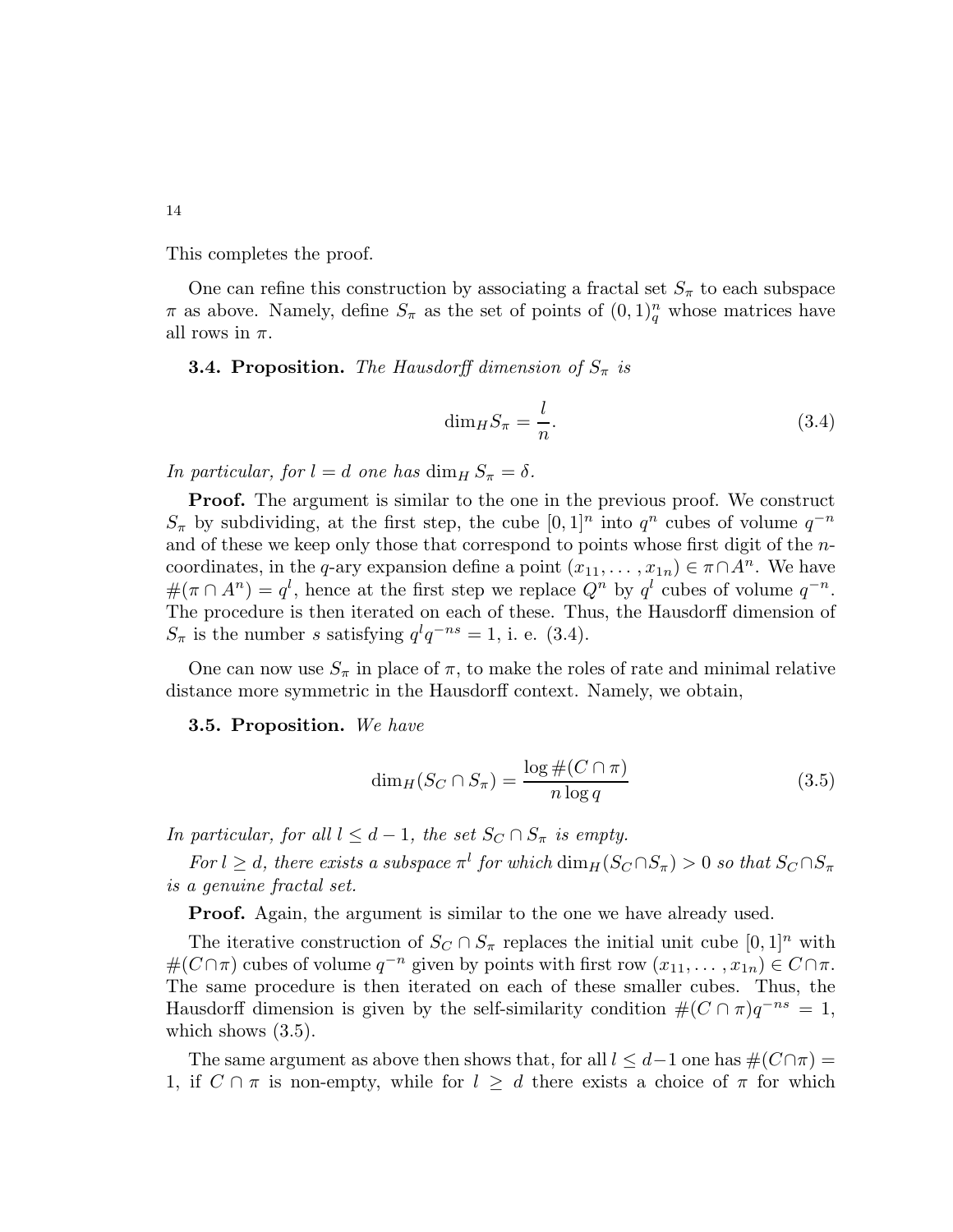This completes the proof.

One can refine this construction by associating a fractal set $S_\pi$ to each subspace $\pi$ as above. Namely, define $S_\pi$ as the set of points of $(0,1)_q^n$ whose matrices have all rows in $\pi$.

**3.4. Proposition.** *The Hausdorff dimension of $S_\pi$ is*

$$\dim_H S_\pi = \frac{l}{n}. \tag{3.4}$$

*In particular, for $l = d$ one has $\dim_H S_\pi = \delta$.*

**Proof.** The argument is similar to the one in the previous proof. We construct $S_\pi$ by subdividing, at the first step, the cube $[0,1]^n$ into $q^n$ cubes of volume $q^{-n}$ and of these we keep only those that correspond to points whose first digit of the $n$-coordinates, in the $q$-ary expansion define a point $(x_{11}, \ldots, x_{1n}) \in \pi \cap A^n$. We have $\#(\pi \cap A^n) = q^l$, hence at the first step we replace $Q^n$ by $q^l$ cubes of volume $q^{-n}$. The procedure is then iterated on each of these. Thus, the Hausdorff dimension of $S_\pi$ is the number $s$ satisfying $q^l q^{-ns} = 1$, i. e. (3.4).

One can now use $S_\pi$ in place of $\pi$, to make the roles of rate and minimal relative distance more symmetric in the Hausdorff context. Namely, we obtain,

**3.5. Proposition.** *We have*

$$\dim_H (S_C \cap S_\pi) = \frac{\log \#(C \cap \pi)}{n \log q} \tag{3.5}$$

*In particular, for all $l \leq d-1$, the set $S_C \cap S_\pi$ is empty.*

*For $l \geq d$, there exists a subspace $\pi^l$ for which $\dim_H(S_C \cap S_\pi) > 0$ so that $S_C \cap S_\pi$ is a genuine fractal set.*

**Proof.** Again, the argument is similar to the one we have already used.

The iterative construction of $S_C \cap S_\pi$ replaces the initial unit cube $[0,1]^n$ with $\#(C \cap \pi)$ cubes of volume $q^{-n}$ given by points with first row $(x_{11}, \ldots, x_{1n}) \in C \cap \pi$. The same procedure is then iterated on each of these smaller cubes. Thus, the Hausdorff dimension is given by the self-similarity condition $\#(C \cap \pi) q^{-ns} = 1$, which shows (3.5).

The same argument as above then shows that, for all $l \leq d-1$ one has $\#(C \cap \pi) = 1$, if $C \cap \pi$ is non-empty, while for $l \geq d$ there exists a choice of $\pi$ for which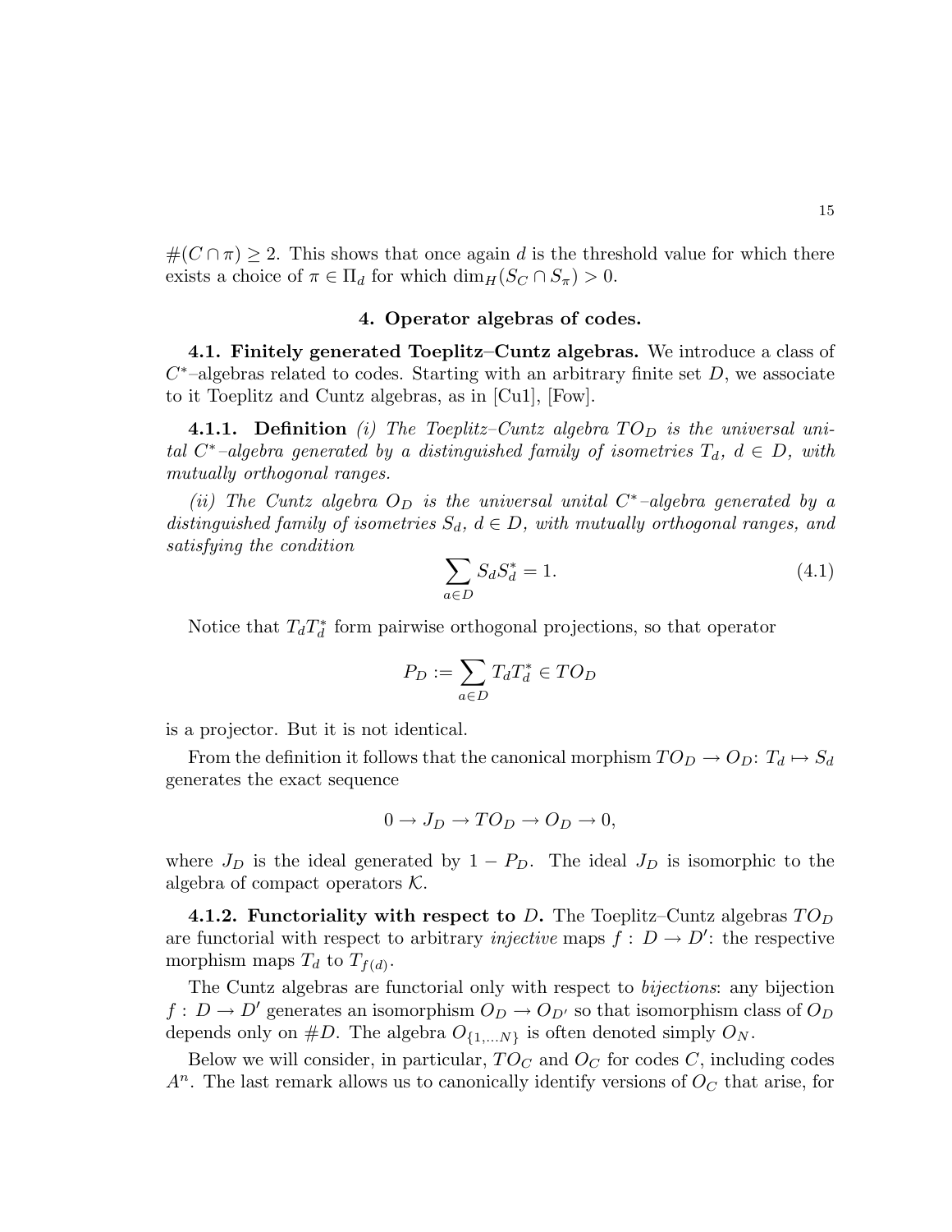$\#(C \cap \pi) \geq 2$. This shows that once again $d$ is the threshold value for which there exists a choice of $\pi \in \Pi_d$ for which $\dim_H(S_C \cap S_\pi) > 0$.

## 4. Operator algebras of codes.

**4.1. Finitely generated Toeplitz–Cuntz algebras.** We introduce a class of $C^*$–algebras related to codes. Starting with an arbitrary finite set $D$, we associate to it Toeplitz and Cuntz algebras, as in [Cu1], [Fow].

**4.1.1. Definition** *(i) The Toeplitz–Cuntz algebra $TO_D$ is the universal unital $C^*$–algebra generated by a distinguished family of isometries $T_d$, $d \in D$, with mutually orthogonal ranges.*

*(ii) The Cuntz algebra $O_D$ is the universal unital $C^*$–algebra generated by a distinguished family of isometries $S_d$, $d \in D$, with mutually orthogonal ranges, and satisfying the condition*

$$\sum_{a \in D} S_d S_d^* = 1. \tag{4.1}$$

Notice that $T_d T_d^*$ form pairwise orthogonal projections, so that operator

$$P_D := \sum_{a \in D} T_d T_d^* \in TO_D$$

is a projector. But it is not identical.

From the definition it follows that the canonical morphism $TO_D \to O_D$: $T_d \mapsto S_d$ generates the exact sequence

$$0 \to J_D \to TO_D \to O_D \to 0,$$

where $J_D$ is the ideal generated by $1 - P_D$. The ideal $J_D$ is isomorphic to the algebra of compact operators $\mathcal{K}$.

**4.1.2. Functoriality with respect to $D$.** The Toeplitz–Cuntz algebras $TO_D$ are functorial with respect to arbitrary *injective* maps $f : D \to D'$: the respective morphism maps $T_d$ to $T_{f(d)}$.

The Cuntz algebras are functorial only with respect to *bijections*: any bijection $f : D \to D'$ generates an isomorphism $O_D \to O_{D'}$ so that isomorphism class of $O_D$ depends only on $\#D$. The algebra $O_{\{1,\dots N\}}$ is often denoted simply $O_N$.

Below we will consider, in particular, $TO_C$ and $O_C$ for codes $C$, including codes $A^n$. The last remark allows us to canonically identify versions of $O_C$ that arise, for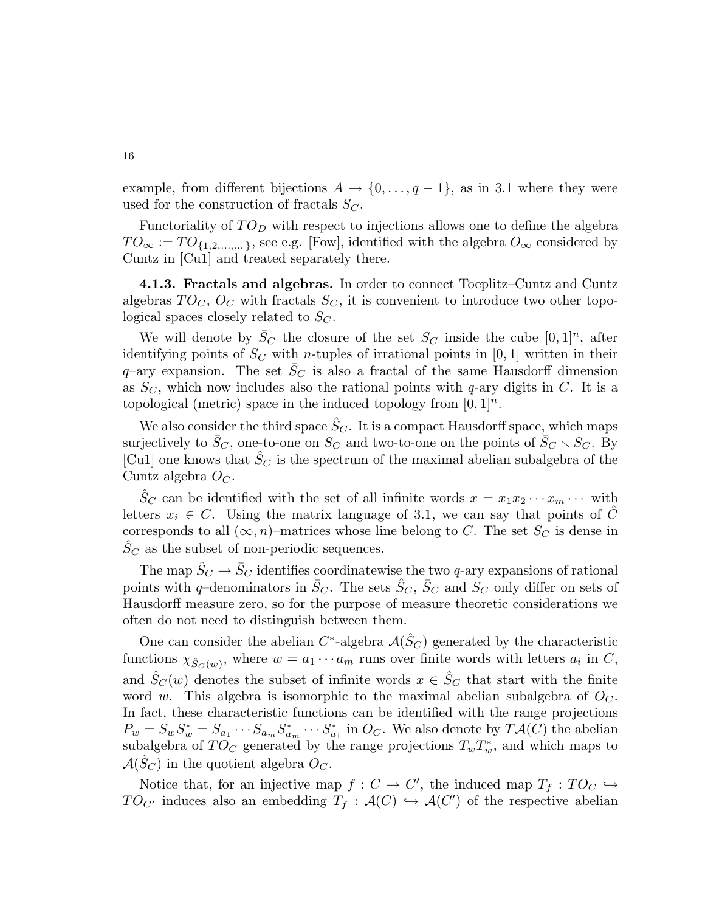example, from different bijections $A \to \{0, \dots, q-1\}$, as in 3.1 where they were used for the construction of fractals $S_C$.

Functoriality of $TO_D$ with respect to injections allows one to define the algebra $TO_\infty := TO_{\{1,2,\dots,\dots\}}$, see e.g. [Fow], identified with the algebra $O_\infty$ considered by Cuntz in [Cu1] and treated separately there.

**4.1.3. Fractals and algebras.** In order to connect Toeplitz–Cuntz and Cuntz algebras $TO_C$, $O_C$ with fractals $S_C$, it is convenient to introduce two other topological spaces closely related to $S_C$.

We will denote by $\bar{S}_C$ the closure of the set $S_C$ inside the cube $[0,1]^n$, after identifying points of $S_C$ with $n$-tuples of irrational points in $[0,1]$ written in their $q$–ary expansion. The set $\bar{S}_C$ is also a fractal of the same Hausdorff dimension as $S_C$, which now includes also the rational points with $q$-ary digits in $C$. It is a topological (metric) space in the induced topology from $[0,1]^n$.

We also consider the third space $\hat{S}_C$. It is a compact Hausdorff space, which maps surjectively to $\bar{S}_C$, one-to-one on $S_C$ and two-to-one on the points of $\bar{S}_C \smallsetminus S_C$. By [Cu1] one knows that $\hat{S}_C$ is the spectrum of the maximal abelian subalgebra of the Cuntz algebra $O_C$.

$\hat{S}_C$ can be identified with the set of all infinite words $x = x_1 x_2 \cdots x_m \cdots$ with letters $x_i \in C$. Using the matrix language of 3.1, we can say that points of $\hat{C}$ corresponds to all $(\infty, n)$–matrices whose line belong to $C$. The set $S_C$ is dense in $\hat{S}_C$ as the subset of non-periodic sequences.

The map $\hat{S}_C \to \bar{S}_C$ identifies coordinatewise the two $q$-ary expansions of rational points with $q$–denominators in $\bar{S}_C$. The sets $\hat{S}_C$, $\bar{S}_C$ and $S_C$ only differ on sets of Hausdorff measure zero, so for the purpose of measure theoretic considerations we often do not need to distinguish between them.

One can consider the abelian $C^*$-algebra $\mathcal{A}(\hat{S}_C)$ generated by the characteristic functions $\chi_{\hat{S}_C(w)}$, where $w = a_1 \cdots a_m$ runs over finite words with letters $a_i$ in $C$, and $\hat{S}_C(w)$ denotes the subset of infinite words $x \in \hat{S}_C$ that start with the finite word $w$. This algebra is isomorphic to the maximal abelian subalgebra of $O_C$. In fact, these characteristic functions can be identified with the range projections $P_w = S_w S_w^* = S_{a_1} \cdots S_{a_m} S_{a_m}^* \cdots S_{a_1}^*$ in $O_C$. We also denote by $T\mathcal{A}(C)$ the abelian subalgebra of $TO_C$ generated by the range projections $T_w T_w^*$, and which maps to $\mathcal{A}(\hat{S}_C)$ in the quotient algebra $O_C$.

Notice that, for an injective map $f : C \to C'$, the induced map $T_f : TO_C \hookrightarrow TO_{C'}$ induces also an embedding $T_f : \mathcal{A}(C) \hookrightarrow \mathcal{A}(C')$ of the respective abelian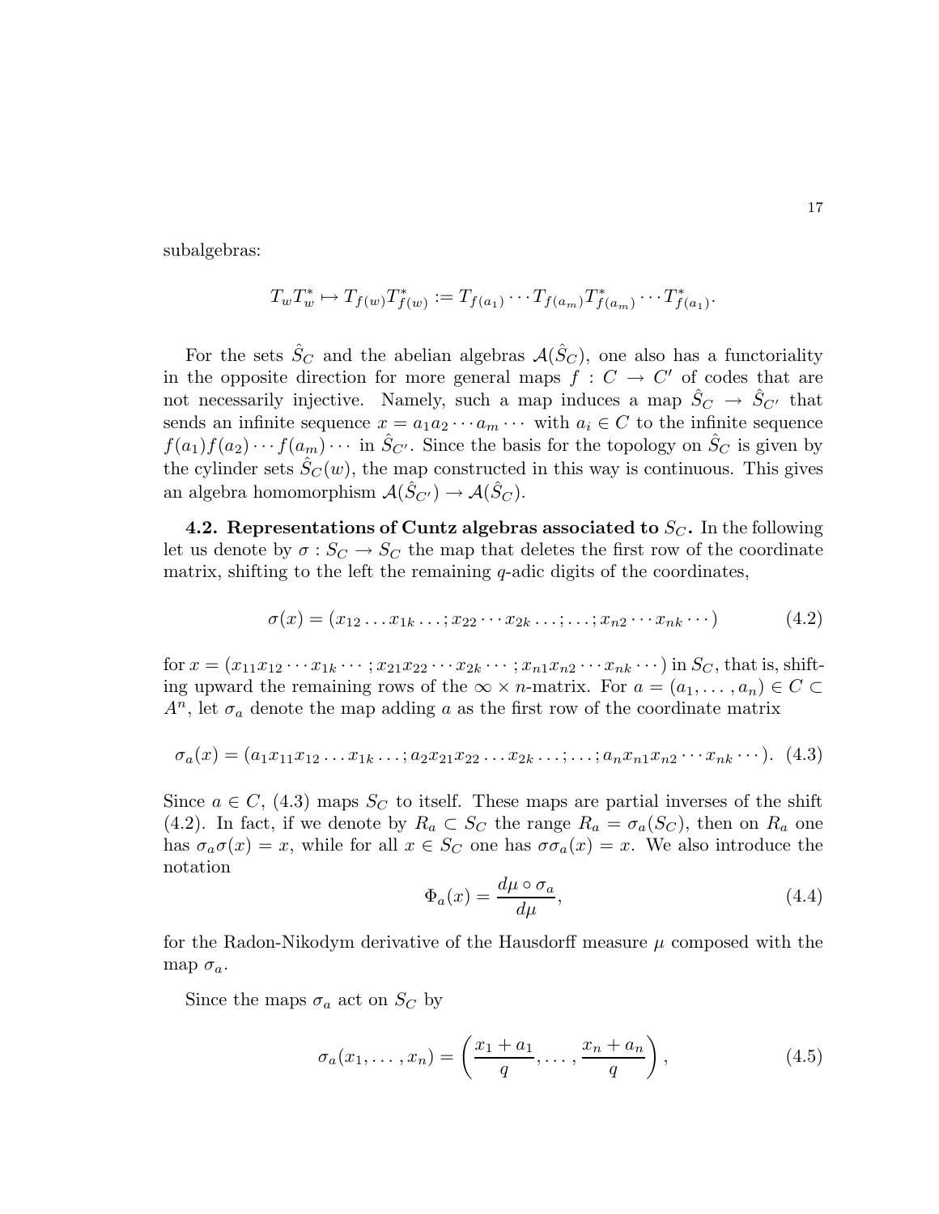subalgebras:

$$T_w T_w^* \mapsto T_{f(w)} T_{f(w)}^* := T_{f(a_1)} \cdots T_{f(a_m)} T_{f(a_m)}^* \cdots T_{f(a_1)}^*.$$

For the sets $\hat{S}_C$ and the abelian algebras $\mathcal{A}(\hat{S}_C)$, one also has a functoriality in the opposite direction for more general maps $f : C \to C'$ of codes that are not necessarily injective. Namely, such a map induces a map $\hat{S}_C \to \hat{S}_{C'}$ that sends an infinite sequence $x = a_1 a_2 \cdots a_m \cdots$ with $a_i \in C$ to the infinite sequence $f(a_1) f(a_2) \cdots f(a_m) \cdots$ in $\hat{S}_{C'}$. Since the basis for the topology on $\hat{S}_C$ is given by the cylinder sets $\hat{S}_C(w)$, the map constructed in this way is continuous. This gives an algebra homomorphism $\mathcal{A}(\hat{S}_{C'}) \to \mathcal{A}(\hat{S}_C)$.

**4.2. Representations of Cuntz algebras associated to $S_C$.** In the following let us denote by $\sigma : S_C \to S_C$ the map that deletes the first row of the coordinate matrix, shifting to the left the remaining $q$-adic digits of the coordinates,

$$\sigma(x) = (x_{12} \ldots x_{1k} \ldots ; x_{22} \cdots x_{2k} \ldots ; \ldots ; x_{n2} \cdots x_{nk} \cdots) \tag{4.2}$$

for $x = (x_{11} x_{12} \cdots x_{1k} \cdots ; x_{21} x_{22} \cdots x_{2k} \cdots ; x_{n1} x_{n2} \cdots x_{nk} \cdots)$ in $S_C$, that is, shifting upward the remaining rows of the $\infty \times n$-matrix. For $a = (a_1, \ldots, a_n) \in C \subset A^n$, let $\sigma_a$ denote the map adding $a$ as the first row of the coordinate matrix

$$\sigma_a(x) = (a_1 x_{11} x_{12} \ldots x_{1k} \ldots ; a_2 x_{21} x_{22} \ldots x_{2k} \ldots ; \ldots ; a_n x_{n1} x_{n2} \cdots x_{nk} \cdots). \tag{4.3}$$

Since $a \in C$, (4.3) maps $S_C$ to itself. These maps are partial inverses of the shift (4.2). In fact, if we denote by $R_a \subset S_C$ the range $R_a = \sigma_a(S_C)$, then on $R_a$ one has $\sigma_a \sigma(x) = x$, while for all $x \in S_C$ one has $\sigma \sigma_a(x) = x$. We also introduce the notation

$$\Phi_a(x) = \frac{d\mu \circ \sigma_a}{d\mu}, \tag{4.4}$$

for the Radon-Nikodym derivative of the Hausdorff measure $\mu$ composed with the map $\sigma_a$.

Since the maps $\sigma_a$ act on $S_C$ by

$$\sigma_a(x_1, \ldots, x_n) = \left( \frac{x_1 + a_1}{q}, \ldots, \frac{x_n + a_n}{q} \right), \tag{4.5}$$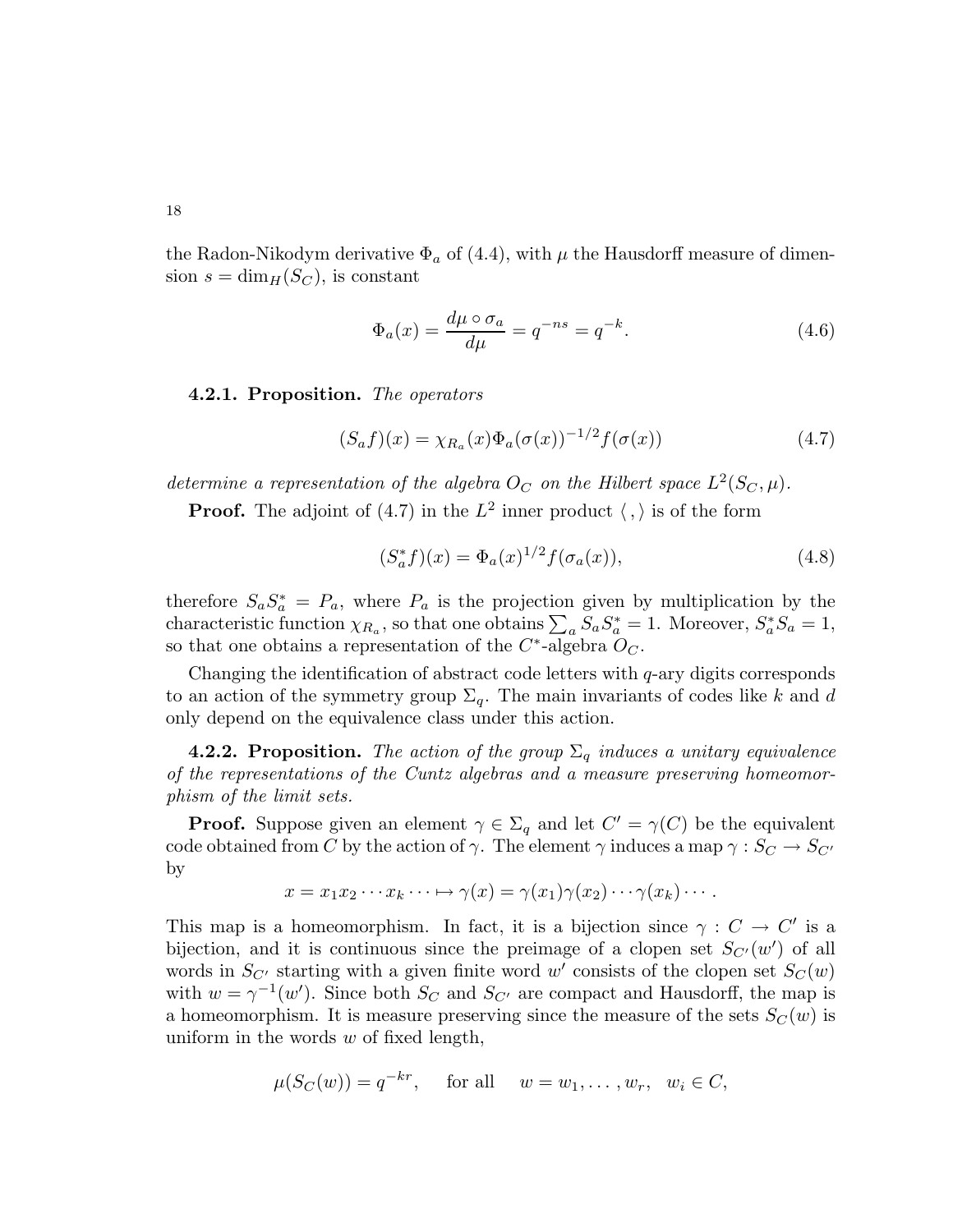the Radon-Nikodym derivative $\Phi_a$ of (4.4), with $\mu$ the Hausdorff measure of dimension $s = \dim_H(S_C)$, is constant

$$\Phi_a(x) = \frac{d\mu \circ \sigma_a}{d\mu} = q^{-ns} = q^{-k}. \tag{4.6}$$

**4.2.1. Proposition.** *The operators*

$$(S_a f)(x) = \chi_{R_a}(x) \Phi_a(\sigma(x))^{-1/2} f(\sigma(x)) \tag{4.7}$$

*determine a representation of the algebra $O_C$ on the Hilbert space $L^2(S_C, \mu)$.*

**Proof.** The adjoint of (4.7) in the $L^2$ inner product $\langle \, , \rangle$ is of the form

$$(S_a^* f)(x) = \Phi_a(x)^{1/2} f(\sigma_a(x)), \tag{4.8}$$

therefore $S_a S_a^* = P_a$, where $P_a$ is the projection given by multiplication by the characteristic function $\chi_{R_a}$, so that one obtains $\sum_a S_a S_a^* = 1$. Moreover, $S_a^* S_a = 1$, so that one obtains a representation of the $C^*$-algebra $O_C$.

Changing the identification of abstract code letters with $q$-ary digits corresponds to an action of the symmetry group $\Sigma_q$. The main invariants of codes like $k$ and $d$ only depend on the equivalence class under this action.

**4.2.2. Proposition.** *The action of the group $\Sigma_q$ induces a unitary equivalence of the representations of the Cuntz algebras and a measure preserving homeomorphism of the limit sets.*

**Proof.** Suppose given an element $\gamma \in \Sigma_q$ and let $C' = \gamma(C)$ be the equivalent code obtained from $C$ by the action of $\gamma$. The element $\gamma$ induces a map $\gamma : S_C \to S_{C'}$ by

$$x = x_1 x_2 \cdots x_k \cdots \mapsto \gamma(x) = \gamma(x_1)\gamma(x_2)\cdots\gamma(x_k)\cdots .$$

This map is a homeomorphism. In fact, it is a bijection since $\gamma : C \to C'$ is a bijection, and it is continuous since the preimage of a clopen set $S_{C'}(w')$ of all words in $S_{C'}$ starting with a given finite word $w'$ consists of the clopen set $S_C(w)$ with $w = \gamma^{-1}(w')$. Since both $S_C$ and $S_{C'}$ are compact and Hausdorff, the map is a homeomorphism. It is measure preserving since the measure of the sets $S_C(w)$ is uniform in the words $w$ of fixed length,

$$\mu(S_C(w)) = q^{-kr}, \quad \text{for all} \quad w = w_1, \ldots, w_r, \;\; w_i \in C,$$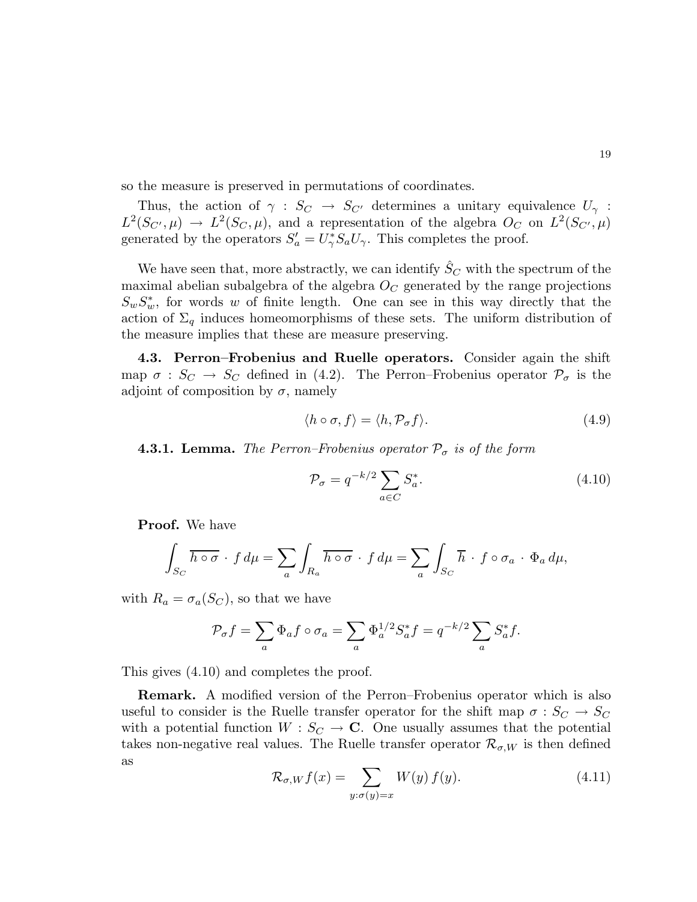so the measure is preserved in permutations of coordinates.

Thus, the action of $\gamma : S_C \to S_{C'}$ determines a unitary equivalence $U_\gamma : L^2(S_{C'}, \mu) \to L^2(S_C, \mu)$, and a representation of the algebra $O_C$ on $L^2(S_{C'}, \mu)$ generated by the operators $S'_a = U^*_\gamma S_a U_\gamma$. This completes the proof.

We have seen that, more abstractly, we can identify $\hat{S}_C$ with the spectrum of the maximal abelian subalgebra of the algebra $O_C$ generated by the range projections $S_w S^*_w$, for words $w$ of finite length. One can see in this way directly that the action of $\Sigma_q$ induces homeomorphisms of these sets. The uniform distribution of the measure implies that these are measure preserving.

**4.3. Perron–Frobenius and Ruelle operators.** Consider again the shift map $\sigma : S_C \to S_C$ defined in (4.2). The Perron–Frobenius operator $\mathcal{P}_\sigma$ is the adjoint of composition by $\sigma$, namely

$$\langle h \circ \sigma, f \rangle = \langle h, \mathcal{P}_\sigma f \rangle. \tag{4.9}$$

**4.3.1. Lemma.** *The Perron–Frobenius operator $\mathcal{P}_\sigma$ is of the form*

$$\mathcal{P}_\sigma = q^{-k/2} \sum_{a \in C} S^*_a. \tag{4.10}$$

**Proof.** We have

$$\int_{S_C} \overline{h \circ \sigma} \cdot f \, d\mu = \sum_a \int_{R_a} \overline{h \circ \sigma} \cdot f \, d\mu = \sum_a \int_{S_C} \overline{h} \cdot f \circ \sigma_a \cdot \Phi_a \, d\mu,$$

with $R_a = \sigma_a(S_C)$, so that we have

$$\mathcal{P}_\sigma f = \sum_a \Phi_a f \circ \sigma_a = \sum_a \Phi_a^{1/2} S^*_a f = q^{-k/2} \sum_a S^*_a f.$$

This gives (4.10) and completes the proof.

**Remark.** A modified version of the Perron–Frobenius operator which is also useful to consider is the Ruelle transfer operator for the shift map $\sigma : S_C \to S_C$ with a potential function $W : S_C \to \mathbf{C}$. One usually assumes that the potential takes non-negative real values. The Ruelle transfer operator $\mathcal{R}_{\sigma,W}$ is then defined as

$$\mathcal{R}_{\sigma,W} f(x) = \sum_{y : \sigma(y) = x} W(y) \, f(y). \tag{4.11}$$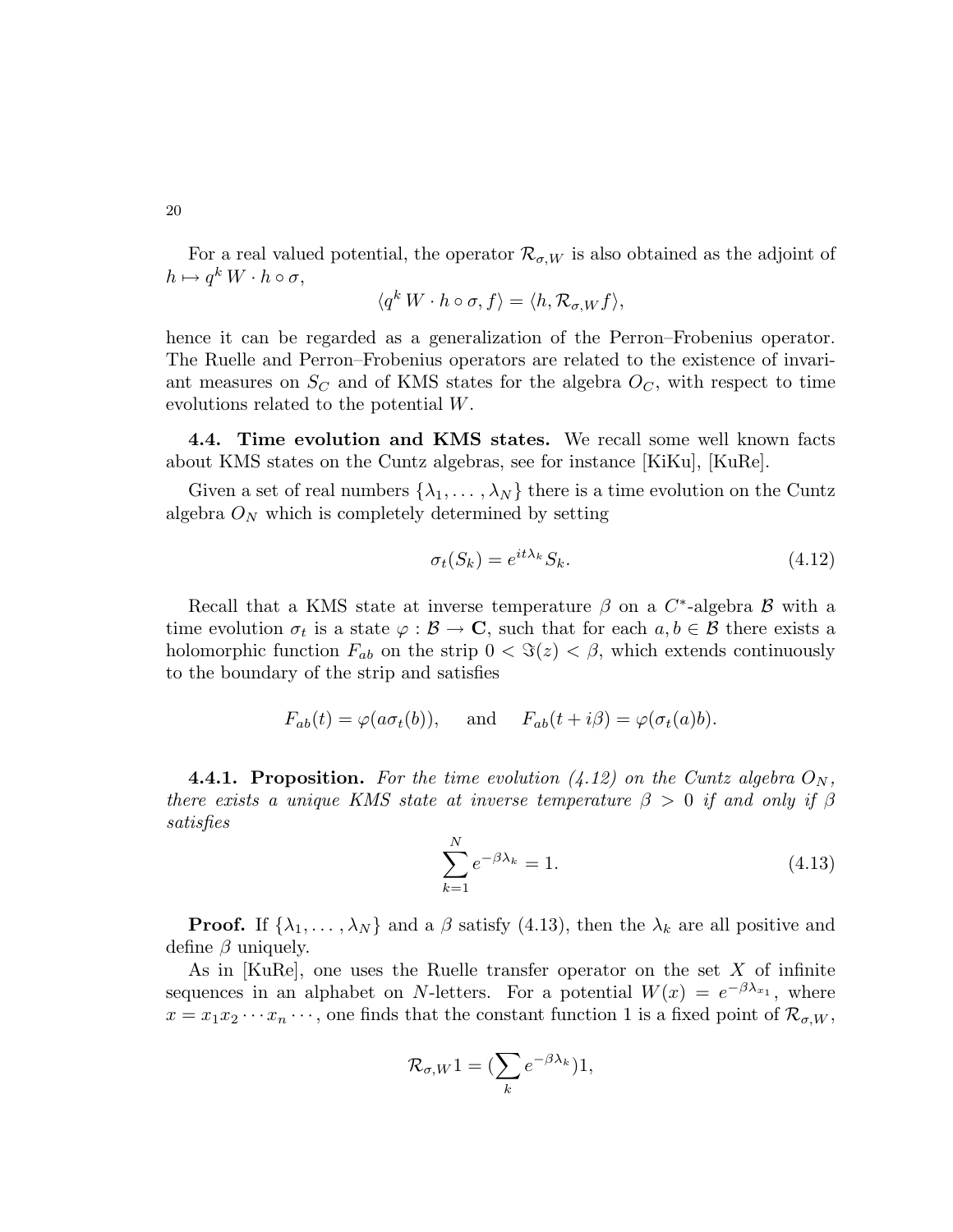For a real valued potential, the operator $\mathcal{R}_{\sigma,W}$ is also obtained as the adjoint of $h \mapsto q^k W \cdot h \circ \sigma$,

$$\langle q^k W \cdot h \circ \sigma, f \rangle = \langle h, \mathcal{R}_{\sigma,W} f \rangle,$$

hence it can be regarded as a generalization of the Perron–Frobenius operator. The Ruelle and Perron–Frobenius operators are related to the existence of invariant measures on $S_C$ and of KMS states for the algebra $O_C$, with respect to time evolutions related to the potential $W$.

**4.4. Time evolution and KMS states.** We recall some well known facts about KMS states on the Cuntz algebras, see for instance [KiKu], [KuRe].

Given a set of real numbers $\{\lambda_1, \dots, \lambda_N\}$ there is a time evolution on the Cuntz algebra $O_N$ which is completely determined by setting

$$\sigma_t(S_k) = e^{it\lambda_k} S_k. \tag{4.12}$$

Recall that a KMS state at inverse temperature $\beta$ on a $C^*$-algebra $\mathcal{B}$ with a time evolution $\sigma_t$ is a state $\varphi : \mathcal{B} \to \mathbf{C}$, such that for each $a, b \in \mathcal{B}$ there exists a holomorphic function $F_{ab}$ on the strip $0 < \Im(z) < \beta$, which extends continuously to the boundary of the strip and satisfies

$$F_{ab}(t) = \varphi(a\sigma_t(b)), \quad \text{and} \quad F_{ab}(t + i\beta) = \varphi(\sigma_t(a)b).$$

**4.4.1. Proposition.** *For the time evolution (4.12) on the Cuntz algebra $O_N$, there exists a unique KMS state at inverse temperature $\beta > 0$ if and only if $\beta$ satisfies*

$$\sum_{k=1}^{N} e^{-\beta\lambda_k} = 1. \tag{4.13}$$

**Proof.** If $\{\lambda_1, \dots, \lambda_N\}$ and a $\beta$ satisfy (4.13), then the $\lambda_k$ are all positive and define $\beta$ uniquely.

As in [KuRe], one uses the Ruelle transfer operator on the set $X$ of infinite sequences in an alphabet on $N$-letters. For a potential $W(x) = e^{-\beta\lambda_{x_1}}$, where $x = x_1 x_2 \cdots x_n \cdots$, one finds that the constant function 1 is a fixed point of $\mathcal{R}_{\sigma,W}$,

$$\mathcal{R}_{\sigma,W} 1 = (\sum_k e^{-\beta\lambda_k}) 1,$$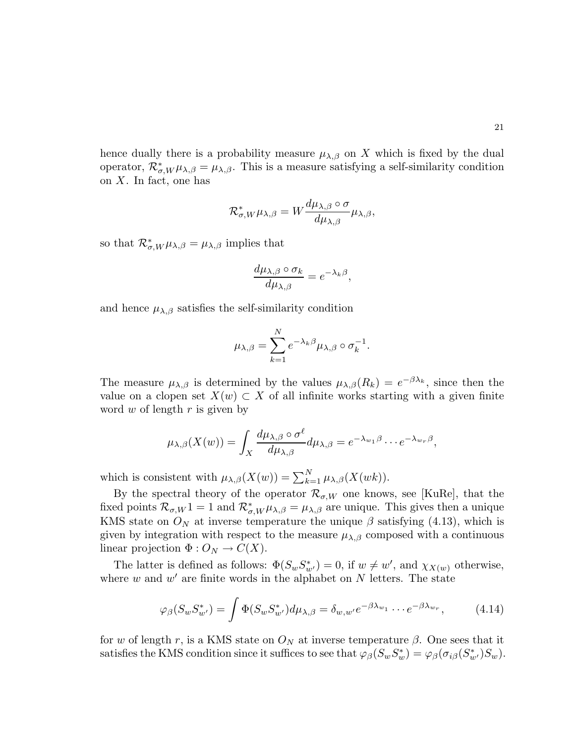hence dually there is a probability measure $\mu_{\lambda,\beta}$ on $X$ which is fixed by the dual operator, $\mathcal{R}^*_{\sigma,W}\mu_{\lambda,\beta} = \mu_{\lambda,\beta}$. This is a measure satisfying a self-similarity condition on $X$. In fact, one has

$$\mathcal{R}^*_{\sigma,W}\mu_{\lambda,\beta} = W\frac{d\mu_{\lambda,\beta}\circ\sigma}{d\mu_{\lambda,\beta}}\mu_{\lambda,\beta},$$

so that $\mathcal{R}^*_{\sigma,W}\mu_{\lambda,\beta} = \mu_{\lambda,\beta}$ implies that

$$\frac{d\mu_{\lambda,\beta}\circ\sigma_k}{d\mu_{\lambda,\beta}} = e^{-\lambda_k\beta},$$

and hence $\mu_{\lambda,\beta}$ satisfies the self-similarity condition

$$\mu_{\lambda,\beta} = \sum_{k=1}^{N} e^{-\lambda_k\beta}\mu_{\lambda,\beta}\circ\sigma_k^{-1}.$$

The measure $\mu_{\lambda,\beta}$ is determined by the values $\mu_{\lambda,\beta}(R_k) = e^{-\beta\lambda_k}$, since then the value on a clopen set $X(w) \subset X$ of all infinite works starting with a given finite word $w$ of length $r$ is given by

$$\mu_{\lambda,\beta}(X(w)) = \int_X \frac{d\mu_{\lambda,\beta}\circ\sigma^\ell}{d\mu_{\lambda,\beta}}d\mu_{\lambda,\beta} = e^{-\lambda_{w_1}\beta}\cdots e^{-\lambda_{w_r}\beta},$$

which is consistent with $\mu_{\lambda,\beta}(X(w)) = \sum_{k=1}^{N}\mu_{\lambda,\beta}(X(wk))$.

By the spectral theory of the operator $\mathcal{R}_{\sigma,W}$ one knows, see [KuRe], that the fixed points $\mathcal{R}_{\sigma,W}1 = 1$ and $\mathcal{R}^*_{\sigma,W}\mu_{\lambda,\beta} = \mu_{\lambda,\beta}$ are unique. This gives then a unique KMS state on $O_N$ at inverse temperature the unique $\beta$ satisfying (4.13), which is given by integration with respect to the measure $\mu_{\lambda,\beta}$ composed with a continuous linear projection $\Phi : O_N \to C(X)$.

The latter is defined as follows: $\Phi(S_w S_{w'}^*) = 0$, if $w \neq w'$, and $\chi_{X(w)}$ otherwise, where $w$ and $w'$ are finite words in the alphabet on $N$ letters. The state

$$\varphi_\beta(S_w S_{w'}^*) = \int \Phi(S_w S_{w'}^*)d\mu_{\lambda,\beta} = \delta_{w,w'}e^{-\beta\lambda_{w_1}}\cdots e^{-\beta\lambda_{w_r}}, \tag{4.14}$$

for $w$ of length $r$, is a KMS state on $O_N$ at inverse temperature $\beta$. One sees that it satisfies the KMS condition since it suffices to see that $\varphi_\beta(S_w S_w^*) = \varphi_\beta(\sigma_{i\beta}(S_{w'}^*)S_w)$.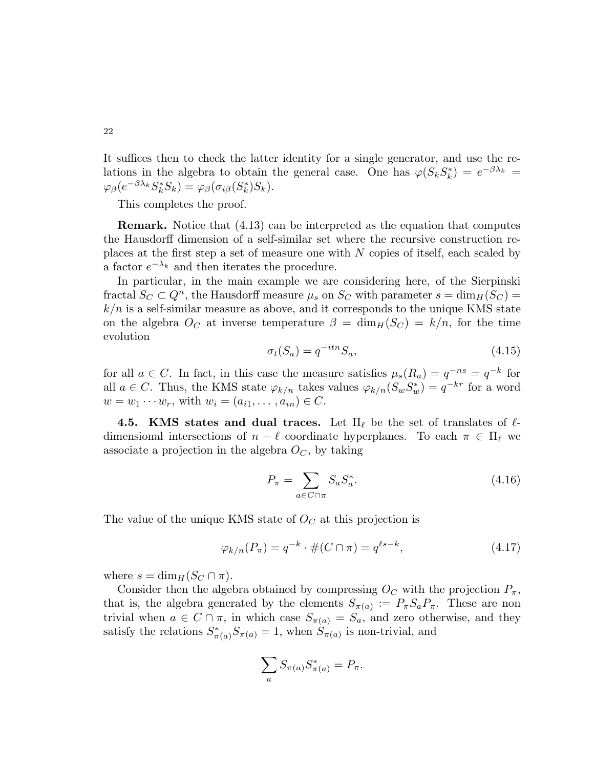It suffices then to check the latter identity for a single generator, and use the relations in the algebra to obtain the general case. One has $\varphi(S_k S_k^*) = e^{-\beta\lambda_k} = \varphi_\beta(e^{-\beta\lambda_k} S_k^* S_k) = \varphi_\beta(\sigma_{i\beta}(S_k^*) S_k)$.

This completes the proof.

**Remark.** Notice that (4.13) can be interpreted as the equation that computes the Hausdorff dimension of a self-similar set where the recursive construction replaces at the first step a set of measure one with $N$ copies of itself, each scaled by a factor $e^{-\lambda_k}$ and then iterates the procedure.

In particular, in the main example we are considering here, of the Sierpinski fractal $S_C \subset Q^n$, the Hausdorff measure $\mu_s$ on $S_C$ with parameter $s = \dim_H(S_C) = k/n$ is a self-similar measure as above, and it corresponds to the unique KMS state on the algebra $O_C$ at inverse temperature $\beta = \dim_H(S_C) = k/n$, for the time evolution

$$\sigma_t(S_a) = q^{-itn} S_a, \tag{4.15}$$

for all $a \in C$. In fact, in this case the measure satisfies $\mu_s(R_a) = q^{-ns} = q^{-k}$ for all $a \in C$. Thus, the KMS state $\varphi_{k/n}$ takes values $\varphi_{k/n}(S_w S_w^*) = q^{-kr}$ for a word $w = w_1 \cdots w_r$, with $w_i = (a_{i1}, \ldots, a_{in}) \in C$.

**4.5. KMS states and dual traces.** Let $\Pi_\ell$ be the set of translates of $\ell$-dimensional intersections of $n - \ell$ coordinate hyperplanes. To each $\pi \in \Pi_\ell$ we associate a projection in the algebra $O_C$, by taking

$$P_\pi = \sum_{a \in C \cap \pi} S_a S_a^*. \tag{4.16}$$

The value of the unique KMS state of $O_C$ at this projection is

$$\varphi_{k/n}(P_\pi) = q^{-k} \cdot \#(C \cap \pi) = q^{\ell s - k}, \tag{4.17}$$

where $s = \dim_H(S_C \cap \pi)$.

Consider then the algebra obtained by compressing $O_C$ with the projection $P_\pi$, that is, the algebra generated by the elements $S_{\pi(a)} := P_\pi S_a P_\pi$. These are non trivial when $a \in C \cap \pi$, in which case $S_{\pi(a)} = S_a$, and zero otherwise, and they satisfy the relations $S_{\pi(a)}^* S_{\pi(a)} = 1$, when $S_{\pi(a)}$ is non-trivial, and

$$\sum_a S_{\pi(a)} S_{\pi(a)}^* = P_\pi.$$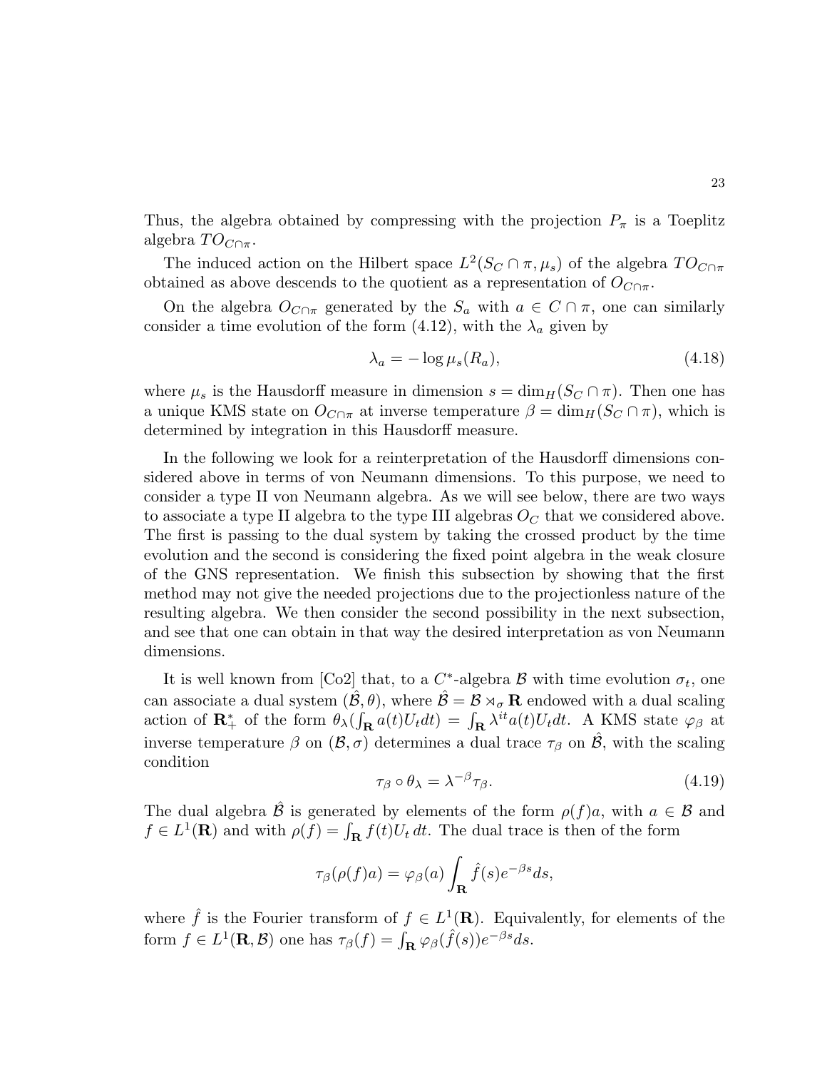Thus, the algebra obtained by compressing with the projection $P_\pi$ is a Toeplitz algebra $TO_{C\cap\pi}$.

The induced action on the Hilbert space $L^2(S_C \cap \pi, \mu_s)$ of the algebra $TO_{C\cap\pi}$ obtained as above descends to the quotient as a representation of $O_{C\cap\pi}$.

On the algebra $O_{C\cap\pi}$ generated by the $S_a$ with $a \in C \cap \pi$, one can similarly consider a time evolution of the form (4.12), with the $\lambda_a$ given by

$$\lambda_a = -\log \mu_s(R_a), \tag{4.18}$$

where $\mu_s$ is the Hausdorff measure in dimension $s = \dim_H(S_C \cap \pi)$. Then one has a unique KMS state on $O_{C\cap\pi}$ at inverse temperature $\beta = \dim_H(S_C \cap \pi)$, which is determined by integration in this Hausdorff measure.

In the following we look for a reinterpretation of the Hausdorff dimensions considered above in terms of von Neumann dimensions. To this purpose, we need to consider a type II von Neumann algebra. As we will see below, there are two ways to associate a type II algebra to the type III algebras $O_C$ that we considered above. The first is passing to the dual system by taking the crossed product by the time evolution and the second is considering the fixed point algebra in the weak closure of the GNS representation. We finish this subsection by showing that the first method may not give the needed projections due to the projectionless nature of the resulting algebra. We then consider the second possibility in the next subsection, and see that one can obtain in that way the desired interpretation as von Neumann dimensions.

It is well known from [Co2] that, to a $C^*$-algebra $\mathcal{B}$ with time evolution $\sigma_t$, one can associate a dual system $(\hat{\mathcal{B}}, \theta)$, where $\hat{\mathcal{B}} = \mathcal{B} \rtimes_\sigma \mathbf{R}$ endowed with a dual scaling action of $\mathbf{R}_+^*$ of the form $\theta_\lambda(\int_{\mathbf{R}} a(t) U_t dt) = \int_{\mathbf{R}} \lambda^{it} a(t) U_t dt$. A KMS state $\varphi_\beta$ at inverse temperature $\beta$ on $(\mathcal{B}, \sigma)$ determines a dual trace $\tau_\beta$ on $\hat{\mathcal{B}}$, with the scaling condition

$$\tau_\beta \circ \theta_\lambda = \lambda^{-\beta} \tau_\beta. \tag{4.19}$$

The dual algebra $\hat{\mathcal{B}}$ is generated by elements of the form $\rho(f)a$, with $a \in \mathcal{B}$ and $f \in L^1(\mathbf{R})$ and with $\rho(f) = \int_{\mathbf{R}} f(t) U_t \, dt$. The dual trace is then of the form

$$\tau_\beta(\rho(f)a) = \varphi_\beta(a) \int_{\mathbf{R}} \hat{f}(s) e^{-\beta s} ds,$$

where $\hat{f}$ is the Fourier transform of $f \in L^1(\mathbf{R})$. Equivalently, for elements of the form $f \in L^1(\mathbf{R}, \mathcal{B})$ one has $\tau_\beta(f) = \int_{\mathbf{R}} \varphi_\beta(\hat{f}(s)) e^{-\beta s} ds$.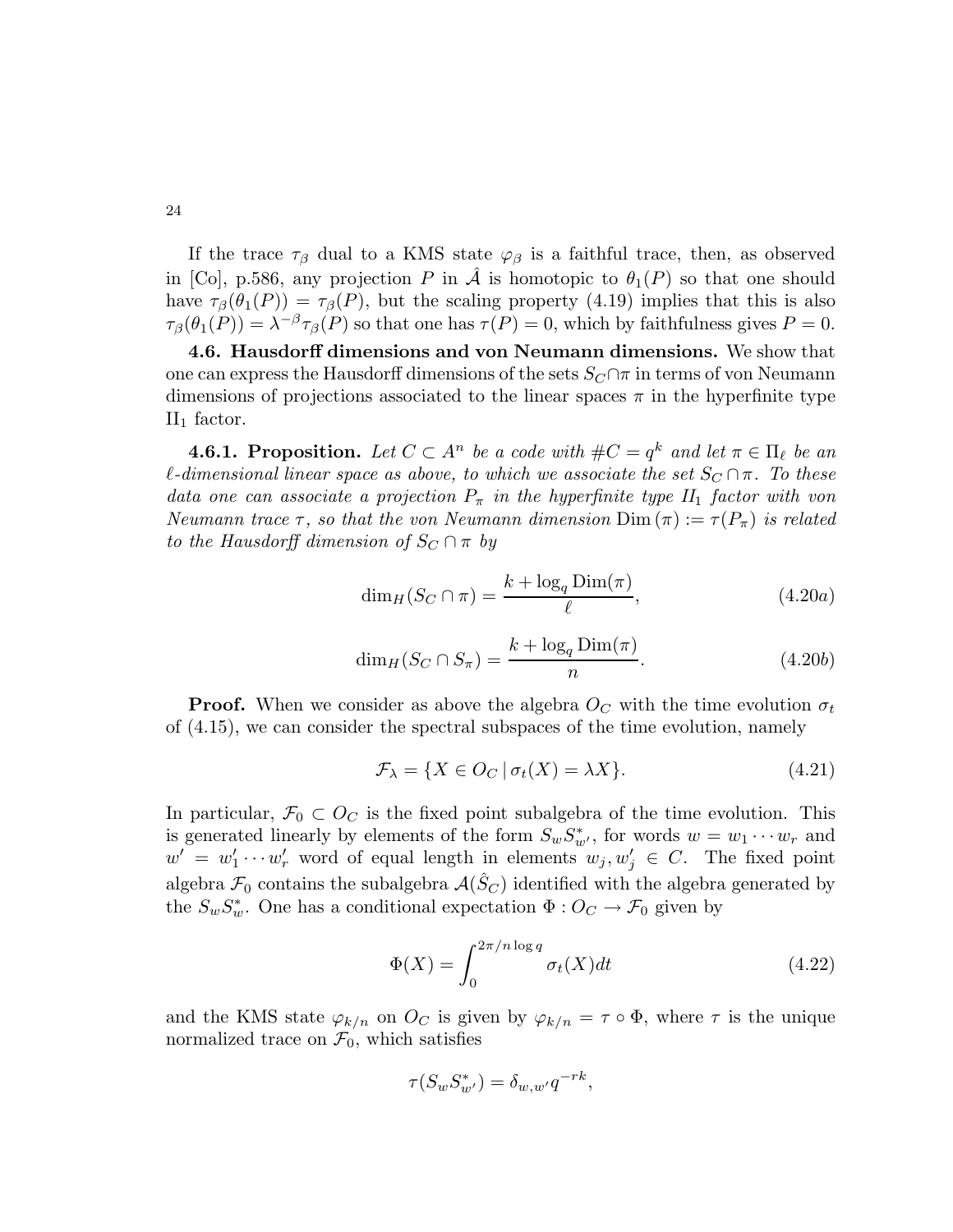If the trace $\tau_\beta$ dual to a KMS state $\varphi_\beta$ is a faithful trace, then, as observed in [Co], p.586, any projection $P$ in $\hat{\mathcal{A}}$ is homotopic to $\theta_1(P)$ so that one should have $\tau_\beta(\theta_1(P)) = \tau_\beta(P)$, but the scaling property (4.19) implies that this is also $\tau_\beta(\theta_1(P)) = \lambda^{-\beta}\tau_\beta(P)$ so that one has $\tau(P) = 0$, which by faithfulness gives $P = 0$.

**4.6. Hausdorff dimensions and von Neumann dimensions.** We show that one can express the Hausdorff dimensions of the sets $S_C \cap \pi$ in terms of von Neumann dimensions of projections associated to the linear spaces $\pi$ in the hyperfinite type $\text{II}_1$ factor.

**4.6.1. Proposition.** *Let $C \subset A^n$ be a code with $\#C = q^k$ and let $\pi \in \Pi_\ell$ be an $\ell$-dimensional linear space as above, to which we associate the set $S_C \cap \pi$. To these data one can associate a projection $P_\pi$ in the hyperfinite type $II_1$ factor with von Neumann trace $\tau$, so that the von Neumann dimension $\text{Dim}\,(\pi) := \tau(P_\pi)$ is related to the Hausdorff dimension of $S_C \cap \pi$ by*

$$\dim_H(S_C \cap \pi) = \frac{k + \log_q \text{Dim}(\pi)}{\ell}, \tag{4.20a}$$

$$\dim_H(S_C \cap S_\pi) = \frac{k + \log_q \text{Dim}(\pi)}{n}. \tag{4.20b}$$

**Proof.** When we consider as above the algebra $O_C$ with the time evolution $\sigma_t$ of (4.15), we can consider the spectral subspaces of the time evolution, namely

$$\mathcal{F}_\lambda = \{X \in O_C \,|\, \sigma_t(X) = \lambda X\}. \tag{4.21}$$

In particular, $\mathcal{F}_0 \subset O_C$ is the fixed point subalgebra of the time evolution. This is generated linearly by elements of the form $S_w S_{w'}^*$, for words $w = w_1 \cdots w_r$ and $w' = w_1' \cdots w_r'$ word of equal length in elements $w_j, w_j' \in C$. The fixed point algebra $\mathcal{F}_0$ contains the subalgebra $\mathcal{A}(\hat{S}_C)$ identified with the algebra generated by the $S_w S_w^*$. One has a conditional expectation $\Phi : O_C \to \mathcal{F}_0$ given by

$$\Phi(X) = \int_0^{2\pi/n \log q} \sigma_t(X) dt \tag{4.22}$$

and the KMS state $\varphi_{k/n}$ on $O_C$ is given by $\varphi_{k/n} = \tau \circ \Phi$, where $\tau$ is the unique normalized trace on $\mathcal{F}_0$, which satisfies

$$\tau(S_w S_{w'}^*) = \delta_{w,w'} q^{-rk},$$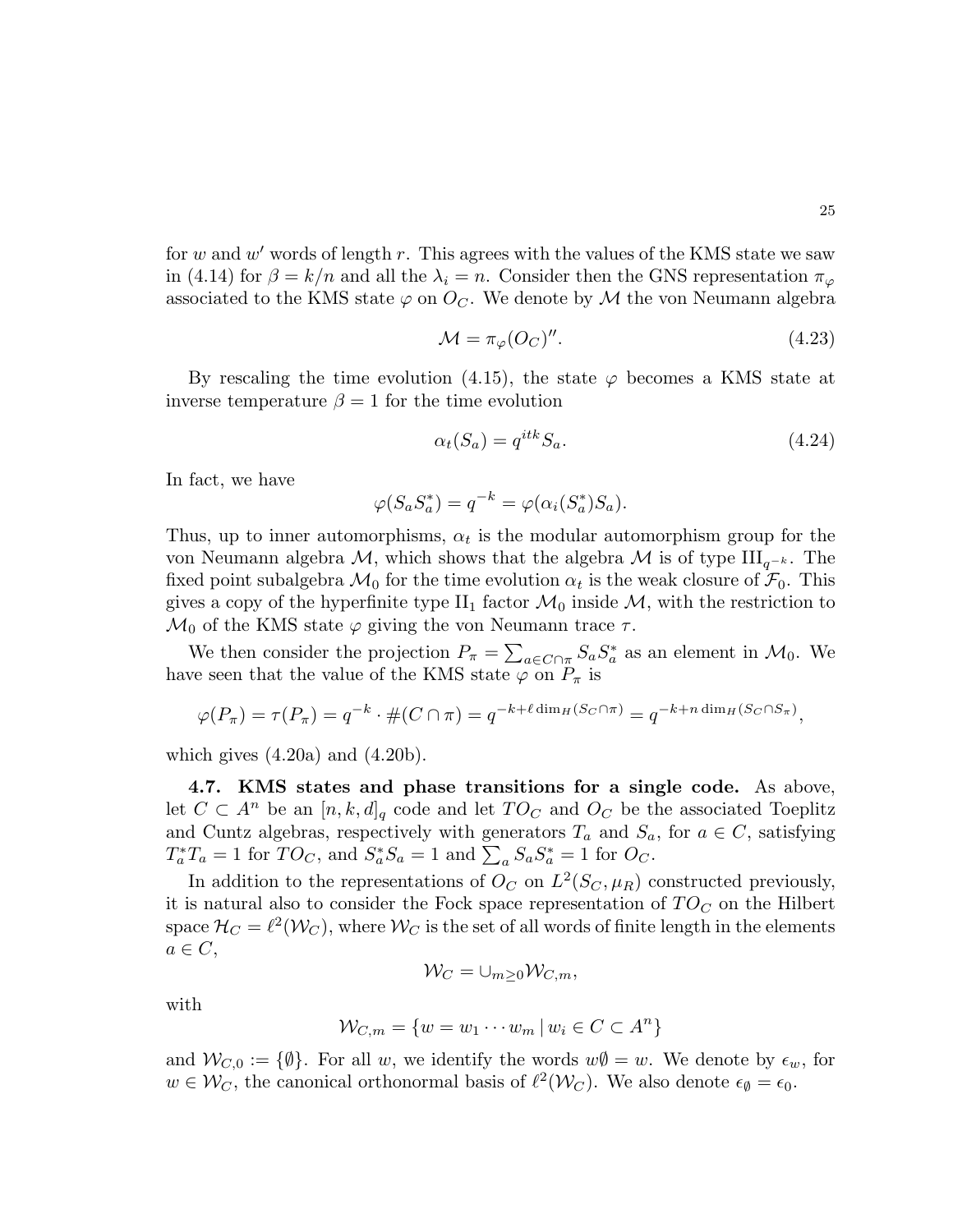for $w$ and $w'$ words of length $r$. This agrees with the values of the KMS state we saw in (4.14) for $\beta = k/n$ and all the $\lambda_i = n$. Consider then the GNS representation $\pi_\varphi$ associated to the KMS state $\varphi$ on $O_C$. We denote by $\mathcal{M}$ the von Neumann algebra

$$\mathcal{M} = \pi_\varphi(O_C)''. \tag{4.23}$$

By rescaling the time evolution (4.15), the state $\varphi$ becomes a KMS state at inverse temperature $\beta = 1$ for the time evolution

$$\alpha_t(S_a) = q^{itk} S_a. \tag{4.24}$$

In fact, we have

$$\varphi(S_a S_a^*) = q^{-k} = \varphi(\alpha_i(S_a^*) S_a).$$

Thus, up to inner automorphisms, $\alpha_t$ is the modular automorphism group for the von Neumann algebra $\mathcal{M}$, which shows that the algebra $\mathcal{M}$ is of type $\mathrm{III}_{q^{-k}}$. The fixed point subalgebra $\mathcal{M}_0$ for the time evolution $\alpha_t$ is the weak closure of $\mathcal{F}_0$. This gives a copy of the hyperfinite type $\mathrm{II}_1$ factor $\mathcal{M}_0$ inside $\mathcal{M}$, with the restriction to $\mathcal{M}_0$ of the KMS state $\varphi$ giving the von Neumann trace $\tau$.

We then consider the projection $P_\pi = \sum_{a \in C \cap \pi} S_a S_a^*$ as an element in $\mathcal{M}_0$. We have seen that the value of the KMS state $\varphi$ on $P_\pi$ is

$$\varphi(P_\pi) = \tau(P_\pi) = q^{-k} \cdot \#(C \cap \pi) = q^{-k + \ell \dim_H(S_C \cap \pi)} = q^{-k + n \dim_H(S_C \cap S_\pi)},$$

which gives (4.20a) and (4.20b).

**4.7. KMS states and phase transitions for a single code.** As above, let $C \subset A^n$ be an $[n,k,d]_q$ code and let $TO_C$ and $O_C$ be the associated Toeplitz and Cuntz algebras, respectively with generators $T_a$ and $S_a$, for $a \in C$, satisfying $T_a^* T_a = 1$ for $TO_C$, and $S_a^* S_a = 1$ and $\sum_a S_a S_a^* = 1$ for $O_C$.

In addition to the representations of $O_C$ on $L^2(S_C, \mu_R)$ constructed previously, it is natural also to consider the Fock space representation of $TO_C$ on the Hilbert space $\mathcal{H}_C = \ell^2(\mathcal{W}_C)$, where $\mathcal{W}_C$ is the set of all words of finite length in the elements $a \in C$,

$$\mathcal{W}_C = \cup_{m \geq 0} \mathcal{W}_{C,m},$$

with

$$\mathcal{W}_{C,m} = \{ w = w_1 \cdots w_m \,|\, w_i \in C \subset A^n \}$$

and $\mathcal{W}_{C,0} := \{\emptyset\}$. For all $w$, we identify the words $w\emptyset = w$. We denote by $\epsilon_w$, for $w \in \mathcal{W}_C$, the canonical orthonormal basis of $\ell^2(\mathcal{W}_C)$. We also denote $\epsilon_\emptyset = \epsilon_0$.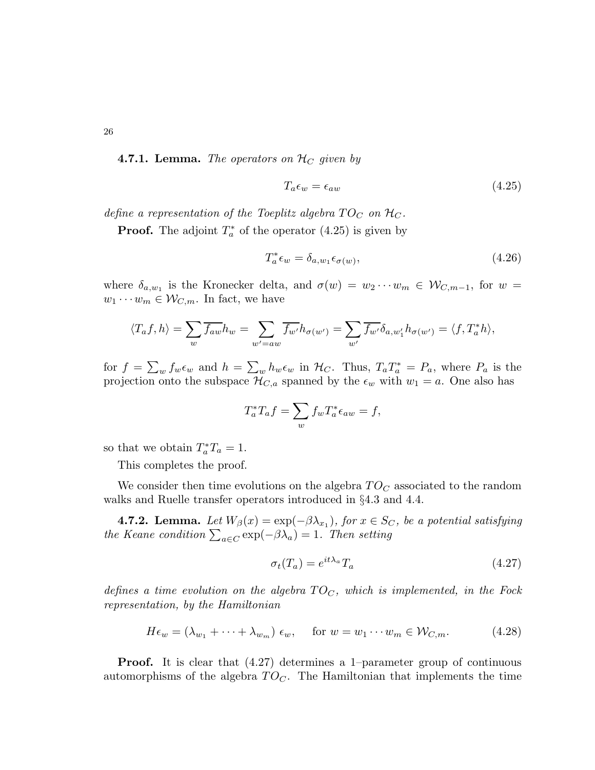**4.7.1. Lemma.** *The operators on $\mathcal{H}_C$ given by*

$$T_a \epsilon_w = \epsilon_{aw} \tag{4.25}$$

*define a representation of the Toeplitz algebra $TO_C$ on $\mathcal{H}_C$.*

**Proof.** The adjoint $T_a^*$ of the operator (4.25) is given by

$$T_a^* \epsilon_w = \delta_{a,w_1} \epsilon_{\sigma(w)}, \tag{4.26}$$

where $\delta_{a,w_1}$ is the Kronecker delta, and $\sigma(w) = w_2 \cdots w_m \in \mathcal{W}_{C,m-1}$, for $w = w_1 \cdots w_m \in \mathcal{W}_{C,m}$. In fact, we have

$$\langle T_a f, h \rangle = \sum_w \overline{f_{aw}} h_w = \sum_{w'=aw} \overline{f_{w'}} h_{\sigma(w')} = \sum_{w'} \overline{f_{w'}} \delta_{a,w'_1} h_{\sigma(w')} = \langle f, T_a^* h \rangle,$$

for $f = \sum_w f_w \epsilon_w$ and $h = \sum_w h_w \epsilon_w$ in $\mathcal{H}_C$. Thus, $T_a T_a^* = P_a$, where $P_a$ is the projection onto the subspace $\mathcal{H}_{C,a}$ spanned by the $\epsilon_w$ with $w_1 = a$. One also has

$$T_a^* T_a f = \sum_w f_w T_a^* \epsilon_{aw} = f,$$

so that we obtain $T_a^* T_a = 1$.

This completes the proof.

We consider then time evolutions on the algebra $TO_C$ associated to the random walks and Ruelle transfer operators introduced in §4.3 and 4.4.

**4.7.2. Lemma.** *Let $W_\beta(x) = \exp(-\beta \lambda_{x_1})$, for $x \in S_C$, be a potential satisfying the Keane condition $\sum_{a \in C} \exp(-\beta \lambda_a) = 1$. Then setting*

$$\sigma_t(T_a) = e^{it\lambda_a} T_a \tag{4.27}$$

*defines a time evolution on the algebra $TO_C$, which is implemented, in the Fock representation, by the Hamiltonian*

$$H \epsilon_w = (\lambda_{w_1} + \cdots + \lambda_{w_m})\, \epsilon_w, \quad \text{ for } w = w_1 \cdots w_m \in \mathcal{W}_{C,m}. \tag{4.28}$$

**Proof.** It is clear that (4.27) determines a 1–parameter group of continuous automorphisms of the algebra $TO_C$. The Hamiltonian that implements the time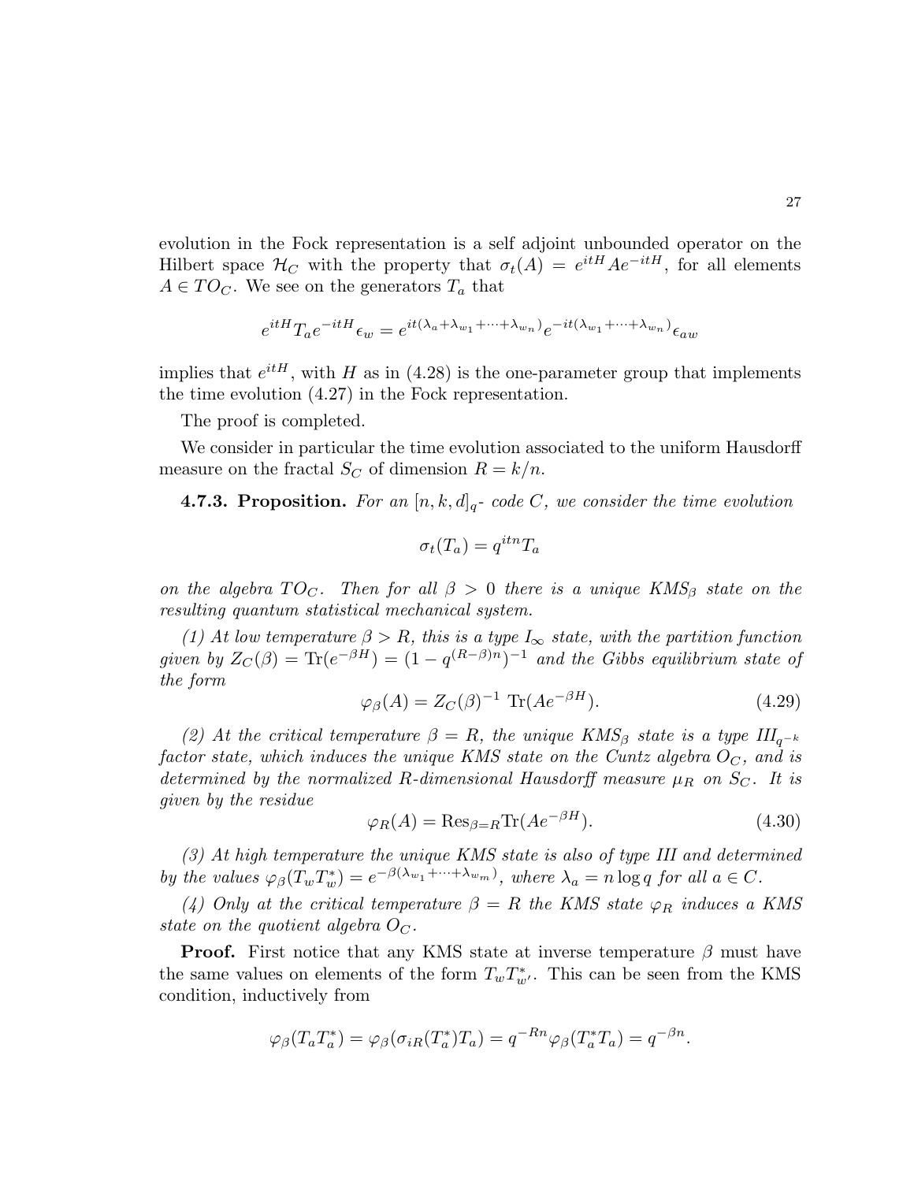evolution in the Fock representation is a self adjoint unbounded operator on the Hilbert space $\mathcal{H}_C$ with the property that $\sigma_t(A) = e^{itH} A e^{-itH}$, for all elements $A \in TO_C$. We see on the generators $T_a$ that

$$e^{itH} T_a e^{-itH} \epsilon_w = e^{it(\lambda_a + \lambda_{w_1} + \cdots + \lambda_{w_n})} e^{-it(\lambda_{w_1} + \cdots + \lambda_{w_n})} \epsilon_{aw}$$

implies that $e^{itH}$, with $H$ as in (4.28) is the one-parameter group that implements the time evolution (4.27) in the Fock representation.

The proof is completed.

We consider in particular the time evolution associated to the uniform Hausdorff measure on the fractal $S_C$ of dimension $R = k/n$.

**4.7.3. Proposition.** *For an $[n, k, d]_q$- code $C$, we consider the time evolution*

$$\sigma_t(T_a) = q^{itn} T_a$$

*on the algebra $TO_C$. Then for all $\beta > 0$ there is a unique KMS$_\beta$ state on the resulting quantum statistical mechanical system.*

*(1) At low temperature $\beta > R$, this is a type $I_\infty$ state, with the partition function given by $Z_C(\beta) = \mathrm{Tr}(e^{-\beta H}) = (1 - q^{(R-\beta)n})^{-1}$ and the Gibbs equilibrium state of the form*

$$\varphi_\beta(A) = Z_C(\beta)^{-1} \ \mathrm{Tr}(A e^{-\beta H}). \tag{4.29}$$

*(2) At the critical temperature $\beta = R$, the unique KMS$_\beta$ state is a type $III_{q^{-k}}$ factor state, which induces the unique KMS state on the Cuntz algebra $O_C$, and is determined by the normalized $R$-dimensional Hausdorff measure $\mu_R$ on $S_C$. It is given by the residue*

$$\varphi_R(A) = \mathrm{Res}_{\beta=R} \mathrm{Tr}(A e^{-\beta H}). \tag{4.30}$$

*(3) At high temperature the unique KMS state is also of type III and determined by the values $\varphi_\beta(T_w T_w^*) = e^{-\beta(\lambda_{w_1} + \cdots + \lambda_{w_m})}$, where $\lambda_a = n \log q$ for all $a \in C$.*

*(4) Only at the critical temperature $\beta = R$ the KMS state $\varphi_R$ induces a KMS state on the quotient algebra $O_C$.*

**Proof.** First notice that any KMS state at inverse temperature $\beta$ must have the same values on elements of the form $T_w T_{w'}^*$. This can be seen from the KMS condition, inductively from

$$\varphi_\beta(T_a T_a^*) = \varphi_\beta(\sigma_{iR}(T_a^*) T_a) = q^{-Rn} \varphi_\beta(T_a^* T_a) = q^{-\beta n}.$$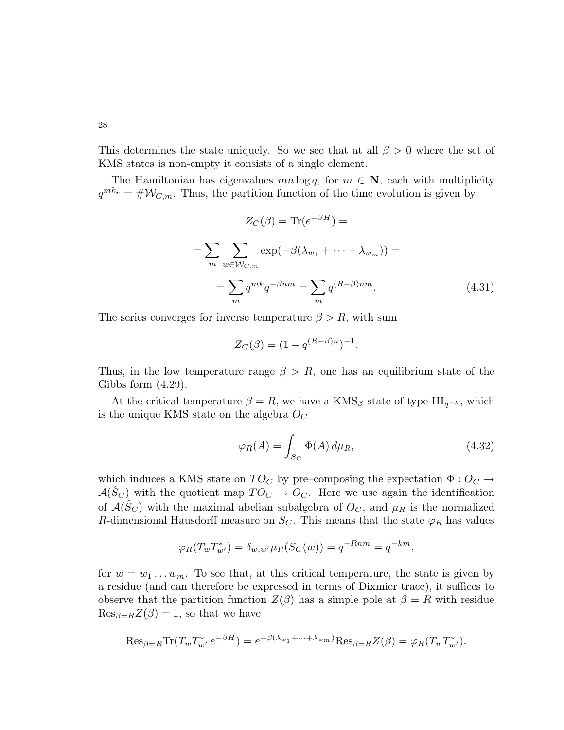This determines the state uniquely. So we see that at all $\beta > 0$ where the set of KMS states is non-empty it consists of a single element.

The Hamiltonian has eigenvalues $mn \log q$, for $m \in \mathbf{N}$, each with multiplicity $q^{mk_r} = \#\mathcal{W}_{C,m}$. Thus, the partition function of the time evolution is given by

$$Z_C(\beta) = \mathrm{Tr}(e^{-\beta H}) =$$

$$= \sum_m \sum_{w \in \mathcal{W}_{C,m}} \exp(-\beta(\lambda_{w_1} + \cdots + \lambda_{w_m})) =$$

$$= \sum_m q^{mk} q^{-\beta nm} = \sum_m q^{(R-\beta)nm}. \tag{4.31}$$

The series converges for inverse temperature $\beta > R$, with sum

$$Z_C(\beta) = (1 - q^{(R-\beta)n})^{-1}.$$

Thus, in the low temperature range $\beta > R$, one has an equilibrium state of the Gibbs form (4.29).

At the critical temperature $\beta = R$, we have a $\mathrm{KMS}_\beta$ state of type $\mathrm{III}_{q^{-k}}$, which is the unique KMS state on the algebra $O_C$

$$\varphi_R(A) = \int_{S_C} \Phi(A)\, d\mu_R, \tag{4.32}$$

which induces a KMS state on $TO_C$ by pre–composing the expectation $\Phi : O_C \to \mathcal{A}(\hat{S}_C)$ with the quotient map $TO_C \to O_C$. Here we use again the identification of $\mathcal{A}(\hat{S}_C)$ with the maximal abelian subalgebra of $O_C$, and $\mu_R$ is the normalized $R$-dimensional Hausdorff measure on $S_C$. This means that the state $\varphi_R$ has values

$$\varphi_R(T_w T_{w'}^*) = \delta_{w,w'} \mu_R(S_C(w)) = q^{-Rnm} = q^{-km},$$

for $w = w_1 \ldots w_m$. To see that, at this critical temperature, the state is given by a residue (and can therefore be expressed in terms of Dixmier trace), it suffices to observe that the partition function $Z(\beta)$ has a simple pole at $\beta = R$ with residue $\mathrm{Res}_{\beta=R} Z(\beta) = 1$, so that we have

$$\mathrm{Res}_{\beta=R} \mathrm{Tr}(T_w T_{w'}^*\, e^{-\beta H}) = e^{-\beta(\lambda_{w_1} + \cdots + \lambda_{w_m})} \mathrm{Res}_{\beta=R} Z(\beta) = \varphi_R(T_w T_{w'}^*).$$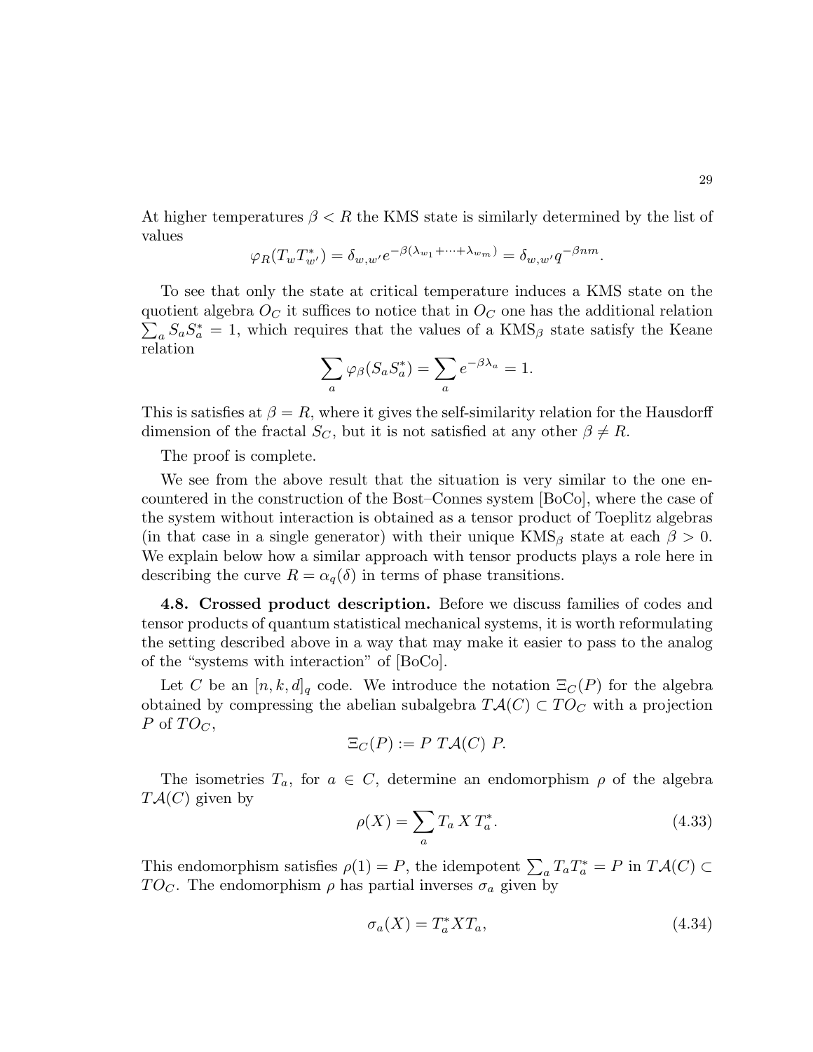At higher temperatures $\beta < R$ the KMS state is similarly determined by the list of values

$$\varphi_R(T_w T_{w'}^*) = \delta_{w,w'} e^{-\beta(\lambda_{w_1}+\cdots+\lambda_{w_m})} = \delta_{w,w'} q^{-\beta nm}.$$

To see that only the state at critical temperature induces a KMS state on the quotient algebra $O_C$ it suffices to notice that in $O_C$ one has the additional relation $\sum_a S_a S_a^* = 1$, which requires that the values of a KMS$_\beta$ state satisfy the Keane relation

$$\sum_a \varphi_\beta(S_a S_a^*) = \sum_a e^{-\beta\lambda_a} = 1.$$

This is satisfies at $\beta = R$, where it gives the self-similarity relation for the Hausdorff dimension of the fractal $S_C$, but it is not satisfied at any other $\beta \neq R$.

The proof is complete.

We see from the above result that the situation is very similar to the one encountered in the construction of the Bost–Connes system [BoCo], where the case of the system without interaction is obtained as a tensor product of Toeplitz algebras (in that case in a single generator) with their unique KMS$_\beta$ state at each $\beta > 0$. We explain below how a similar approach with tensor products plays a role here in describing the curve $R = \alpha_q(\delta)$ in terms of phase transitions.

**4.8. Crossed product description.** Before we discuss families of codes and tensor products of quantum statistical mechanical systems, it is worth reformulating the setting described above in a way that may make it easier to pass to the analog of the "systems with interaction" of [BoCo].

Let $C$ be an $[n, k, d]_q$ code. We introduce the notation $\Xi_C(P)$ for the algebra obtained by compressing the abelian subalgebra $T\mathcal{A}(C) \subset TO_C$ with a projection $P$ of $TO_C$,

$$\Xi_C(P) := P\ T\mathcal{A}(C)\ P.$$

The isometries $T_a$, for $a \in C$, determine an endomorphism $\rho$ of the algebra $T\mathcal{A}(C)$ given by

$$\rho(X) = \sum_a T_a\, X\, T_a^*. \tag{4.33}$$

This endomorphism satisfies $\rho(1) = P$, the idempotent $\sum_a T_a T_a^* = P$ in $T\mathcal{A}(C) \subset TO_C$. The endomorphism $\rho$ has partial inverses $\sigma_a$ given by

$$\sigma_a(X) = T_a^* X T_a, \tag{4.34}$$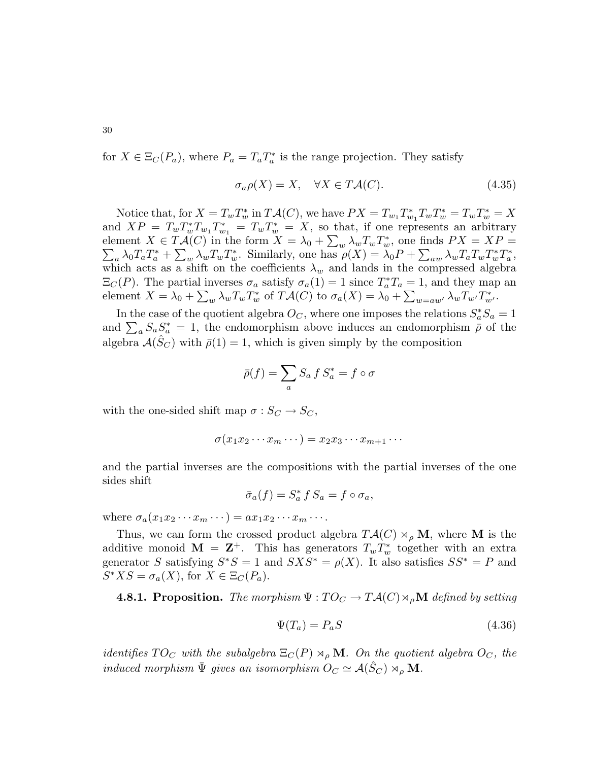for $X \in \Xi_C(P_a)$, where $P_a = T_a T_a^*$ is the range projection. They satisfy

$$\sigma_a \rho(X) = X, \quad \forall X \in T\mathcal{A}(C). \tag{4.35}$$

Notice that, for $X = T_w T_w^*$ in $T\mathcal{A}(C)$, we have $PX = T_{w_1} T_{w_1}^* T_w T_w^* = T_w T_w^* = X$ and $XP = T_w T_w^* T_{w_1} T_{w_1}^* = T_w T_w^* = X$, so that, if one represents an arbitrary element $X \in T\mathcal{A}(C)$ in the form $X = \lambda_0 + \sum_w \lambda_w T_w T_w^*$, one finds $PX = XP = \sum_a \lambda_0 T_a T_a^* + \sum_w \lambda_w T_w T_w^*$. Similarly, one has $\rho(X) = \lambda_0 P + \sum_{aw} \lambda_w T_a T_w T_w^* T_a^*$, which acts as a shift on the coefficients $\lambda_w$ and lands in the compressed algebra $\Xi_C(P)$. The partial inverses $\sigma_a$ satisfy $\sigma_a(1) = 1$ since $T_a^* T_a = 1$, and they map an element $X = \lambda_0 + \sum_w \lambda_w T_w T_w^*$ of $T\mathcal{A}(C)$ to $\sigma_a(X) = \lambda_0 + \sum_{w=aw'} \lambda_w T_{w'} T_{w'}^*$.

In the case of the quotient algebra $O_C$, where one imposes the relations $S_a^* S_a = 1$ and $\sum_a S_a S_a^* = 1$, the endomorphism above induces an endomorphism $\bar\rho$ of the algebra $\mathcal{A}(\hat{S}_C)$ with $\bar\rho(1) = 1$, which is given simply by the composition

$$\bar\rho(f) = \sum_a S_a \, f \, S_a^* = f \circ \sigma$$

with the one-sided shift map $\sigma : S_C \to S_C$,

$$\sigma(x_1 x_2 \cdots x_m \cdots) = x_2 x_3 \cdots x_{m+1} \cdots$$

and the partial inverses are the compositions with the partial inverses of the one sides shift

$$\bar\sigma_a(f) = S_a^* \, f \, S_a = f \circ \sigma_a,$$

where $\sigma_a(x_1 x_2 \cdots x_m \cdots) = a x_1 x_2 \cdots x_m \cdots$.

Thus, we can form the crossed product algebra $T\mathcal{A}(C) \rtimes_\rho \mathbf{M}$, where $\mathbf{M}$ is the additive monoid $\mathbf{M} = \mathbf{Z}^+$. This has generators $T_w T_w^*$ together with an extra generator $S$ satisfying $S^* S = 1$ and $S X S^* = \rho(X)$. It also satisfies $S S^* = P$ and $S^* X S = \sigma_a(X)$, for $X \in \Xi_C(P_a)$.

**4.8.1. Proposition.** *The morphism $\Psi : TO_C \to T\mathcal{A}(C) \rtimes_\rho \mathbf{M}$ defined by setting*

$$\Psi(T_a) = P_a S \tag{4.36}$$

*identifies $TO_C$ with the subalgebra $\Xi_C(P) \rtimes_\rho \mathbf{M}$. On the quotient algebra $O_C$, the induced morphism $\bar\Psi$ gives an isomorphism $O_C \simeq \mathcal{A}(\hat{S}_C) \rtimes_\rho \mathbf{M}$.*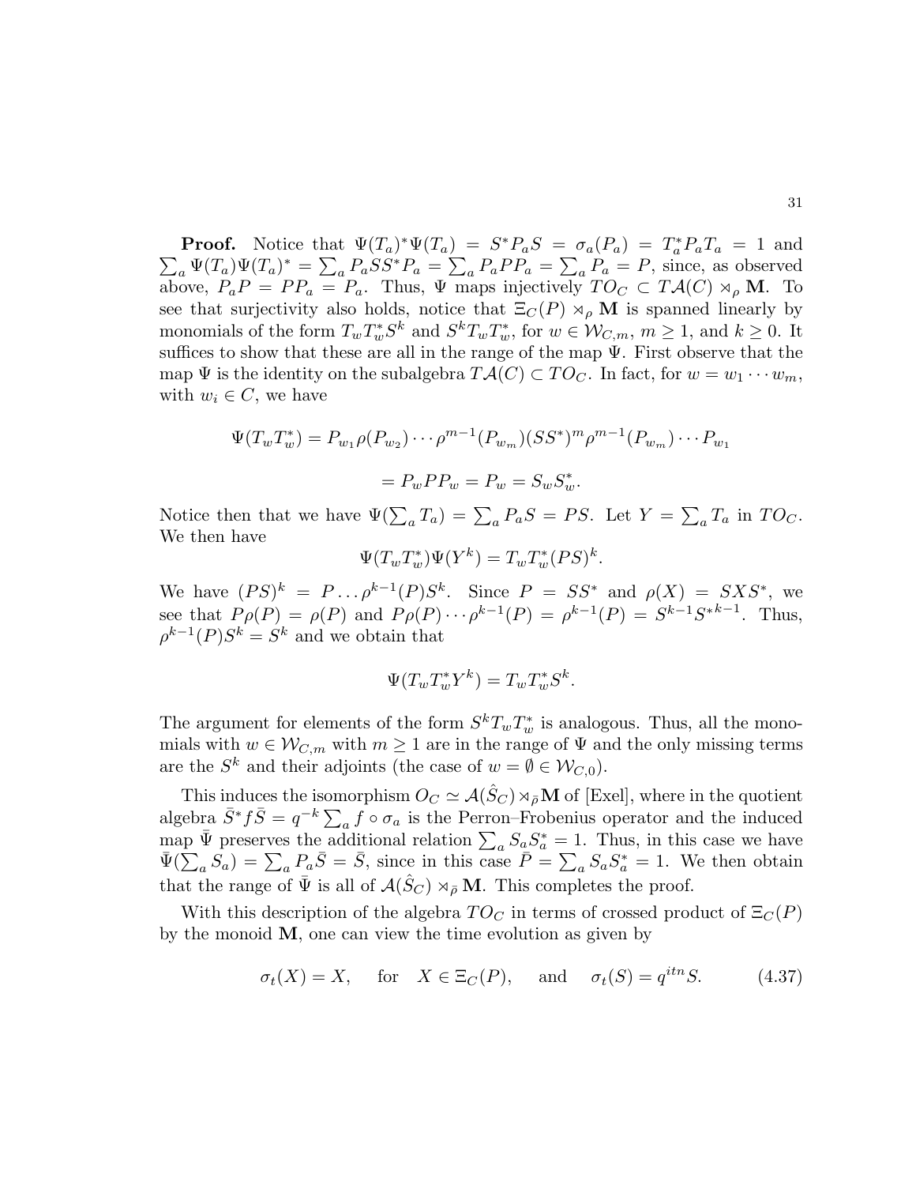**Proof.** Notice that $\Psi(T_a)^*\Psi(T_a) = S^* P_a S = \sigma_a(P_a) = T_a^* P_a T_a = 1$ and $\sum_a \Psi(T_a)\Psi(T_a)^* = \sum_a P_a S S^* P_a = \sum_a P_a P P_a = \sum_a P_a = P$, since, as observed above, $P_a P = P P_a = P_a$. Thus, $\Psi$ maps injectively $TO_C \subset T\mathcal{A}(C) \rtimes_\rho \mathbf{M}$. To see that surjectivity also holds, notice that $\Xi_C(P) \rtimes_\rho \mathbf{M}$ is spanned linearly by monomials of the form $T_w T_w^* S^k$ and $S^k T_w T_w^*$, for $w \in \mathcal{W}_{C,m}$, $m \geq 1$, and $k \geq 0$. It suffices to show that these are all in the range of the map $\Psi$. First observe that the map $\Psi$ is the identity on the subalgebra $T\mathcal{A}(C) \subset TO_C$. In fact, for $w = w_1 \cdots w_m$, with $w_i \in C$, we have

$$\Psi(T_w T_w^*) = P_{w_1} \rho(P_{w_2}) \cdots \rho^{m-1}(P_{w_m}) (SS^*)^m \rho^{m-1}(P_{w_m}) \cdots P_{w_1}$$

$$= P_w P P_w = P_w = S_w S_w^*.$$

Notice then that we have $\Psi(\sum_a T_a) = \sum_a P_a S = PS$. Let $Y = \sum_a T_a$ in $TO_C$. We then have

$$\Psi(T_w T_w^*)\Psi(Y^k) = T_w T_w^* (PS)^k.$$

We have $(PS)^k = P \ldots \rho^{k-1}(P) S^k$. Since $P = SS^*$ and $\rho(X) = SXS^*$, we see that $P\rho(P) = \rho(P)$ and $P\rho(P) \cdots \rho^{k-1}(P) = \rho^{k-1}(P) = S^{k-1} {S^*}^{k-1}$. Thus, $\rho^{k-1}(P) S^k = S^k$ and we obtain that

$$\Psi(T_w T_w^* Y^k) = T_w T_w^* S^k.$$

The argument for elements of the form $S^k T_w T_w^*$ is analogous. Thus, all the monomials with $w \in \mathcal{W}_{C,m}$ with $m \geq 1$ are in the range of $\Psi$ and the only missing terms are the $S^k$ and their adjoints (the case of $w = \emptyset \in \mathcal{W}_{C,0}$).

This induces the isomorphism $O_C \simeq \mathcal{A}(\hat{S}_C) \rtimes_{\bar{\rho}} \mathbf{M}$ of [Exel], where in the quotient algebra $\bar{S}^* f \bar{S} = q^{-k} \sum_a f \circ \sigma_a$ is the Perron–Frobenius operator and the induced map $\bar{\Psi}$ preserves the additional relation $\sum_a S_a S_a^* = 1$. Thus, in this case we have $\bar{\Psi}(\sum_a S_a) = \sum_a P_a \bar{S} = \bar{S}$, since in this case $\bar{P} = \sum_a S_a S_a^* = 1$. We then obtain that the range of $\bar{\Psi}$ is all of $\mathcal{A}(\hat{S}_C) \rtimes_{\bar{\rho}} \mathbf{M}$. This completes the proof.

With this description of the algebra $TO_C$ in terms of crossed product of $\Xi_C(P)$ by the monoid $\mathbf{M}$, one can view the time evolution as given by

$$\sigma_t(X) = X, \quad \text{for} \quad X \in \Xi_C(P), \quad \text{and} \quad \sigma_t(S) = q^{itn} S. \tag{4.37}$$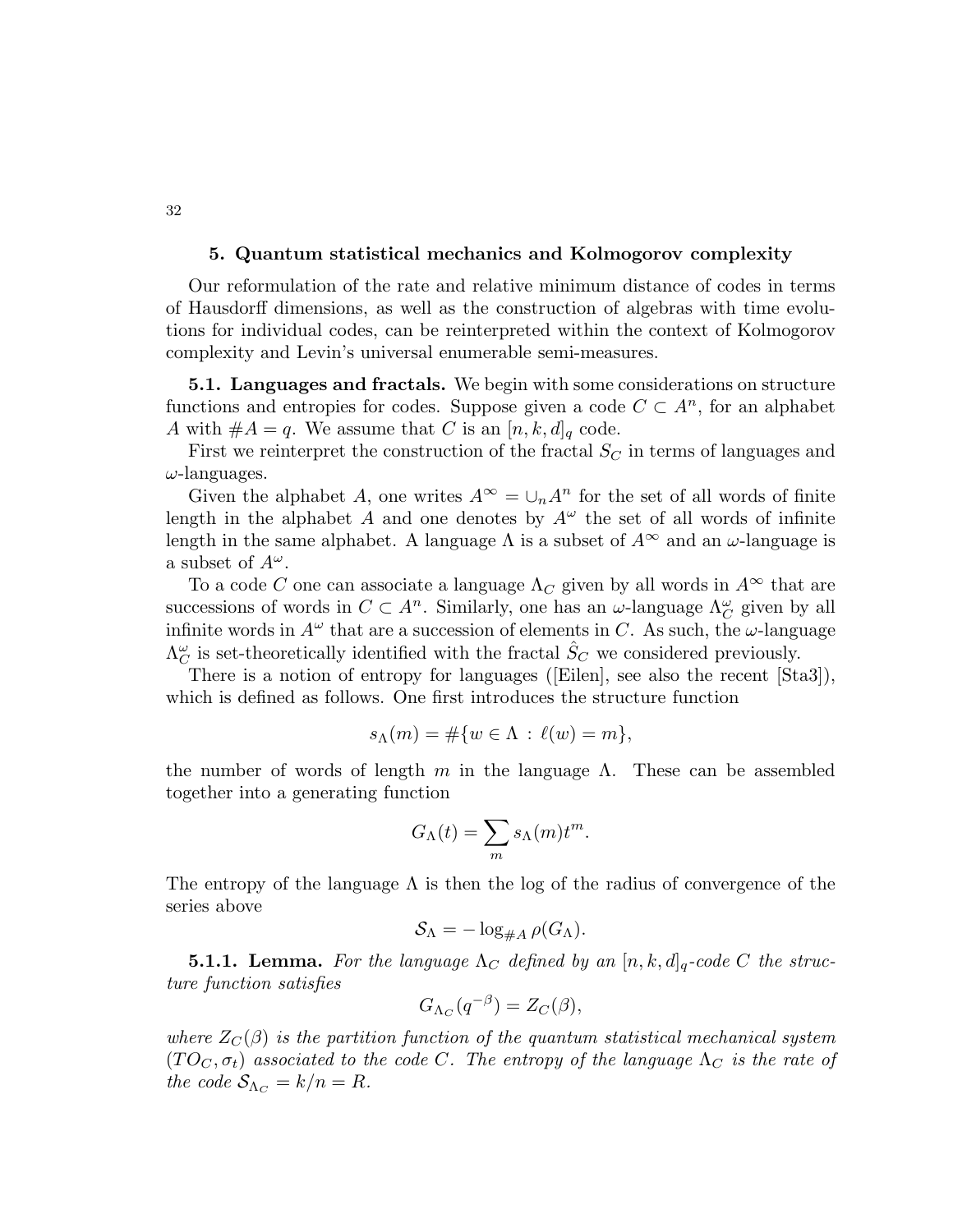## 5. Quantum statistical mechanics and Kolmogorov complexity

Our reformulation of the rate and relative minimum distance of codes in terms of Hausdorff dimensions, as well as the construction of algebras with time evolutions for individual codes, can be reinterpreted within the context of Kolmogorov complexity and Levin's universal enumerable semi-measures.

**5.1. Languages and fractals.** We begin with some considerations on structure functions and entropies for codes. Suppose given a code $C \subset A^n$, for an alphabet $A$ with $\#A = q$. We assume that $C$ is an $[n, k, d]_q$ code.

First we reinterpret the construction of the fractal $S_C$ in terms of languages and $\omega$-languages.

Given the alphabet $A$, one writes $A^\infty = \cup_n A^n$ for the set of all words of finite length in the alphabet $A$ and one denotes by $A^\omega$ the set of all words of infinite length in the same alphabet. A language $\Lambda$ is a subset of $A^\infty$ and an $\omega$-language is a subset of $A^\omega$.

To a code $C$ one can associate a language $\Lambda_C$ given by all words in $A^\infty$ that are successions of words in $C \subset A^n$. Similarly, one has an $\omega$-language $\Lambda^\omega_C$ given by all infinite words in $A^\omega$ that are a succession of elements in $C$. As such, the $\omega$-language $\Lambda^\omega_C$ is set-theoretically identified with the fractal $\hat{S}_C$ we considered previously.

There is a notion of entropy for languages ([Eilen], see also the recent [Sta3]), which is defined as follows. One first introduces the structure function

$$s_\Lambda(m) = \#\{w \in \Lambda \, : \, \ell(w) = m\},$$

the number of words of length $m$ in the language $\Lambda$. These can be assembled together into a generating function

$$G_\Lambda(t) = \sum_m s_\Lambda(m) t^m.$$

The entropy of the language $\Lambda$ is then the log of the radius of convergence of the series above

$$\mathcal{S}_\Lambda = -\log_{\#A} \rho(G_\Lambda).$$

**5.1.1. Lemma.** *For the language $\Lambda_C$ defined by an $[n, k, d]_q$-code $C$ the structure function satisfies*

$$G_{\Lambda_C}(q^{-\beta}) = Z_C(\beta),$$

*where $Z_C(\beta)$ is the partition function of the quantum statistical mechanical system $(TO_C, \sigma_t)$ associated to the code $C$. The entropy of the language $\Lambda_C$ is the rate of the code $\mathcal{S}_{\Lambda_C} = k/n = R$.*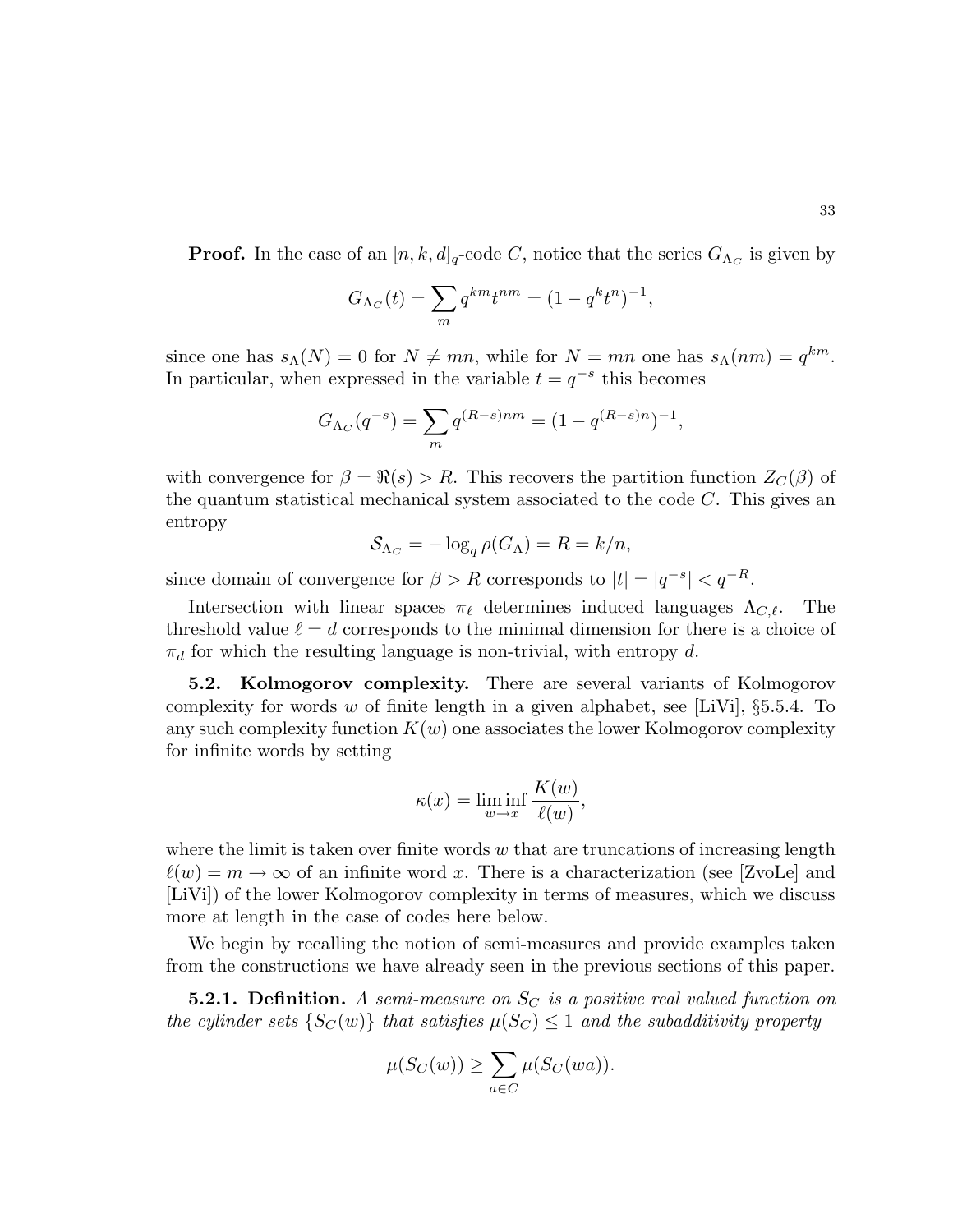**Proof.** In the case of an $[n, k, d]_q$-code $C$, notice that the series $G_{\Lambda_C}$ is given by

$$G_{\Lambda_C}(t) = \sum_m q^{km} t^{nm} = (1 - q^k t^n)^{-1},$$

since one has $s_\Lambda(N) = 0$ for $N \neq mn$, while for $N = mn$ one has $s_\Lambda(nm) = q^{km}$. In particular, when expressed in the variable $t = q^{-s}$ this becomes

$$G_{\Lambda_C}(q^{-s}) = \sum_m q^{(R-s)nm} = (1 - q^{(R-s)n})^{-1},$$

with convergence for $\beta = \Re(s) > R$. This recovers the partition function $Z_C(\beta)$ of the quantum statistical mechanical system associated to the code $C$. This gives an entropy

$$\mathcal{S}_{\Lambda_C} = -\log_q \rho(G_\Lambda) = R = k/n,$$

since domain of convergence for $\beta > R$ corresponds to $|t| = |q^{-s}| < q^{-R}$.

Intersection with linear spaces $\pi_\ell$ determines induced languages $\Lambda_{C,\ell}$. The threshold value $\ell = d$ corresponds to the minimal dimension for there is a choice of $\pi_d$ for which the resulting language is non-trivial, with entropy $d$.

**5.2. Kolmogorov complexity.** There are several variants of Kolmogorov complexity for words $w$ of finite length in a given alphabet, see [LiVi], §5.5.4. To any such complexity function $K(w)$ one associates the lower Kolmogorov complexity for infinite words by setting

$$\kappa(x) = \liminf_{w \to x} \frac{K(w)}{\ell(w)},$$

where the limit is taken over finite words $w$ that are truncations of increasing length $\ell(w) = m \to \infty$ of an infinite word $x$. There is a characterization (see [ZvoLe] and [LiVi]) of the lower Kolmogorov complexity in terms of measures, which we discuss more at length in the case of codes here below.

We begin by recalling the notion of semi-measures and provide examples taken from the constructions we have already seen in the previous sections of this paper.

**5.2.1. Definition.** *A semi-measure on $S_C$ is a positive real valued function on the cylinder sets $\{S_C(w)\}$ that satisfies $\mu(S_C) \leq 1$ and the subadditivity property*

$$\mu(S_C(w)) \geq \sum_{a \in C} \mu(S_C(wa)).$$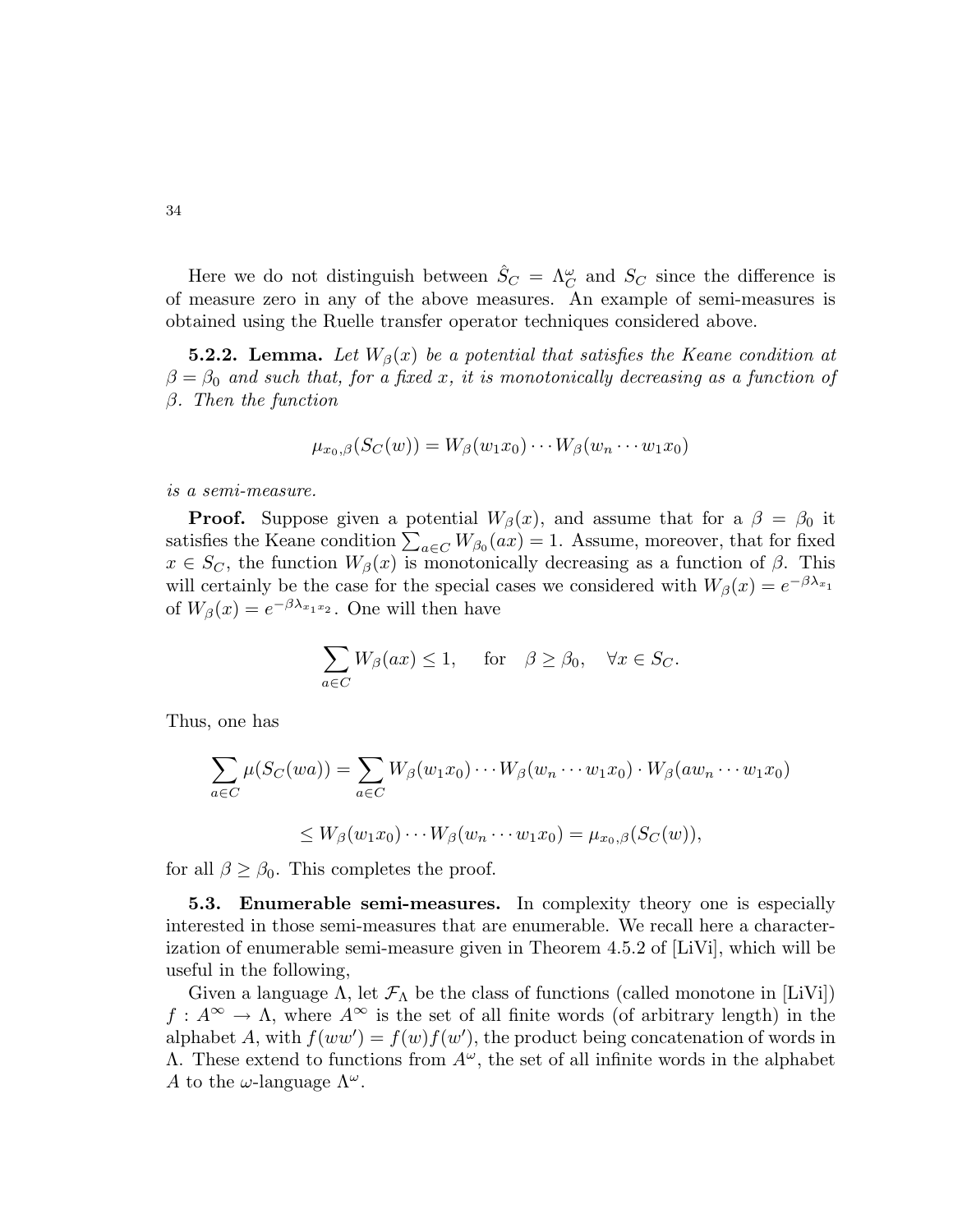Here we do not distinguish between $\hat{S}_C = \Lambda_C^\omega$ and $S_C$ since the difference is of measure zero in any of the above measures. An example of semi-measures is obtained using the Ruelle transfer operator techniques considered above.

**5.2.2. Lemma.** *Let $W_\beta(x)$ be a potential that satisfies the Keane condition at $\beta = \beta_0$ and such that, for a fixed $x$, it is monotonically decreasing as a function of $\beta$. Then the function*

$$\mu_{x_0,\beta}(S_C(w)) = W_\beta(w_1 x_0) \cdots W_\beta(w_n \cdots w_1 x_0)$$

*is a semi-measure.*

**Proof.** Suppose given a potential $W_\beta(x)$, and assume that for a $\beta = \beta_0$ it satisfies the Keane condition $\sum_{a\in C} W_{\beta_0}(ax) = 1$. Assume, moreover, that for fixed $x \in S_C$, the function $W_\beta(x)$ is monotonically decreasing as a function of $\beta$. This will certainly be the case for the special cases we considered with $W_\beta(x) = e^{-\beta\lambda_{x_1}}$ of $W_\beta(x) = e^{-\beta\lambda_{x_1 x_2}}$. One will then have

$$\sum_{a\in C} W_\beta(ax) \leq 1, \quad \text{ for } \quad \beta \geq \beta_0, \quad \forall x \in S_C.$$

Thus, one has

$$\sum_{a\in C} \mu(S_C(wa)) = \sum_{a\in C} W_\beta(w_1 x_0) \cdots W_\beta(w_n \cdots w_1 x_0) \cdot W_\beta(a w_n \cdots w_1 x_0)$$

$$\leq W_\beta(w_1 x_0) \cdots W_\beta(w_n \cdots w_1 x_0) = \mu_{x_0,\beta}(S_C(w)),$$

for all $\beta \geq \beta_0$. This completes the proof.

**5.3. Enumerable semi-measures.** In complexity theory one is especially interested in those semi-measures that are enumerable. We recall here a characterization of enumerable semi-measure given in Theorem 4.5.2 of [LiVi], which will be useful in the following,

Given a language $\Lambda$, let $\mathcal{F}_\Lambda$ be the class of functions (called monotone in [LiVi]) $f : A^\infty \to \Lambda$, where $A^\infty$ is the set of all finite words (of arbitrary length) in the alphabet $A$, with $f(ww') = f(w)f(w')$, the product being concatenation of words in $\Lambda$. These extend to functions from $A^\omega$, the set of all infinite words in the alphabet $A$ to the $\omega$-language $\Lambda^\omega$.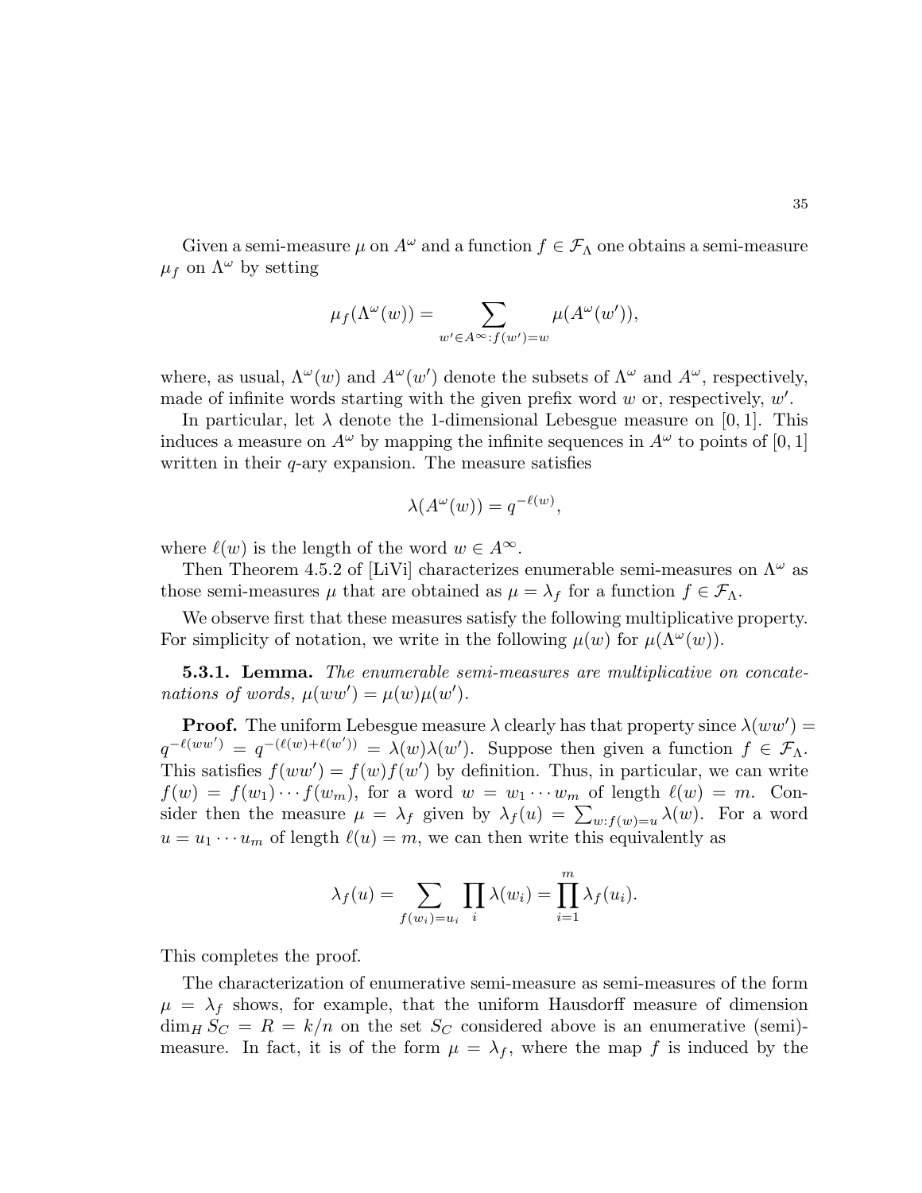Given a semi-measure $\mu$ on $A^\omega$ and a function $f \in \mathcal{F}_\Lambda$ one obtains a semi-measure $\mu_f$ on $\Lambda^\omega$ by setting

$$\mu_f(\Lambda^\omega(w)) = \sum_{w' \in A^\infty : f(w') = w} \mu(A^\omega(w')),$$

where, as usual, $\Lambda^\omega(w)$ and $A^\omega(w')$ denote the subsets of $\Lambda^\omega$ and $A^\omega$, respectively, made of infinite words starting with the given prefix word $w$ or, respectively, $w'$.

In particular, let $\lambda$ denote the 1-dimensional Lebesgue measure on $[0,1]$. This induces a measure on $A^\omega$ by mapping the infinite sequences in $A^\omega$ to points of $[0,1]$ written in their $q$-ary expansion. The measure satisfies

$$\lambda(A^\omega(w)) = q^{-\ell(w)},$$

where $\ell(w)$ is the length of the word $w \in A^\infty$.

Then Theorem 4.5.2 of [LiVi] characterizes enumerable semi-measures on $\Lambda^\omega$ as those semi-measures $\mu$ that are obtained as $\mu = \lambda_f$ for a function $f \in \mathcal{F}_\Lambda$.

We observe first that these measures satisfy the following multiplicative property. For simplicity of notation, we write in the following $\mu(w)$ for $\mu(\Lambda^\omega(w))$.

**5.3.1. Lemma.** *The enumerable semi-measures are multiplicative on concatenations of words,* $\mu(ww') = \mu(w)\mu(w')$.

**Proof.** The uniform Lebesgue measure $\lambda$ clearly has that property since $\lambda(ww') = q^{-\ell(ww')} = q^{-(\ell(w)+\ell(w'))} = \lambda(w)\lambda(w')$. Suppose then given a function $f \in \mathcal{F}_\Lambda$. This satisfies $f(ww') = f(w)f(w')$ by definition. Thus, in particular, we can write $f(w) = f(w_1)\cdots f(w_m)$, for a word $w = w_1 \cdots w_m$ of length $\ell(w) = m$. Consider then the measure $\mu = \lambda_f$ given by $\lambda_f(u) = \sum_{w : f(w) = u} \lambda(w)$. For a word $u = u_1 \cdots u_m$ of length $\ell(u) = m$, we can then write this equivalently as

$$\lambda_f(u) = \sum_{f(w_i) = u_i} \prod_i \lambda(w_i) = \prod_{i=1}^m \lambda_f(u_i).$$

This completes the proof.

The characterization of enumerative semi-measure as semi-measures of the form $\mu = \lambda_f$ shows, for example, that the uniform Hausdorff measure of dimension $\dim_H S_C = R = k/n$ on the set $S_C$ considered above is an enumerative (semi)-measure. In fact, it is of the form $\mu = \lambda_f$, where the map $f$ is induced by the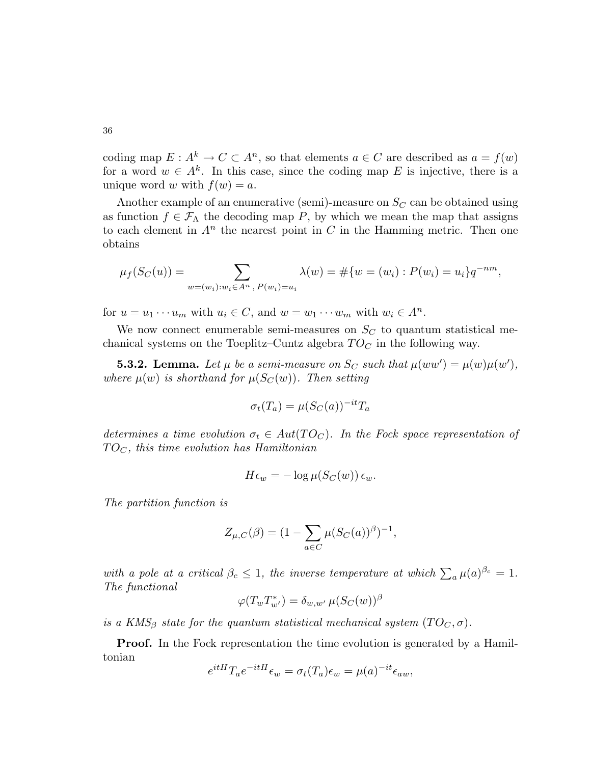coding map $E : A^k \to C \subset A^n$, so that elements $a \in C$ are described as $a = f(w)$ for a word $w \in A^k$. In this case, since the coding map $E$ is injective, there is a unique word $w$ with $f(w) = a$.

Another example of an enumerative (semi)-measure on $S_C$ can be obtained using as function $f \in \mathcal{F}_\Lambda$ the decoding map $P$, by which we mean the map that assigns to each element in $A^n$ the nearest point in $C$ in the Hamming metric. Then one obtains

$$\mu_f(S_C(u)) = \sum_{w=(w_i):w_i \in A^n \,,\, P(w_i)=u_i} \lambda(w) = \#\{w = (w_i) : P(w_i) = u_i\} q^{-nm},$$

for $u = u_1 \cdots u_m$ with $u_i \in C$, and $w = w_1 \cdots w_m$ with $w_i \in A^n$.

We now connect enumerable semi-measures on $S_C$ to quantum statistical mechanical systems on the Toeplitz–Cuntz algebra $TO_C$ in the following way.

**5.3.2. Lemma.** *Let $\mu$ be a semi-measure on $S_C$ such that $\mu(ww') = \mu(w)\mu(w')$, where $\mu(w)$ is shorthand for $\mu(S_C(w))$. Then setting*

$$\sigma_t(T_a) = \mu(S_C(a))^{-it} T_a$$

*determines a time evolution $\sigma_t \in Aut(TO_C)$. In the Fock space representation of $TO_C$, this time evolution has Hamiltonian*

$$H\epsilon_w = -\log \mu(S_C(w))\, \epsilon_w.$$

*The partition function is*

$$Z_{\mu,C}(\beta) = (1 - \sum_{a \in C} \mu(S_C(a))^\beta)^{-1},$$

*with a pole at a critical $\beta_c \leq 1$, the inverse temperature at which $\sum_a \mu(a)^{\beta_c} = 1$. The functional*

$$\varphi(T_w T_{w'}^*) = \delta_{w,w'}\, \mu(S_C(w))^\beta$$

*is a KMS$_\beta$ state for the quantum statistical mechanical system $(TO_C, \sigma)$.*

**Proof.** In the Fock representation the time evolution is generated by a Hamiltonian

$$e^{itH} T_a e^{-itH} \epsilon_w = \sigma_t(T_a)\epsilon_w = \mu(a)^{-it} \epsilon_{aw},$$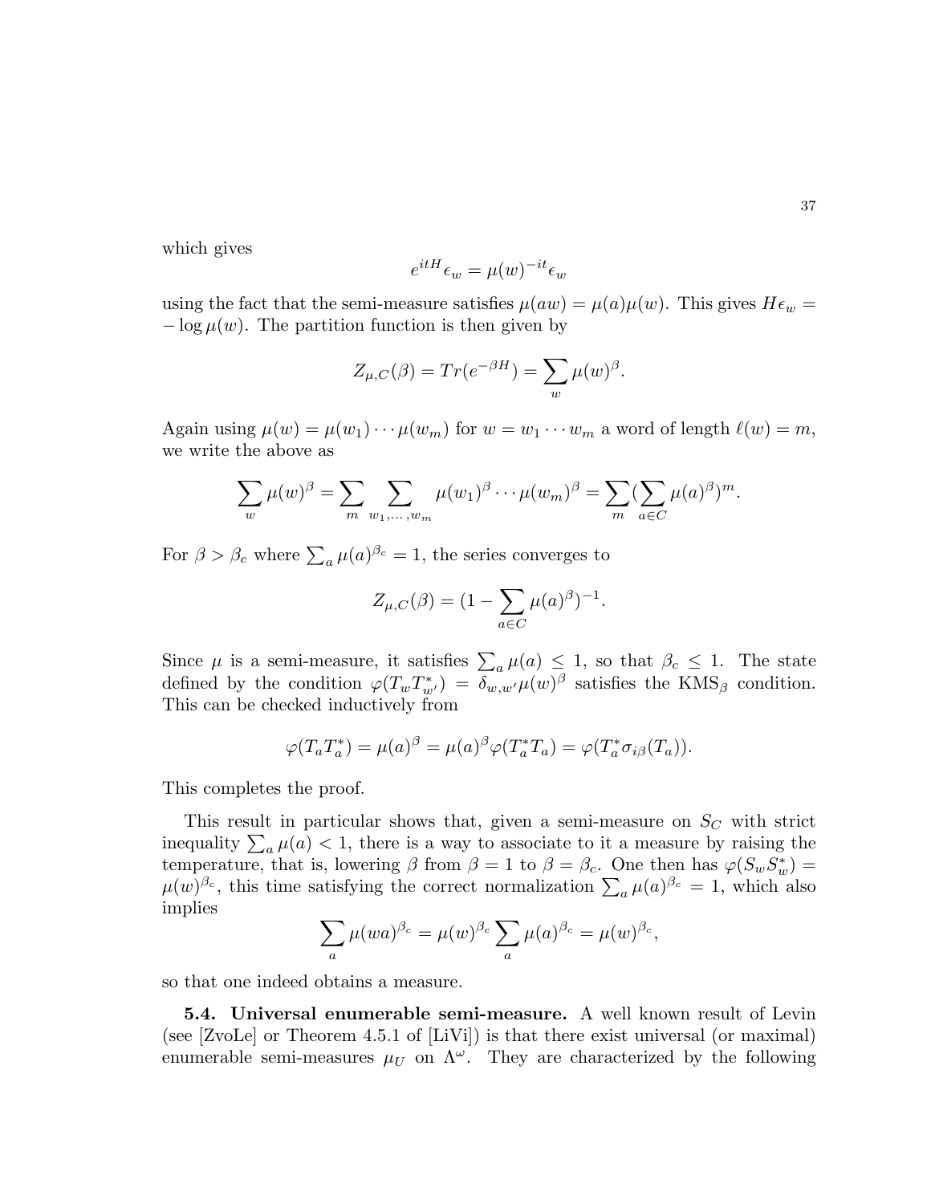which gives

$$e^{itH}\epsilon_w = \mu(w)^{-it}\epsilon_w$$

using the fact that the semi-measure satisfies $\mu(aw) = \mu(a)\mu(w)$. This gives $H\epsilon_w = -\log \mu(w)$. The partition function is then given by

$$Z_{\mu,C}(\beta) = Tr(e^{-\beta H}) = \sum_w \mu(w)^\beta.$$

Again using $\mu(w) = \mu(w_1)\cdots\mu(w_m)$ for $w = w_1 \cdots w_m$ a word of length $\ell(w) = m$, we write the above as

$$\sum_w \mu(w)^\beta = \sum_m \sum_{w_1,\dots,w_m} \mu(w_1)^\beta \cdots \mu(w_m)^\beta = \sum_m (\sum_{a\in C} \mu(a)^\beta)^m.$$

For $\beta > \beta_c$ where $\sum_a \mu(a)^{\beta_c} = 1$, the series converges to

$$Z_{\mu,C}(\beta) = (1 - \sum_{a\in C} \mu(a)^\beta)^{-1}.$$

Since $\mu$ is a semi-measure, it satisfies $\sum_a \mu(a) \leq 1$, so that $\beta_c \leq 1$. The state defined by the condition $\varphi(T_w T_{w'}^*) = \delta_{w,w'}\mu(w)^\beta$ satisfies the KMS$_\beta$ condition. This can be checked inductively from

$$\varphi(T_a T_a^*) = \mu(a)^\beta = \mu(a)^\beta \varphi(T_a^* T_a) = \varphi(T_a^* \sigma_{i\beta}(T_a)).$$

This completes the proof.

This result in particular shows that, given a semi-measure on $S_C$ with strict inequality $\sum_a \mu(a) < 1$, there is a way to associate to it a measure by raising the temperature, that is, lowering $\beta$ from $\beta = 1$ to $\beta = \beta_c$. One then has $\varphi(S_w S_w^*) = \mu(w)^{\beta_c}$, this time satisfying the correct normalization $\sum_a \mu(a)^{\beta_c} = 1$, which also implies

$$\sum_a \mu(wa)^{\beta_c} = \mu(w)^{\beta_c} \sum_a \mu(a)^{\beta_c} = \mu(w)^{\beta_c},$$

so that one indeed obtains a measure.

**5.4. Universal enumerable semi-measure.** A well known result of Levin (see [ZvoLe] or Theorem 4.5.1 of [LiVi]) is that there exist universal (or maximal) enumerable semi-measures $\mu_U$ on $\Lambda^\omega$. They are characterized by the following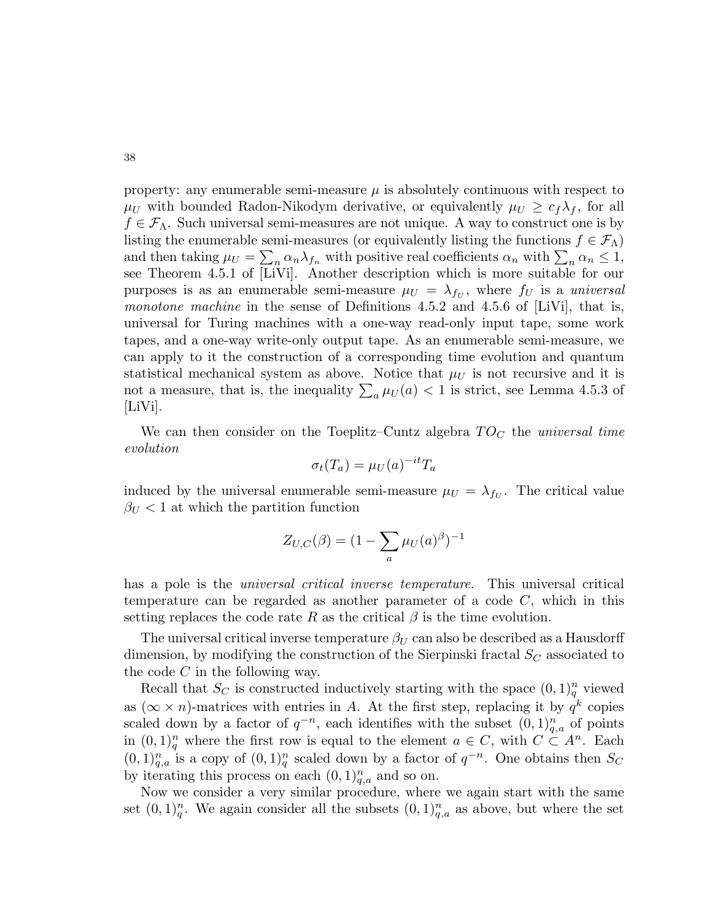property: any enumerable semi-measure $\mu$ is absolutely continuous with respect to $\mu_U$ with bounded Radon-Nikodym derivative, or equivalently $\mu_U \geq c_f \lambda_f$, for all $f \in \mathcal{F}_\Lambda$. Such universal semi-measures are not unique. A way to construct one is by listing the enumerable semi-measures (or equivalently listing the functions $f \in \mathcal{F}_\Lambda$) and then taking $\mu_U = \sum_n \alpha_n \lambda_{f_n}$ with positive real coefficients $\alpha_n$ with $\sum_n \alpha_n \leq 1$, see Theorem 4.5.1 of [LiVi]. Another description which is more suitable for our purposes is as an enumerable semi-measure $\mu_U = \lambda_{f_U}$, where $f_U$ is a *universal monotone machine* in the sense of Definitions 4.5.2 and 4.5.6 of [LiVi], that is, universal for Turing machines with a one-way read-only input tape, some work tapes, and a one-way write-only output tape. As an enumerable semi-measure, we can apply to it the construction of a corresponding time evolution and quantum statistical mechanical system as above. Notice that $\mu_U$ is not recursive and it is not a measure, that is, the inequality $\sum_a \mu_U(a) < 1$ is strict, see Lemma 4.5.3 of [LiVi].

We can then consider on the Toeplitz–Cuntz algebra $TO_C$ the *universal time evolution*

$$\sigma_t(T_a) = \mu_U(a)^{-it} T_a$$

induced by the universal enumerable semi-measure $\mu_U = \lambda_{f_U}$. The critical value $\beta_U < 1$ at which the partition function

$$Z_{U,C}(\beta) = (1 - \sum_a \mu_U(a)^\beta)^{-1}$$

has a pole is the *universal critical inverse temperature*. This universal critical temperature can be regarded as another parameter of a code $C$, which in this setting replaces the code rate $R$ as the critical $\beta$ is the time evolution.

The universal critical inverse temperature $\beta_U$ can also be described as a Hausdorff dimension, by modifying the construction of the Sierpinski fractal $S_C$ associated to the code $C$ in the following way.

Recall that $S_C$ is constructed inductively starting with the space $(0,1)^n_q$ viewed as $(\infty \times n)$-matrices with entries in $A$. At the first step, replacing it by $q^k$ copies scaled down by a factor of $q^{-n}$, each identifies with the subset $(0,1)^n_{q,a}$ of points in $(0,1)^n_q$ where the first row is equal to the element $a \in C$, with $C \subset A^n$. Each $(0,1)^n_{q,a}$ is a copy of $(0,1)^n_q$ scaled down by a factor of $q^{-n}$. One obtains then $S_C$ by iterating this process on each $(0,1)^n_{q,a}$ and so on.

Now we consider a very similar procedure, where we again start with the same set $(0,1)^n_q$. We again consider all the subsets $(0,1)^n_{q,a}$ as above, but where the set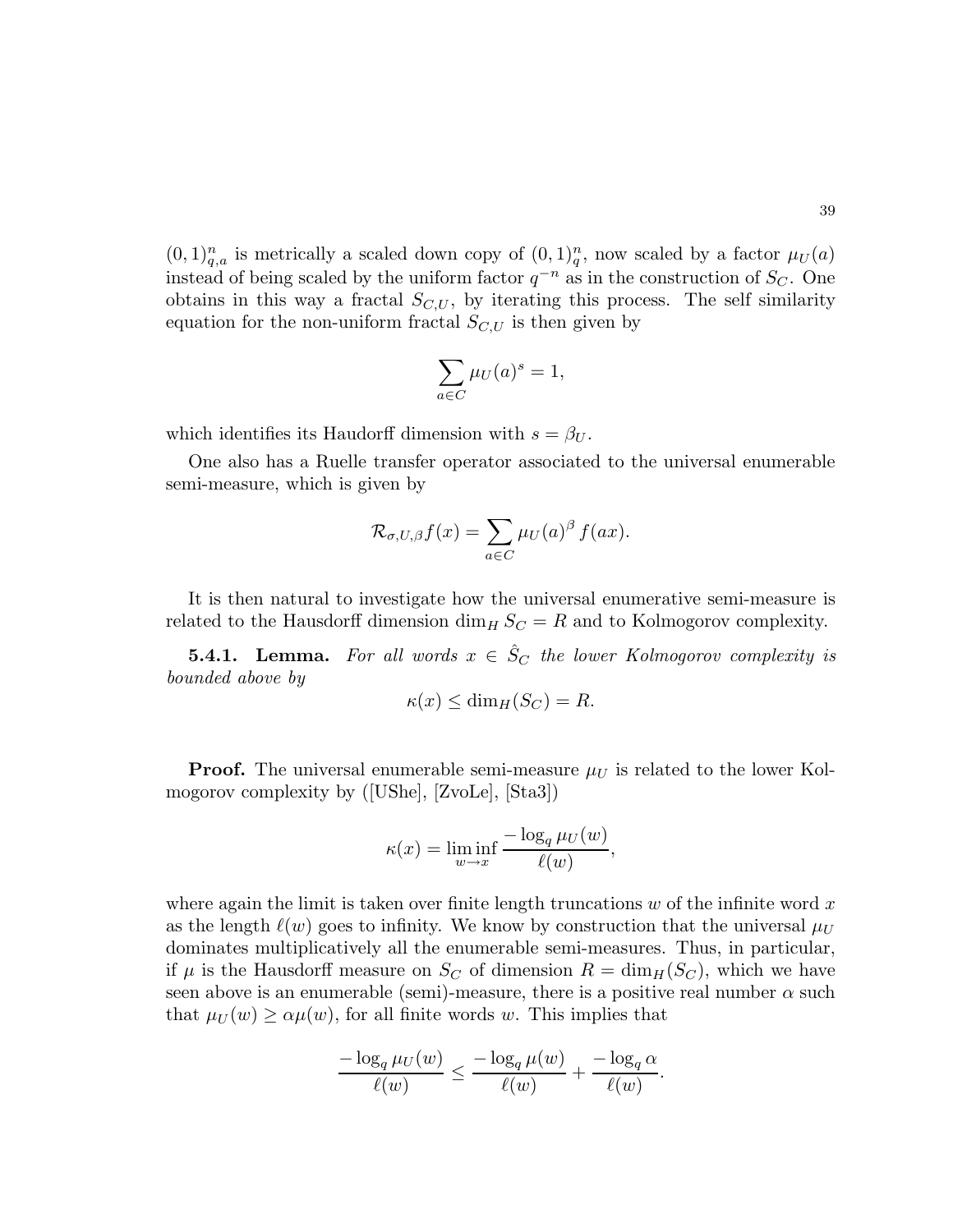$(0,1)^n_{q,a}$ is metrically a scaled down copy of $(0,1)^n_q$, now scaled by a factor $\mu_U(a)$ instead of being scaled by the uniform factor $q^{-n}$ as in the construction of $S_C$. One obtains in this way a fractal $S_{C,U}$, by iterating this process. The self similarity equation for the non-uniform fractal $S_{C,U}$ is then given by

$$\sum_{a\in C} \mu_U(a)^s = 1,$$

which identifies its Haudorff dimension with $s = \beta_U$.

One also has a Ruelle transfer operator associated to the universal enumerable semi-measure, which is given by

$$\mathcal{R}_{\sigma,U,\beta} f(x) = \sum_{a\in C} \mu_U(a)^\beta \, f(ax).$$

It is then natural to investigate how the universal enumerative semi-measure is related to the Hausdorff dimension $\dim_H S_C = R$ and to Kolmogorov complexity.

**5.4.1. Lemma.** *For all words $x \in \hat{S}_C$ the lower Kolmogorov complexity is bounded above by*

$$\kappa(x) \le \dim_H(S_C) = R.$$

**Proof.** The universal enumerable semi-measure $\mu_U$ is related to the lower Kolmogorov complexity by ([UShe], [ZvoLe], [Sta3])

$$\kappa(x) = \liminf_{w\to x} \frac{-\log_q \mu_U(w)}{\ell(w)},$$

where again the limit is taken over finite length truncations $w$ of the infinite word $x$ as the length $\ell(w)$ goes to infinity. We know by construction that the universal $\mu_U$ dominates multiplicatively all the enumerable semi-measures. Thus, in particular, if $\mu$ is the Hausdorff measure on $S_C$ of dimension $R = \dim_H(S_C)$, which we have seen above is an enumerable (semi)-measure, there is a positive real number $\alpha$ such that $\mu_U(w) \ge \alpha\mu(w)$, for all finite words $w$. This implies that

$$\frac{-\log_q \mu_U(w)}{\ell(w)} \le \frac{-\log_q \mu(w)}{\ell(w)} + \frac{-\log_q \alpha}{\ell(w)}.$$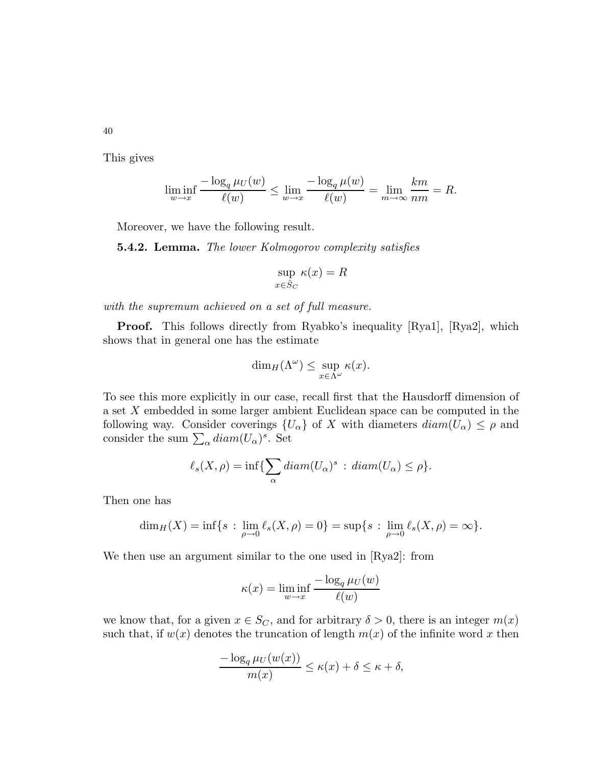This gives

$$\liminf_{w \to x} \frac{-\log_q \mu_U(w)}{\ell(w)} \leq \lim_{w \to x} \frac{-\log_q \mu(w)}{\ell(w)} = \lim_{m \to \infty} \frac{km}{nm} = R.$$

Moreover, we have the following result.

**5.4.2. Lemma.** *The lower Kolmogorov complexity satisfies*

$$\sup_{x \in \hat{S}_C} \kappa(x) = R$$

*with the supremum achieved on a set of full measure.*

**Proof.** This follows directly from Ryabko's inequality [Rya1], [Rya2], which shows that in general one has the estimate

$$\dim_H(\Lambda^\omega) \leq \sup_{x \in \Lambda^\omega} \kappa(x).$$

To see this more explicitly in our case, recall first that the Hausdorff dimension of a set $X$ embedded in some larger ambient Euclidean space can be computed in the following way. Consider coverings $\{U_\alpha\}$ of $X$ with diameters $diam(U_\alpha) \leq \rho$ and consider the sum $\sum_\alpha diam(U_\alpha)^s$. Set

$$\ell_s(X, \rho) = \inf\{\sum_\alpha diam(U_\alpha)^s \, : \, diam(U_\alpha) \leq \rho\}.$$

Then one has

$$\dim_H(X) = \inf\{s \, : \, \lim_{\rho \to 0} \ell_s(X, \rho) = 0\} = \sup\{s \, : \, \lim_{\rho \to 0} \ell_s(X, \rho) = \infty\}.$$

We then use an argument similar to the one used in [Rya2]: from

$$\kappa(x) = \liminf_{w \to x} \frac{-\log_q \mu_U(w)}{\ell(w)}$$

we know that, for a given $x \in S_C$, and for arbitrary $\delta > 0$, there is an integer $m(x)$ such that, if $w(x)$ denotes the truncation of length $m(x)$ of the infinite word $x$ then

$$\frac{-\log_q \mu_U(w(x))}{m(x)} \leq \kappa(x) + \delta \leq \kappa + \delta,$$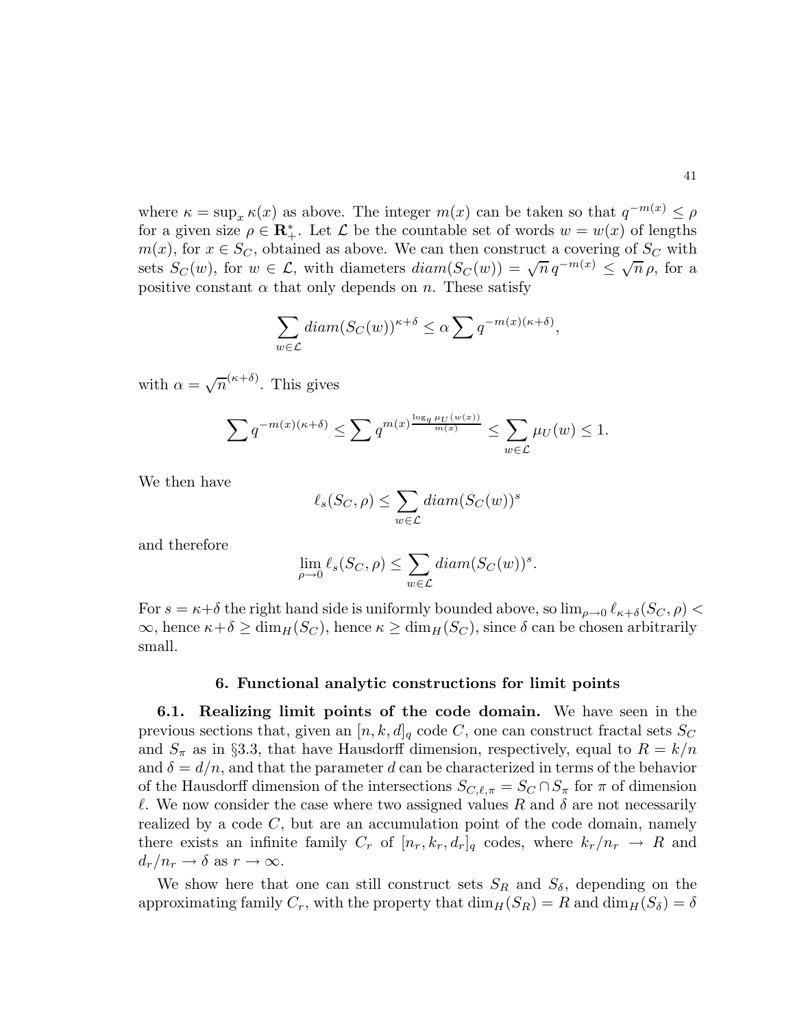where $\kappa = \sup_x \kappa(x)$ as above. The integer $m(x)$ can be taken so that $q^{-m(x)} \le \rho$ for a given size $\rho \in \mathbf{R}_+^*$. Let $\mathcal{L}$ be the countable set of words $w = w(x)$ of lengths $m(x)$, for $x \in S_C$, obtained as above. We can then construct a covering of $S_C$ with sets $S_C(w)$, for $w \in \mathcal{L}$, with diameters $diam(S_C(w)) = \sqrt{n}\, q^{-m(x)} \le \sqrt{n}\,\rho$, for a positive constant $\alpha$ that only depends on $n$. These satisfy

$$\sum_{w \in \mathcal{L}} diam(S_C(w))^{\kappa+\delta} \le \alpha \sum q^{-m(x)(\kappa+\delta)},$$

with $\alpha = \sqrt{n}^{(\kappa+\delta)}$. This gives

$$\sum q^{-m(x)(\kappa+\delta)} \le \sum q^{m(x)\frac{\log_q \mu_U(w(x))}{m(x)}} \le \sum_{w \in \mathcal{L}} \mu_U(w) \le 1.$$

We then have

$$\ell_s(S_C, \rho) \le \sum_{w \in \mathcal{L}} diam(S_C(w))^s$$

and therefore

$$\lim_{\rho \to 0} \ell_s(S_C, \rho) \le \sum_{w \in \mathcal{L}} diam(S_C(w))^s.$$

For $s = \kappa+\delta$ the right hand side is uniformly bounded above, so $\lim_{\rho \to 0} \ell_{\kappa+\delta}(S_C, \rho) < \infty$, hence $\kappa+\delta \ge \dim_H(S_C)$, hence $\kappa \ge \dim_H(S_C)$, since $\delta$ can be chosen arbitrarily small.

## 6. Functional analytic constructions for limit points

**6.1. Realizing limit points of the code domain.** We have seen in the previous sections that, given an $[n,k,d]_q$ code $C$, one can construct fractal sets $S_C$ and $S_\pi$ as in §3.3, that have Hausdorff dimension, respectively, equal to $R = k/n$ and $\delta = d/n$, and that the parameter $d$ can be characterized in terms of the behavior of the Hausdorff dimension of the intersections $S_{C,\ell,\pi} = S_C \cap S_\pi$ for $\pi$ of dimension $\ell$. We now consider the case where two assigned values $R$ and $\delta$ are not necessarily realized by a code $C$, but are an accumulation point of the code domain, namely there exists an infinite family $C_r$ of $[n_r, k_r, d_r]_q$ codes, where $k_r/n_r \to R$ and $d_r/n_r \to \delta$ as $r \to \infty$.

We show here that one can still construct sets $S_R$ and $S_\delta$, depending on the approximating family $C_r$, with the property that $\dim_H(S_R) = R$ and $\dim_H(S_\delta) = \delta$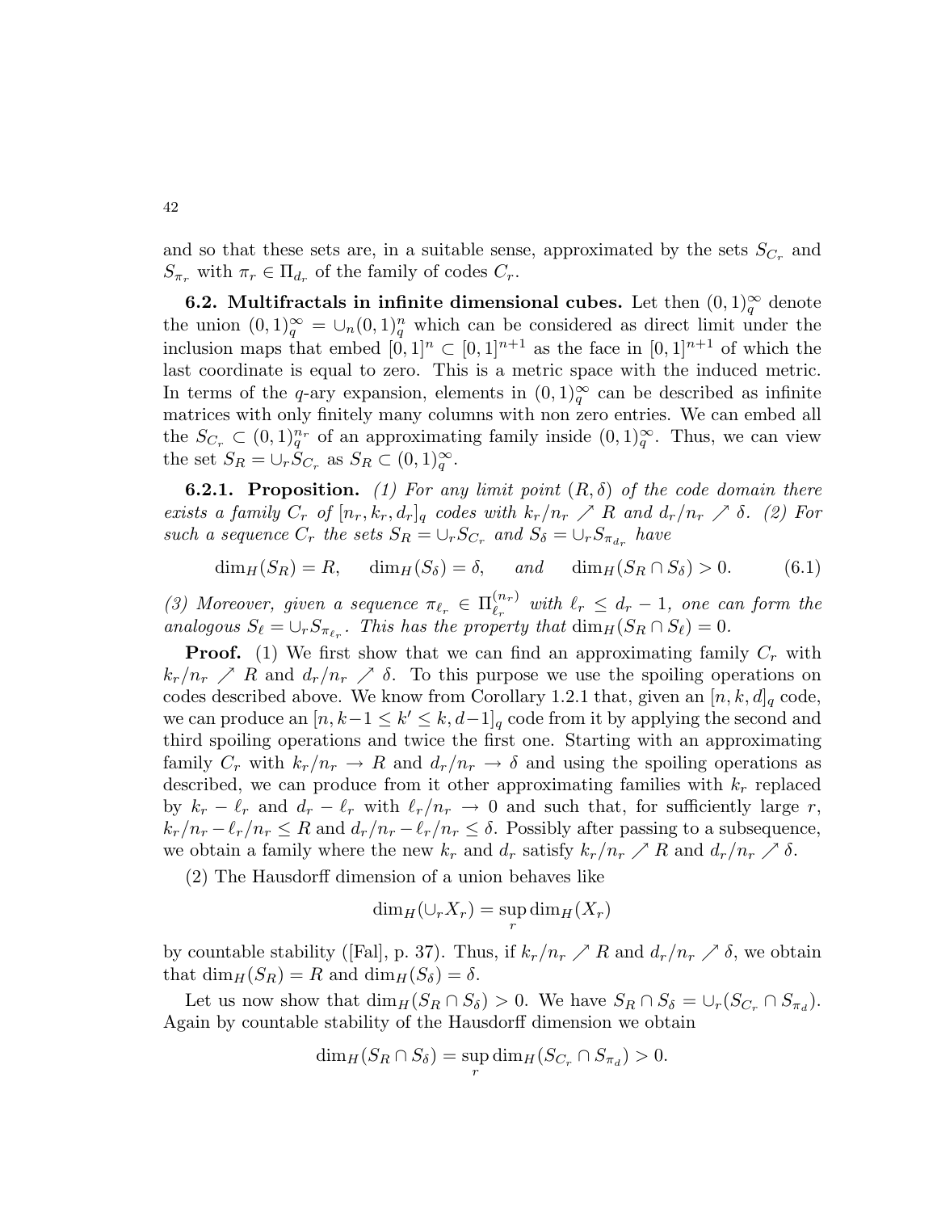and so that these sets are, in a suitable sense, approximated by the sets $S_{C_r}$ and $S_{\pi_r}$ with $\pi_r \in \Pi_{d_r}$ of the family of codes $C_r$.

**6.2. Multifractals in infinite dimensional cubes.** Let then $(0,1)_q^\infty$ denote the union $(0,1)_q^\infty = \cup_n (0,1)_q^n$ which can be considered as direct limit under the inclusion maps that embed $[0,1]^n \subset [0,1]^{n+1}$ as the face in $[0,1]^{n+1}$ of which the last coordinate is equal to zero. This is a metric space with the induced metric. In terms of the $q$-ary expansion, elements in $(0,1)_q^\infty$ can be described as infinite matrices with only finitely many columns with non zero entries. We can embed all the $S_{C_r} \subset (0,1)_q^{n_r}$ of an approximating family inside $(0,1)_q^\infty$. Thus, we can view the set $S_R = \cup_r S_{C_r}$ as $S_R \subset (0,1)_q^\infty$.

**6.2.1. Proposition.** *(1) For any limit point $(R,\delta)$ of the code domain there exists a family $C_r$ of $[n_r, k_r, d_r]_q$ codes with $k_r/n_r \nearrow R$ and $d_r/n_r \nearrow \delta$. (2) For such a sequence $C_r$ the sets $S_R = \cup_r S_{C_r}$ and $S_\delta = \cup_r S_{\pi_{d_r}}$ have*

$$\dim_H(S_R) = R, \qquad \dim_H(S_\delta) = \delta, \qquad \textit{and} \qquad \dim_H(S_R \cap S_\delta) > 0. \tag{6.1}$$

*(3) Moreover, given a sequence $\pi_{\ell_r} \in \Pi_{\ell_r}^{(n_r)}$ with $\ell_r \leq d_r - 1$, one can form the analogous $S_\ell = \cup_r S_{\pi_{\ell_r}}$. This has the property that $\dim_H(S_R \cap S_\ell) = 0$.*

**Proof.** (1) We first show that we can find an approximating family $C_r$ with $k_r/n_r \nearrow R$ and $d_r/n_r \nearrow \delta$. To this purpose we use the spoiling operations on codes described above. We know from Corollary 1.2.1 that, given an $[n,k,d]_q$ code, we can produce an $[n, k-1 \leq k' \leq k, d-1]_q$ code from it by applying the second and third spoiling operations and twice the first one. Starting with an approximating family $C_r$ with $k_r/n_r \to R$ and $d_r/n_r \to \delta$ and using the spoiling operations as described, we can produce from it other approximating families with $k_r$ replaced by $k_r - \ell_r$ and $d_r - \ell_r$ with $\ell_r/n_r \to 0$ and such that, for sufficiently large $r$, $k_r/n_r - \ell_r/n_r \leq R$ and $d_r/n_r - \ell_r/n_r \leq \delta$. Possibly after passing to a subsequence, we obtain a family where the new $k_r$ and $d_r$ satisfy $k_r/n_r \nearrow R$ and $d_r/n_r \nearrow \delta$.

(2) The Hausdorff dimension of a union behaves like

$$\dim_H(\cup_r X_r) = \sup_r \dim_H(X_r)$$

by countable stability ([Fal], p. 37). Thus, if $k_r/n_r \nearrow R$ and $d_r/n_r \nearrow \delta$, we obtain that $\dim_H(S_R) = R$ and $\dim_H(S_\delta) = \delta$.

Let us now show that $\dim_H(S_R \cap S_\delta) > 0$. We have $S_R \cap S_\delta = \cup_r (S_{C_r} \cap S_{\pi_d})$. Again by countable stability of the Hausdorff dimension we obtain

$$\dim_H(S_R \cap S_\delta) = \sup_r \dim_H(S_{C_r} \cap S_{\pi_d}) > 0.$$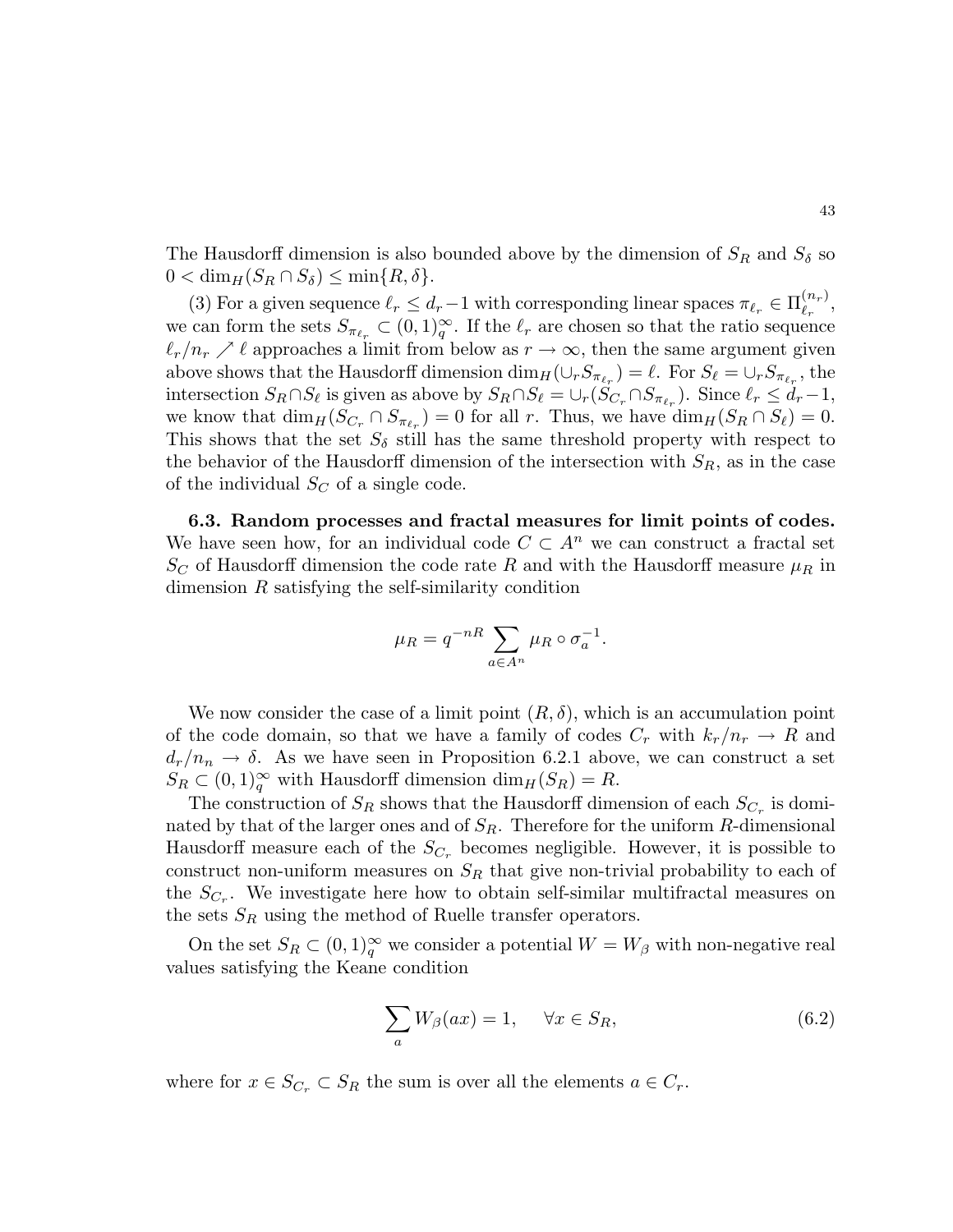The Hausdorff dimension is also bounded above by the dimension of $S_R$ and $S_\delta$ so $0 < \dim_H(S_R \cap S_\delta) \leq \min\{R, \delta\}$.

(3) For a given sequence $\ell_r \leq d_r - 1$ with corresponding linear spaces $\pi_{\ell_r} \in \Pi_{\ell_r}^{(n_r)}$, we can form the sets $S_{\pi_{\ell_r}} \subset (0,1)_q^\infty$. If the $\ell_r$ are chosen so that the ratio sequence $\ell_r/n_r \nearrow \ell$ approaches a limit from below as $r \to \infty$, then the same argument given above shows that the Hausdorff dimension $\dim_H(\cup_r S_{\pi_{\ell_r}}) = \ell$. For $S_\ell = \cup_r S_{\pi_{\ell_r}}$, the intersection $S_R \cap S_\ell$ is given as above by $S_R \cap S_\ell = \cup_r (S_{C_r} \cap S_{\pi_{\ell_r}})$. Since $\ell_r \leq d_r - 1$, we know that $\dim_H(S_{C_r} \cap S_{\pi_{\ell_r}}) = 0$ for all $r$. Thus, we have $\dim_H(S_R \cap S_\ell) = 0$. This shows that the set $S_\delta$ still has the same threshold property with respect to the behavior of the Hausdorff dimension of the intersection with $S_R$, as in the case of the individual $S_C$ of a single code.

**6.3. Random processes and fractal measures for limit points of codes.** We have seen how, for an individual code $C \subset A^n$ we can construct a fractal set $S_C$ of Hausdorff dimension the code rate $R$ and with the Hausdorff measure $\mu_R$ in dimension $R$ satisfying the self-similarity condition

$$\mu_R = q^{-nR} \sum_{a \in A^n} \mu_R \circ \sigma_a^{-1}.$$

We now consider the case of a limit point $(R, \delta)$, which is an accumulation point of the code domain, so that we have a family of codes $C_r$ with $k_r/n_r \to R$ and $d_r/n_n \to \delta$. As we have seen in Proposition 6.2.1 above, we can construct a set $S_R \subset (0,1)_q^\infty$ with Hausdorff dimension $\dim_H(S_R) = R$.

The construction of $S_R$ shows that the Hausdorff dimension of each $S_{C_r}$ is dominated by that of the larger ones and of $S_R$. Therefore for the uniform $R$-dimensional Hausdorff measure each of the $S_{C_r}$ becomes negligible. However, it is possible to construct non-uniform measures on $S_R$ that give non-trivial probability to each of the $S_{C_r}$. We investigate here how to obtain self-similar multifractal measures on the sets $S_R$ using the method of Ruelle transfer operators.

On the set $S_R \subset (0,1)_q^\infty$ we consider a potential $W = W_\beta$ with non-negative real values satisfying the Keane condition

$$\sum_a W_\beta(ax) = 1, \quad \forall x \in S_R, \tag{6.2}$$

where for $x \in S_{C_r} \subset S_R$ the sum is over all the elements $a \in C_r$.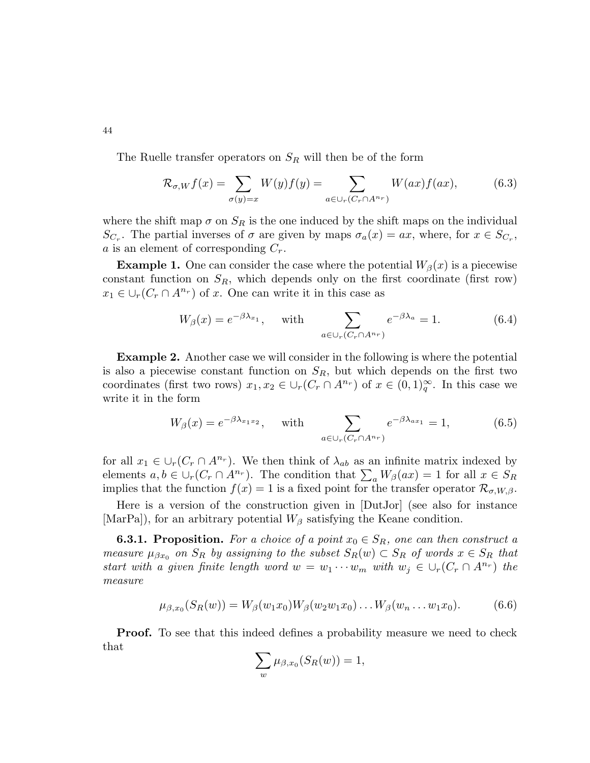The Ruelle transfer operators on $S_R$ will then be of the form

$$\mathcal{R}_{\sigma,W} f(x) = \sum_{\sigma(y)=x} W(y) f(y) = \sum_{a \in \cup_r (C_r \cap A^{n_r})} W(ax) f(ax), \tag{6.3}$$

where the shift map $\sigma$ on $S_R$ is the one induced by the shift maps on the individual $S_{C_r}$. The partial inverses of $\sigma$ are given by maps $\sigma_a(x) = ax$, where, for $x \in S_{C_r}$, $a$ is an element of corresponding $C_r$.

**Example 1.** One can consider the case where the potential $W_\beta(x)$ is a piecewise constant function on $S_R$, which depends only on the first coordinate (first row) $x_1 \in \cup_r (C_r \cap A^{n_r})$ of $x$. One can write it in this case as

$$W_\beta(x) = e^{-\beta \lambda_{x_1}}, \quad \text{with} \quad \sum_{a \in \cup_r (C_r \cap A^{n_r})} e^{-\beta \lambda_a} = 1. \tag{6.4}$$

**Example 2.** Another case we will consider in the following is where the potential is also a piecewise constant function on $S_R$, but which depends on the first two coordinates (first two rows) $x_1, x_2 \in \cup_r (C_r \cap A^{n_r})$ of $x \in (0,1)_q^\infty$. In this case we write it in the form

$$W_\beta(x) = e^{-\beta \lambda_{x_1 x_2}}, \quad \text{with} \quad \sum_{a \in \cup_r (C_r \cap A^{n_r})} e^{-\beta \lambda_{a x_1}} = 1, \tag{6.5}$$

for all $x_1 \in \cup_r (C_r \cap A^{n_r})$. We then think of $\lambda_{ab}$ as an infinite matrix indexed by elements $a, b \in \cup_r (C_r \cap A^{n_r})$. The condition that $\sum_a W_\beta(ax) = 1$ for all $x \in S_R$ implies that the function $f(x) = 1$ is a fixed point for the transfer operator $\mathcal{R}_{\sigma,W,\beta}$.

Here is a version of the construction given in [DutJor] (see also for instance [MarPa]), for an arbitrary potential $W_\beta$ satisfying the Keane condition.

**6.3.1. Proposition.** *For a choice of a point $x_0 \in S_R$, one can then construct a measure $\mu_{\beta x_0}$ on $S_R$ by assigning to the subset $S_R(w) \subset S_R$ of words $x \in S_R$ that start with a given finite length word $w = w_1 \cdots w_m$ with $w_j \in \cup_r (C_r \cap A^{n_r})$ the measure*

$$\mu_{\beta,x_0}(S_R(w)) = W_\beta(w_1 x_0) W_\beta(w_2 w_1 x_0) \ldots W_\beta(w_n \ldots w_1 x_0). \tag{6.6}$$

**Proof.** To see that this indeed defines a probability measure we need to check that

$$\sum_w \mu_{\beta,x_0}(S_R(w)) = 1,$$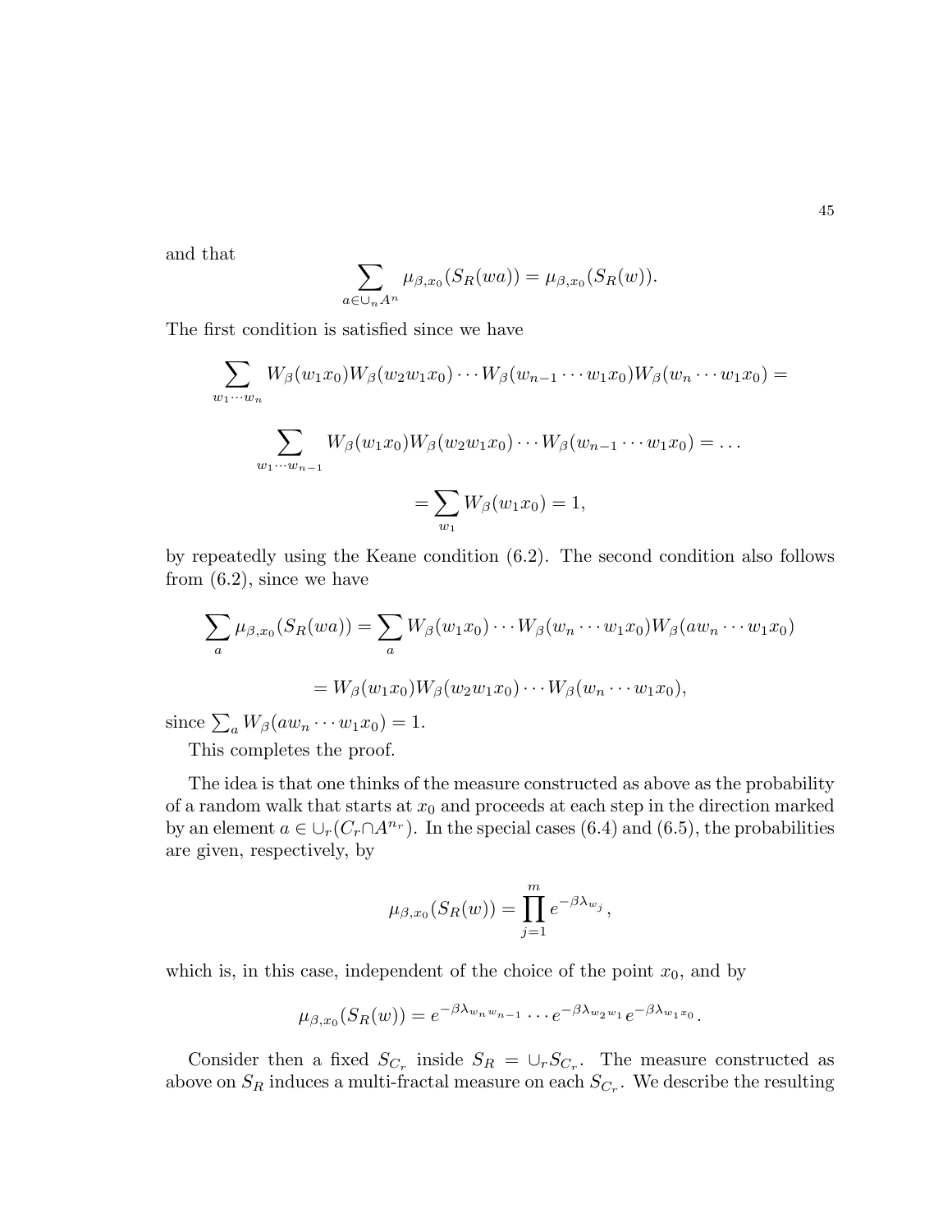and that

$$\sum_{a\in\cup_n A^n} \mu_{\beta,x_0}(S_R(wa)) = \mu_{\beta,x_0}(S_R(w)).$$

The first condition is satisfied since we have

$$\sum_{w_1\cdots w_n} W_\beta(w_1x_0)W_\beta(w_2w_1x_0)\cdots W_\beta(w_{n-1}\cdots w_1x_0)W_\beta(w_n\cdots w_1x_0) =$$

$$\sum_{w_1\cdots w_{n-1}} W_\beta(w_1x_0)W_\beta(w_2w_1x_0)\cdots W_\beta(w_{n-1}\cdots w_1x_0) = \ldots$$

$$= \sum_{w_1} W_\beta(w_1x_0) = 1,$$

by repeatedly using the Keane condition (6.2). The second condition also follows from (6.2), since we have

$$\sum_a \mu_{\beta,x_0}(S_R(wa)) = \sum_a W_\beta(w_1x_0)\cdots W_\beta(w_n\cdots w_1x_0)W_\beta(aw_n\cdots w_1x_0)$$

$$= W_\beta(w_1x_0)W_\beta(w_2w_1x_0)\cdots W_\beta(w_n\cdots w_1x_0),$$

since $\sum_a W_\beta(aw_n\cdots w_1x_0) = 1$.

This completes the proof.

The idea is that one thinks of the measure constructed as above as the probability of a random walk that starts at $x_0$ and proceeds at each step in the direction marked by an element $a\in\cup_r(C_r\cap A^{n_r})$. In the special cases (6.4) and (6.5), the probabilities are given, respectively, by

$$\mu_{\beta,x_0}(S_R(w)) = \prod_{j=1}^m e^{-\beta\lambda_{w_j}},$$

which is, in this case, independent of the choice of the point $x_0$, and by

$$\mu_{\beta,x_0}(S_R(w)) = e^{-\beta\lambda_{w_nw_{n-1}}}\cdots e^{-\beta\lambda_{w_2w_1}}e^{-\beta\lambda_{w_1x_0}}.$$

Consider then a fixed $S_{C_r}$ inside $S_R = \cup_r S_{C_r}$. The measure constructed as above on $S_R$ induces a multi-fractal measure on each $S_{C_r}$. We describe the resulting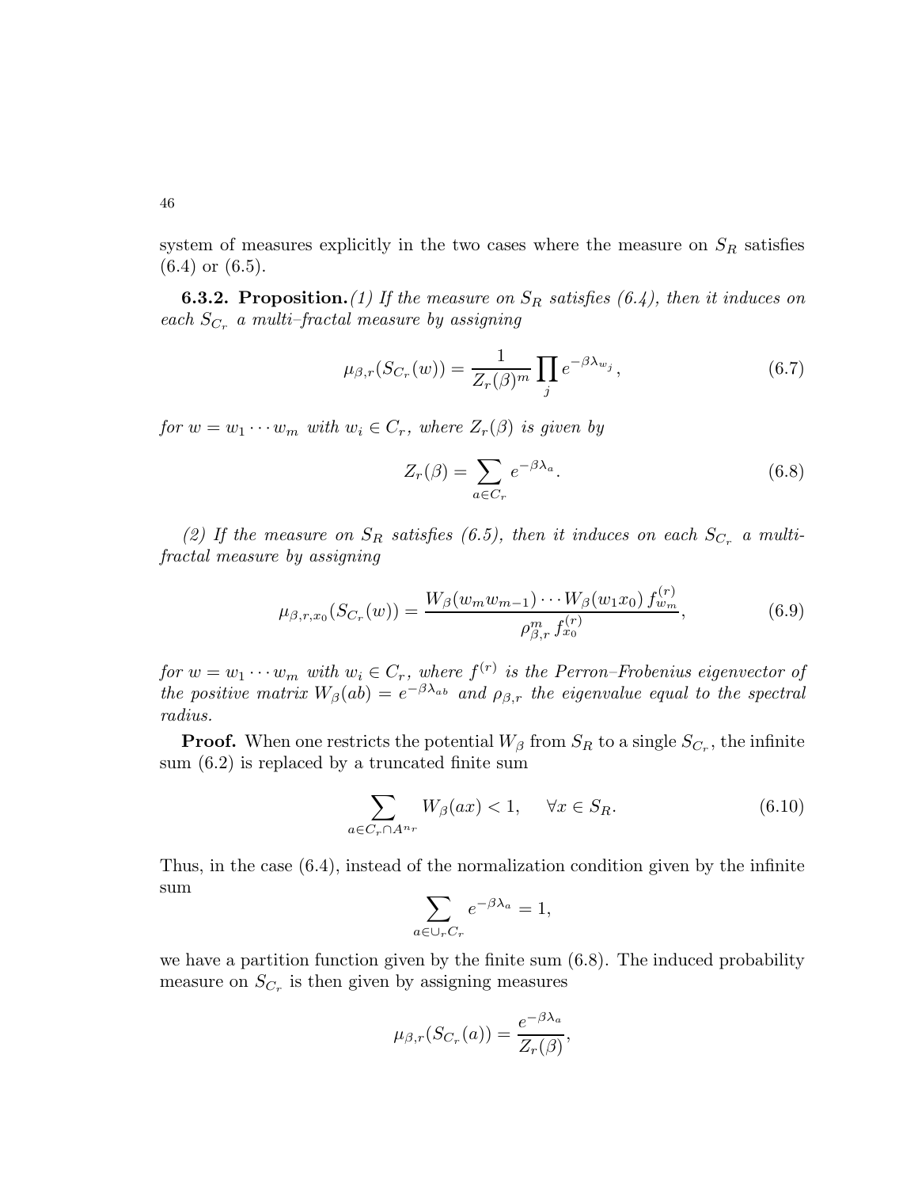system of measures explicitly in the two cases where the measure on $S_R$ satisfies (6.4) or (6.5).

**6.3.2. Proposition.** *(1) If the measure on $S_R$ satisfies (6.4), then it induces on each $S_{C_r}$ a multi–fractal measure by assigning*

$$\mu_{\beta,r}(S_{C_r}(w)) = \frac{1}{Z_r(\beta)^m} \prod_j e^{-\beta \lambda_{w_j}}, \tag{6.7}$$

*for $w = w_1 \cdots w_m$ with $w_i \in C_r$, where $Z_r(\beta)$ is given by*

$$Z_r(\beta) = \sum_{a \in C_r} e^{-\beta \lambda_a}. \tag{6.8}$$

*(2) If the measure on $S_R$ satisfies (6.5), then it induces on each $S_{C_r}$ a multi-fractal measure by assigning*

$$\mu_{\beta,r,x_0}(S_{C_r}(w)) = \frac{W_\beta(w_m w_{m-1}) \cdots W_\beta(w_1 x_0)\, f^{(r)}_{w_m}}{\rho^m_{\beta,r}\, f^{(r)}_{x_0}}, \tag{6.9}$$

*for $w = w_1 \cdots w_m$ with $w_i \in C_r$, where $f^{(r)}$ is the Perron–Frobenius eigenvector of the positive matrix $W_\beta(ab) = e^{-\beta\lambda_{ab}}$ and $\rho_{\beta,r}$ the eigenvalue equal to the spectral radius.*

**Proof.** When one restricts the potential $W_\beta$ from $S_R$ to a single $S_{C_r}$, the infinite sum (6.2) is replaced by a truncated finite sum

$$\sum_{a \in C_r \cap A^{n_r}} W_\beta(ax) < 1, \quad \forall x \in S_R. \tag{6.10}$$

Thus, in the case (6.4), instead of the normalization condition given by the infinite sum

$$\sum_{a \in \cup_r C_r} e^{-\beta \lambda_a} = 1,$$

we have a partition function given by the finite sum (6.8). The induced probability measure on $S_{C_r}$ is then given by assigning measures

$$\mu_{\beta,r}(S_{C_r}(a)) = \frac{e^{-\beta\lambda_a}}{Z_r(\beta)},$$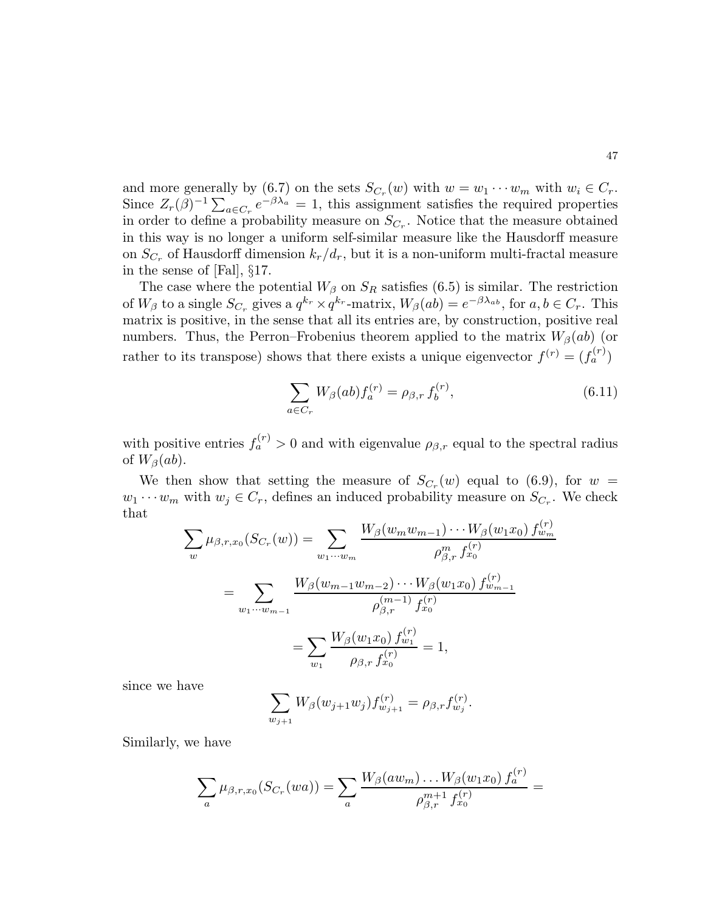and more generally by (6.7) on the sets $S_{C_r}(w)$ with $w = w_1 \cdots w_m$ with $w_i \in C_r$. Since $Z_r(\beta)^{-1} \sum_{a \in C_r} e^{-\beta \lambda_a} = 1$, this assignment satisfies the required properties in order to define a probability measure on $S_{C_r}$. Notice that the measure obtained in this way is no longer a uniform self-similar measure like the Hausdorff measure on $S_{C_r}$ of Hausdorff dimension $k_r/d_r$, but it is a non-uniform multi-fractal measure in the sense of [Fal], §17.

The case where the potential $W_\beta$ on $S_R$ satisfies (6.5) is similar. The restriction of $W_\beta$ to a single $S_{C_r}$ gives a $q^{k_r} \times q^{k_r}$-matrix, $W_\beta(ab) = e^{-\beta \lambda_{ab}}$, for $a, b \in C_r$. This matrix is positive, in the sense that all its entries are, by construction, positive real numbers. Thus, the Perron–Frobenius theorem applied to the matrix $W_\beta(ab)$ (or rather to its transpose) shows that there exists a unique eigenvector $f^{(r)} = (f^{(r)}_a)$

$$\sum_{a \in C_r} W_\beta(ab) f^{(r)}_a = \rho_{\beta,r}\, f^{(r)}_b, \tag{6.11}$$

with positive entries $f^{(r)}_a > 0$ and with eigenvalue $\rho_{\beta,r}$ equal to the spectral radius of $W_\beta(ab)$.

We then show that setting the measure of $S_{C_r}(w)$ equal to (6.9), for $w = w_1 \cdots w_m$ with $w_j \in C_r$, defines an induced probability measure on $S_{C_r}$. We check that

$$\sum_w \mu_{\beta,r,x_0}(S_{C_r}(w)) = \sum_{w_1 \cdots w_m} \frac{W_\beta(w_m w_{m-1}) \cdots W_\beta(w_1 x_0)\, f^{(r)}_{w_m}}{\rho^m_{\beta,r}\, f^{(r)}_{x_0}}$$

$$= \sum_{w_1 \cdots w_{m-1}} \frac{W_\beta(w_{m-1} w_{m-2}) \cdots W_\beta(w_1 x_0)\, f^{(r)}_{w_{m-1}}}{\rho^{(m-1)}_{\beta,r}\, f^{(r)}_{x_0}}$$

$$= \sum_{w_1} \frac{W_\beta(w_1 x_0)\, f^{(r)}_{w_1}}{\rho_{\beta,r}\, f^{(r)}_{x_0}} = 1,$$

since we have

$$\sum_{w_{j+1}} W_\beta(w_{j+1} w_j) f^{(r)}_{w_{j+1}} = \rho_{\beta,r} f^{(r)}_{w_j}.$$

Similarly, we have

$$\sum_a \mu_{\beta,r,x_0}(S_{C_r}(wa)) = \sum_a \frac{W_\beta(a w_m) \ldots W_\beta(w_1 x_0)\, f^{(r)}_a}{\rho^{m+1}_{\beta,r}\, f^{(r)}_{x_0}} =$$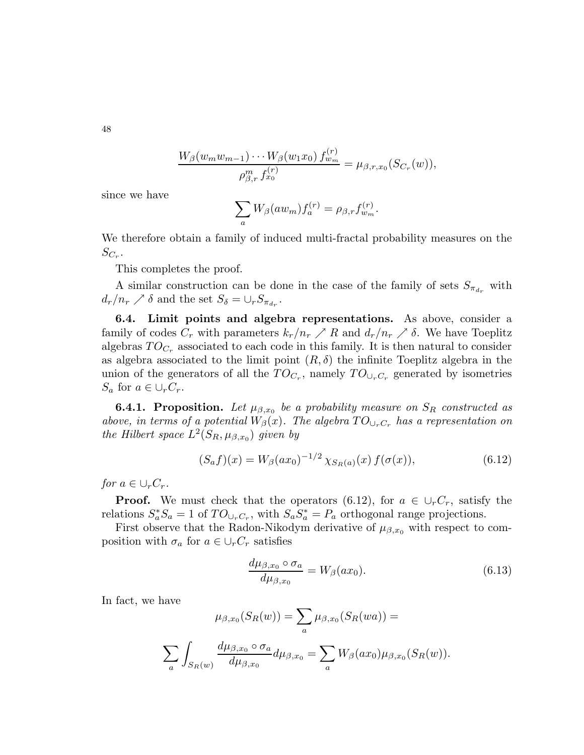$$\frac{W_\beta(w_m w_{m-1}) \cdots W_\beta(w_1 x_0)\, f^{(r)}_{w_m}}{\rho^m_{\beta,r}\, f^{(r)}_{x_0}} = \mu_{\beta,r,x_0}(S_{C_r}(w)),$$

since we have

$$\sum_a W_\beta(a w_m) f^{(r)}_a = \rho_{\beta,r} f^{(r)}_{w_m}.$$

We therefore obtain a family of induced multi-fractal probability measures on the $S_{C_r}$.

This completes the proof.

A similar construction can be done in the case of the family of sets $S_{\pi_{d_r}}$ with $d_r/n_r \nearrow \delta$ and the set $S_\delta = \cup_r S_{\pi_{d_r}}$.

**6.4. Limit points and algebra representations.** As above, consider a family of codes $C_r$ with parameters $k_r/n_r \nearrow R$ and $d_r/n_r \nearrow \delta$. We have Toeplitz algebras $TO_{C_r}$ associated to each code in this family. It is then natural to consider as algebra associated to the limit point $(R, \delta)$ the infinite Toeplitz algebra in the union of the generators of all the $TO_{C_r}$, namely $TO_{\cup_r C_r}$ generated by isometries $S_a$ for $a \in \cup_r C_r$.

**6.4.1. Proposition.** *Let $\mu_{\beta,x_0}$ be a probability measure on $S_R$ constructed as above, in terms of a potential $W_\beta(x)$. The algebra $TO_{\cup_r C_r}$ has a representation on the Hilbert space $L^2(S_R, \mu_{\beta,x_0})$ given by*

$$(S_a f)(x) = W_\beta(a x_0)^{-1/2}\, \chi_{S_R(a)}(x)\, f(\sigma(x)), \tag{6.12}$$

*for $a \in \cup_r C_r$.*

**Proof.** We must check that the operators (6.12), for $a \in \cup_r C_r$, satisfy the relations $S_a^* S_a = 1$ of $TO_{\cup_r C_r}$, with $S_a S_a^* = P_a$ orthogonal range projections.

First observe that the Radon-Nikodym derivative of $\mu_{\beta,x_0}$ with respect to composition with $\sigma_a$ for $a \in \cup_r C_r$ satisfies

$$\frac{d\mu_{\beta,x_0} \circ \sigma_a}{d\mu_{\beta,x_0}} = W_\beta(a x_0). \tag{6.13}$$

In fact, we have

$$\mu_{\beta,x_0}(S_R(w)) = \sum_a \mu_{\beta,x_0}(S_R(wa)) =$$

$$\sum_a \int_{S_R(w)} \frac{d\mu_{\beta,x_0} \circ \sigma_a}{d\mu_{\beta,x_0}} d\mu_{\beta,x_0} = \sum_a W_\beta(a x_0) \mu_{\beta,x_0}(S_R(w)).$$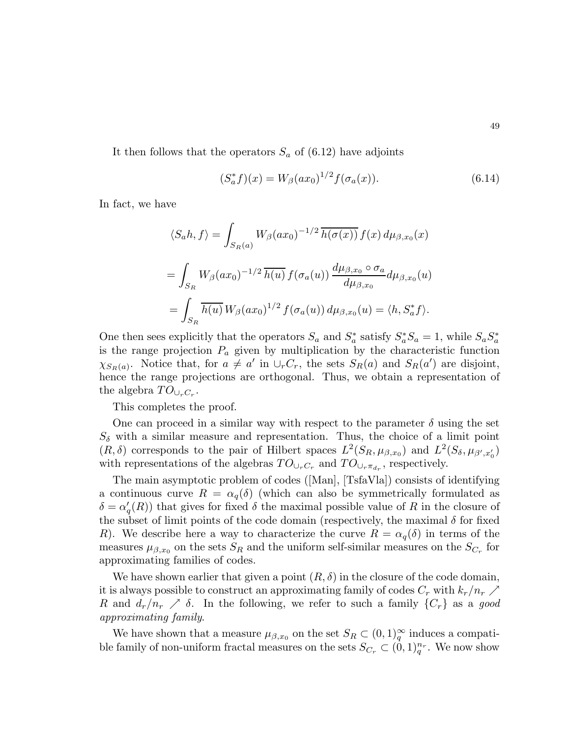It then follows that the operators $S_a$ of (6.12) have adjoints

$$(S_a^* f)(x) = W_\beta(ax_0)^{1/2} f(\sigma_a(x)). \tag{6.14}$$

In fact, we have

$$\langle S_a h, f\rangle = \int_{S_R(a)} W_\beta(ax_0)^{-1/2}\, \overline{h(\sigma(x))}\, f(x)\, d\mu_{\beta,x_0}(x)$$

$$= \int_{S_R} W_\beta(ax_0)^{-1/2}\, \overline{h(u)}\, f(\sigma_a(u))\, \frac{d\mu_{\beta,x_0}\circ\sigma_a}{d\mu_{\beta,x_0}} d\mu_{\beta,x_0}(u)$$

$$= \int_{S_R} \overline{h(u)}\, W_\beta(ax_0)^{1/2}\, f(\sigma_a(u))\, d\mu_{\beta,x_0}(u) = \langle h, S_a^* f\rangle.$$

One then sees explicitly that the operators $S_a$ and $S_a^*$ satisfy $S_a^* S_a = 1$, while $S_a S_a^*$ is the range projection $P_a$ given by multiplication by the characteristic function $\chi_{S_R(a)}$. Notice that, for $a \neq a'$ in $\cup_r C_r$, the sets $S_R(a)$ and $S_R(a')$ are disjoint, hence the range projections are orthogonal. Thus, we obtain a representation of the algebra $TO_{\cup_r C_r}$.

This completes the proof.

One can proceed in a similar way with respect to the parameter $\delta$ using the set $S_\delta$ with a similar measure and representation. Thus, the choice of a limit point $(R,\delta)$ corresponds to the pair of Hilbert spaces $L^2(S_R, \mu_{\beta,x_0})$ and $L^2(S_\delta, \mu_{\beta',x_0'})$ with representations of the algebras $TO_{\cup_r C_r}$ and $TO_{\cup_r \pi_{d_r}}$, respectively.

The main asymptotic problem of codes ([Man], [TsfaVla]) consists of identifying a continuous curve $R = \alpha_q(\delta)$ (which can also be symmetrically formulated as $\delta = \alpha_q'(R)$) that gives for fixed $\delta$ the maximal possible value of $R$ in the closure of the subset of limit points of the code domain (respectively, the maximal $\delta$ for fixed $R$). We describe here a way to characterize the curve $R = \alpha_q(\delta)$ in terms of the measures $\mu_{\beta,x_0}$ on the sets $S_R$ and the uniform self-similar measures on the $S_{C_r}$ for approximating families of codes.

We have shown earlier that given a point $(R,\delta)$ in the closure of the code domain, it is always possible to construct an approximating family of codes $C_r$ with $k_r/n_r \nearrow R$ and $d_r/n_r \nearrow \delta$. In the following, we refer to such a family $\{C_r\}$ as a *good approximating family*.

We have shown that a measure $\mu_{\beta,x_0}$ on the set $S_R \subset (0,1)_q^\infty$ induces a compatible family of non-uniform fractal measures on the sets $S_{C_r} \subset (0,1)_q^{n_r}$. We now show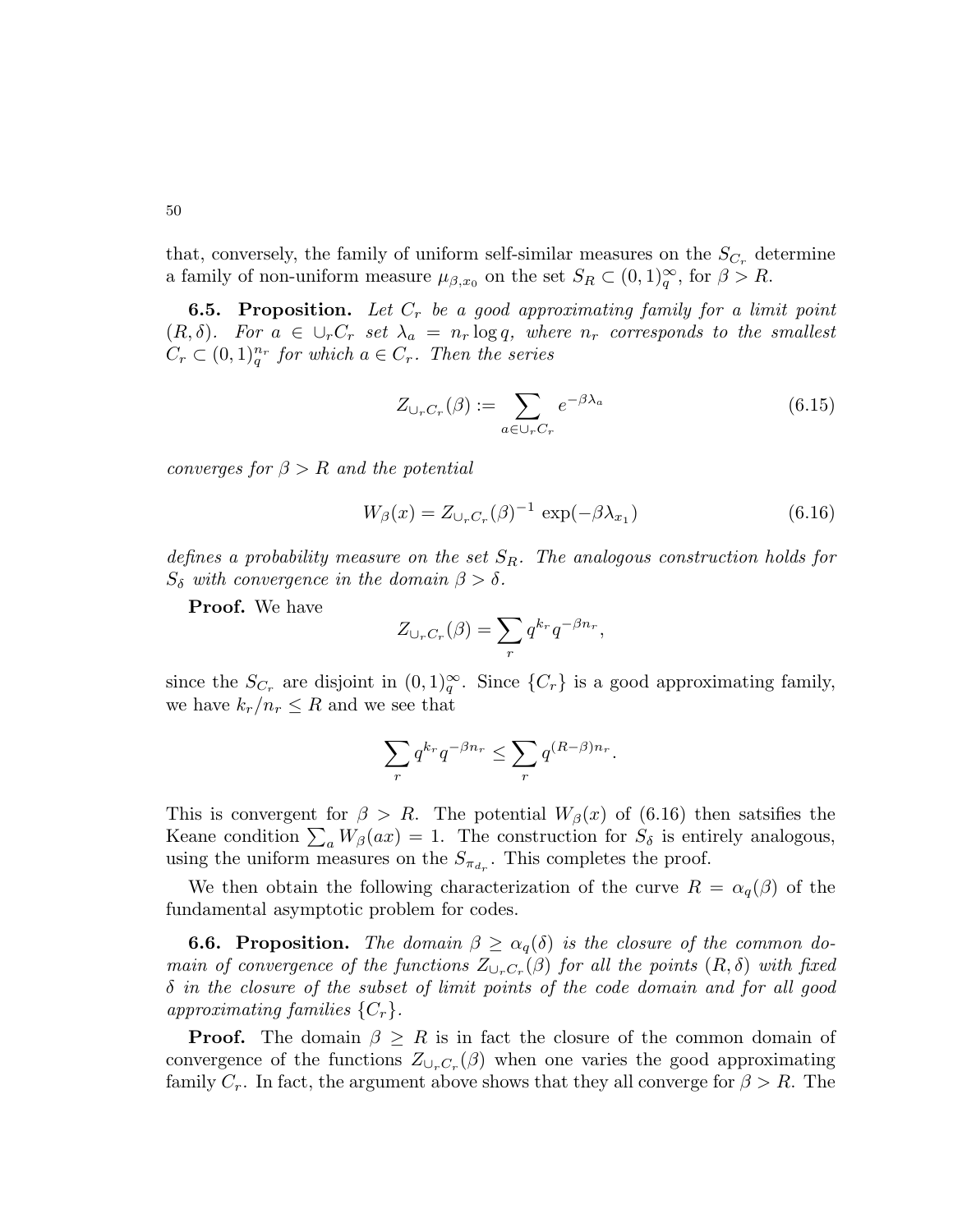that, conversely, the family of uniform self-similar measures on the $S_{C_r}$ determine a family of non-uniform measure $\mu_{\beta,x_0}$ on the set $S_R \subset (0,1)_q^\infty$, for $\beta > R$.

**6.5. Proposition.** *Let $C_r$ be a good approximating family for a limit point $(R, \delta)$. For $a \in \cup_r C_r$ set $\lambda_a = n_r \log q$, where $n_r$ corresponds to the smallest $C_r \subset (0,1)_q^{n_r}$ for which $a \in C_r$. Then the series*

$$Z_{\cup_r C_r}(\beta) := \sum_{a \in \cup_r C_r} e^{-\beta \lambda_a} \tag{6.15}$$

*converges for $\beta > R$ and the potential*

$$W_\beta(x) = Z_{\cup_r C_r}(\beta)^{-1} \exp(-\beta \lambda_{x_1}) \tag{6.16}$$

*defines a probability measure on the set $S_R$. The analogous construction holds for $S_\delta$ with convergence in the domain $\beta > \delta$.*

**Proof.** We have

$$Z_{\cup_r C_r}(\beta) = \sum_r q^{k_r} q^{-\beta n_r},$$

since the $S_{C_r}$ are disjoint in $(0,1)_q^\infty$. Since $\{C_r\}$ is a good approximating family, we have $k_r/n_r \leq R$ and we see that

$$\sum_r q^{k_r} q^{-\beta n_r} \leq \sum_r q^{(R-\beta)n_r}.$$

This is convergent for $\beta > R$. The potential $W_\beta(x)$ of (6.16) then satsifies the Keane condition $\sum_a W_\beta(ax) = 1$. The construction for $S_\delta$ is entirely analogous, using the uniform measures on the $S_{\pi_{d_r}}$. This completes the proof.

We then obtain the following characterization of the curve $R = \alpha_q(\beta)$ of the fundamental asymptotic problem for codes.

**6.6. Proposition.** *The domain $\beta \geq \alpha_q(\delta)$ is the closure of the common domain of convergence of the functions $Z_{\cup_r C_r}(\beta)$ for all the points $(R, \delta)$ with fixed $\delta$ in the closure of the subset of limit points of the code domain and for all good approximating families $\{C_r\}$.*

**Proof.** The domain $\beta \geq R$ is in fact the closure of the common domain of convergence of the functions $Z_{\cup_r C_r}(\beta)$ when one varies the good approximating family $C_r$. In fact, the argument above shows that they all converge for $\beta > R$. The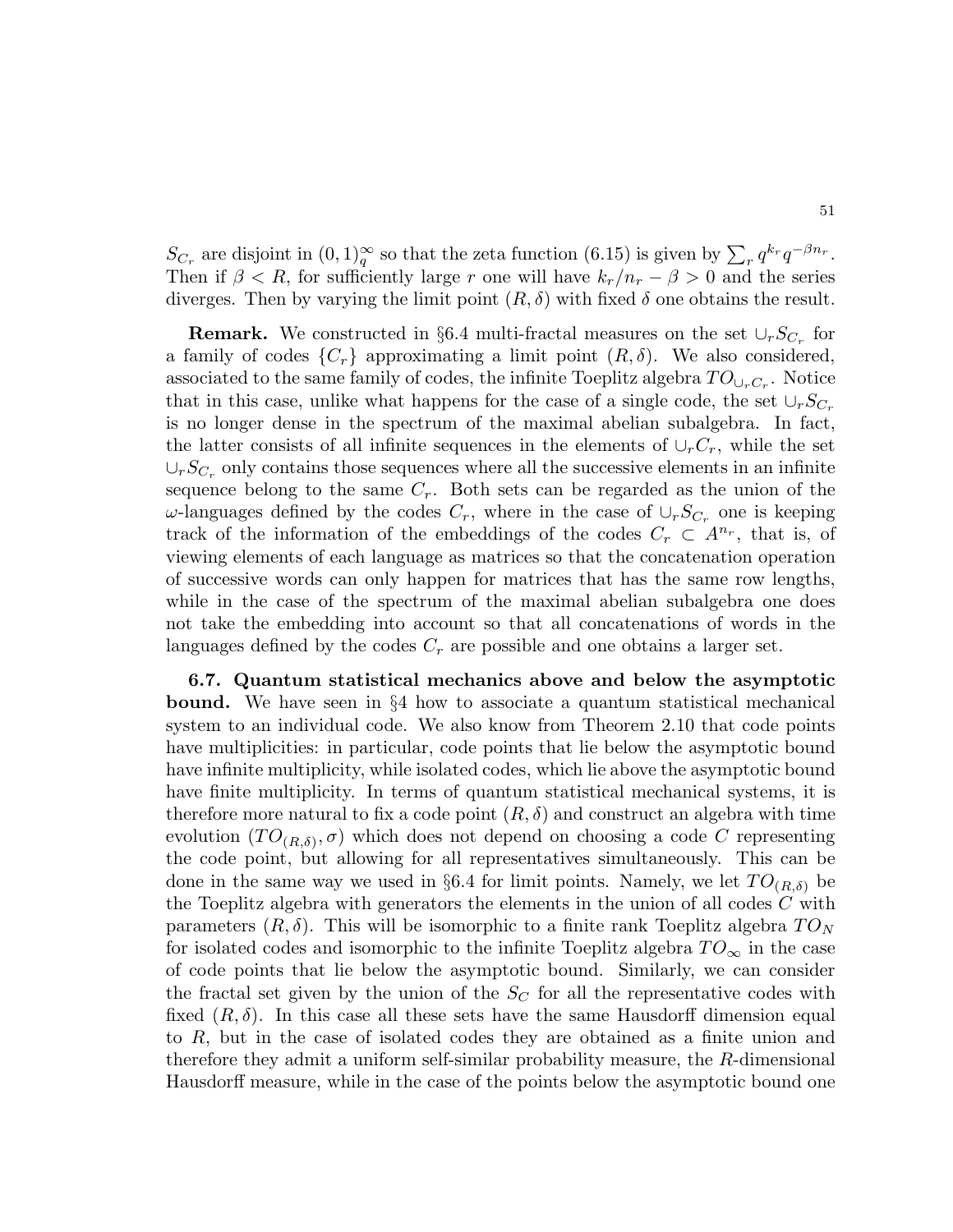$S_{C_r}$ are disjoint in $(0,1)_q^\infty$ so that the zeta function (6.15) is given by $\sum_r q^{k_r} q^{-\beta n_r}$. Then if $\beta < R$, for sufficiently large $r$ one will have $k_r/n_r - \beta > 0$ and the series diverges. Then by varying the limit point $(R, \delta)$ with fixed $\delta$ one obtains the result.

**Remark.** We constructed in §6.4 multi-fractal measures on the set $\cup_r S_{C_r}$ for a family of codes $\{C_r\}$ approximating a limit point $(R, \delta)$. We also considered, associated to the same family of codes, the infinite Toeplitz algebra $TO_{\cup_r C_r}$. Notice that in this case, unlike what happens for the case of a single code, the set $\cup_r S_{C_r}$ is no longer dense in the spectrum of the maximal abelian subalgebra. In fact, the latter consists of all infinite sequences in the elements of $\cup_r C_r$, while the set $\cup_r S_{C_r}$ only contains those sequences where all the successive elements in an infinite sequence belong to the same $C_r$. Both sets can be regarded as the union of the $\omega$-languages defined by the codes $C_r$, where in the case of $\cup_r S_{C_r}$ one is keeping track of the information of the embeddings of the codes $C_r \subset A^{n_r}$, that is, of viewing elements of each language as matrices so that the concatenation operation of successive words can only happen for matrices that has the same row lengths, while in the case of the spectrum of the maximal abelian subalgebra one does not take the embedding into account so that all concatenations of words in the languages defined by the codes $C_r$ are possible and one obtains a larger set.

**6.7. Quantum statistical mechanics above and below the asymptotic bound.** We have seen in §4 how to associate a quantum statistical mechanical system to an individual code. We also know from Theorem 2.10 that code points have multiplicities: in particular, code points that lie below the asymptotic bound have infinite multiplicity, while isolated codes, which lie above the asymptotic bound have finite multiplicity. In terms of quantum statistical mechanical systems, it is therefore more natural to fix a code point $(R, \delta)$ and construct an algebra with time evolution $(TO_{(R,\delta)}, \sigma)$ which does not depend on choosing a code $C$ representing the code point, but allowing for all representatives simultaneously. This can be done in the same way we used in §6.4 for limit points. Namely, we let $TO_{(R,\delta)}$ be the Toeplitz algebra with generators the elements in the union of all codes $C$ with parameters $(R, \delta)$. This will be isomorphic to a finite rank Toeplitz algebra $TO_N$ for isolated codes and isomorphic to the infinite Toeplitz algebra $TO_\infty$ in the case of code points that lie below the asymptotic bound. Similarly, we can consider the fractal set given by the union of the $S_C$ for all the representative codes with fixed $(R, \delta)$. In this case all these sets have the same Hausdorff dimension equal to $R$, but in the case of isolated codes they are obtained as a finite union and therefore they admit a uniform self-similar probability measure, the $R$-dimensional Hausdorff measure, while in the case of the points below the asymptotic bound one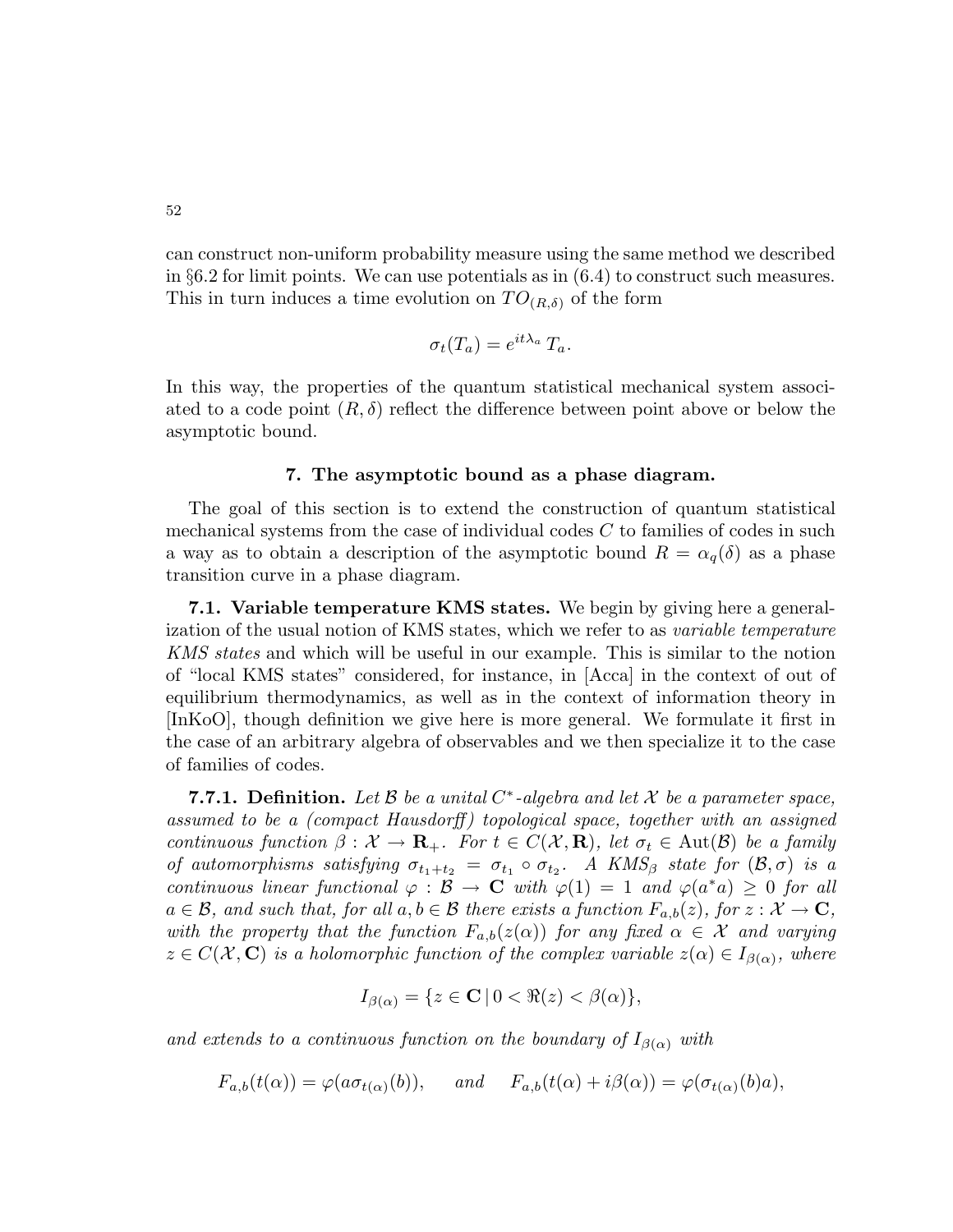can construct non-uniform probability measure using the same method we described in §6.2 for limit points. We can use potentials as in (6.4) to construct such measures. This in turn induces a time evolution on $TO_{(R,\delta)}$ of the form

$$\sigma_t(T_a) = e^{it\lambda_a}\, T_a.$$

In this way, the properties of the quantum statistical mechanical system associated to a code point $(R, \delta)$ reflect the difference between point above or below the asymptotic bound.

## 7. The asymptotic bound as a phase diagram.

The goal of this section is to extend the construction of quantum statistical mechanical systems from the case of individual codes $C$ to families of codes in such a way as to obtain a description of the asymptotic bound $R = \alpha_q(\delta)$ as a phase transition curve in a phase diagram.

**7.1. Variable temperature KMS states.** We begin by giving here a generalization of the usual notion of KMS states, which we refer to as *variable temperature KMS states* and which will be useful in our example. This is similar to the notion of "local KMS states" considered, for instance, in [Acca] in the context of out of equilibrium thermodynamics, as well as in the context of information theory in [InKoO], though definition we give here is more general. We formulate it first in the case of an arbitrary algebra of observables and we then specialize it to the case of families of codes.

**7.7.1. Definition.** *Let $\mathcal{B}$ be a unital $C^*$-algebra and let $\mathcal{X}$ be a parameter space, assumed to be a (compact Hausdorff) topological space, together with an assigned continuous function $\beta : \mathcal{X} \to \mathbf{R}_+$. For $t \in C(\mathcal{X}, \mathbf{R})$, let $\sigma_t \in \mathrm{Aut}(\mathcal{B})$ be a family of automorphisms satisfying $\sigma_{t_1+t_2} = \sigma_{t_1} \circ \sigma_{t_2}$. A KMS$_\beta$ state for $(\mathcal{B}, \sigma)$ is a continuous linear functional $\varphi : \mathcal{B} \to \mathbf{C}$ with $\varphi(1) = 1$ and $\varphi(a^*a) \geq 0$ for all $a \in \mathcal{B}$, and such that, for all $a, b \in \mathcal{B}$ there exists a function $F_{a,b}(z)$, for $z : \mathcal{X} \to \mathbf{C}$, with the property that the function $F_{a,b}(z(\alpha))$ for any fixed $\alpha \in \mathcal{X}$ and varying $z \in C(\mathcal{X}, \mathbf{C})$ is a holomorphic function of the complex variable $z(\alpha) \in I_{\beta(\alpha)}$, where*

$$I_{\beta(\alpha)} = \{z \in \mathbf{C} \,|\, 0 < \Re(z) < \beta(\alpha)\},$$

*and extends to a continuous function on the boundary of $I_{\beta(\alpha)}$ with*

$$F_{a,b}(t(\alpha)) = \varphi(a\sigma_{t(\alpha)}(b)), \qquad \text{and} \qquad F_{a,b}(t(\alpha) + i\beta(\alpha)) = \varphi(\sigma_{t(\alpha)}(b)a),$$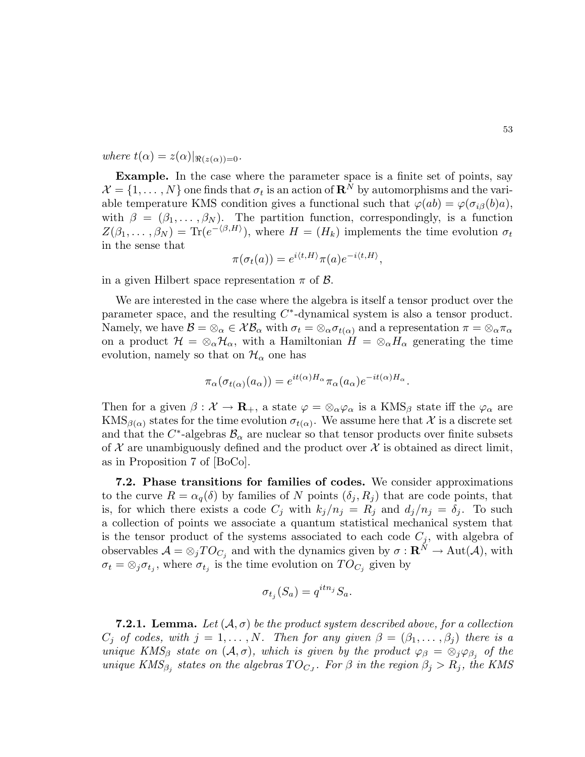*where* $t(\alpha) = z(\alpha)|_{\Re(z(\alpha))=0}$.

**Example.** In the case where the parameter space is a finite set of points, say $\mathcal{X} = \{1, \dots, N\}$ one finds that $\sigma_t$ is an action of $\mathbf{R}^N$ by automorphisms and the variable temperature KMS condition gives a functional such that $\varphi(ab) = \varphi(\sigma_{i\beta}(b)a)$, with $\beta = (\beta_1, \dots, \beta_N)$. The partition function, correspondingly, is a function $Z(\beta_1, \dots, \beta_N) = \mathrm{Tr}(e^{-\langle \beta, H\rangle})$, where $H = (H_k)$ implements the time evolution $\sigma_t$ in the sense that

$$\pi(\sigma_t(a)) = e^{i\langle t, H\rangle} \pi(a) e^{-i\langle t, H\rangle},$$

in a given Hilbert space representation $\pi$ of $\mathcal{B}$.

We are interested in the case where the algebra is itself a tensor product over the parameter space, and the resulting $C^*$-dynamical system is also a tensor product. Namely, we have $\mathcal{B} = \otimes_\alpha \in \mathcal{X}\mathcal{B}_\alpha$ with $\sigma_t = \otimes_\alpha \sigma_{t(\alpha)}$ and a representation $\pi = \otimes_\alpha \pi_\alpha$ on a product $\mathcal{H} = \otimes_\alpha \mathcal{H}_\alpha$, with a Hamiltonian $H = \otimes_\alpha H_\alpha$ generating the time evolution, namely so that on $\mathcal{H}_\alpha$ one has

$$\pi_\alpha(\sigma_{t(\alpha)}(a_\alpha)) = e^{it(\alpha)H_\alpha} \pi_\alpha(a_\alpha) e^{-it(\alpha)H_\alpha}.$$

Then for a given $\beta : \mathcal{X} \to \mathbf{R}_+$, a state $\varphi = \otimes_\alpha \varphi_\alpha$ is a $\mathrm{KMS}_\beta$ state iff the $\varphi_\alpha$ are $\mathrm{KMS}_{\beta(\alpha)}$ states for the time evolution $\sigma_{t(\alpha)}$. We assume here that $\mathcal{X}$ is a discrete set and that the $C^*$-algebras $\mathcal{B}_\alpha$ are nuclear so that tensor products over finite subsets of $\mathcal{X}$ are unambiguously defined and the product over $\mathcal{X}$ is obtained as direct limit, as in Proposition 7 of [BoCo].

**7.2. Phase transitions for families of codes.** We consider approximations to the curve $R = \alpha_q(\delta)$ by families of $N$ points $(\delta_j, R_j)$ that are code points, that is, for which there exists a code $C_j$ with $k_j/n_j = R_j$ and $d_j/n_j = \delta_j$. To such a collection of points we associate a quantum statistical mechanical system that is the tensor product of the systems associated to each code $C_j$, with algebra of observables $\mathcal{A} = \otimes_j TO_{C_j}$ and with the dynamics given by $\sigma : \mathbf{R}^N \to \mathrm{Aut}(\mathcal{A})$, with $\sigma_t = \otimes_j \sigma_{t_j}$, where $\sigma_{t_j}$ is the time evolution on $TO_{C_j}$ given by

$$\sigma_{t_j}(S_a) = q^{itn_j} S_a.$$

**7.2.1. Lemma.** *Let $(\mathcal{A}, \sigma)$ be the product system described above, for a collection $C_j$ of codes, with $j = 1, \dots, N$. Then for any given $\beta = (\beta_1, \dots, \beta_j)$ there is a unique KMS$_\beta$ state on $(\mathcal{A}, \sigma)$, which is given by the product $\varphi_\beta = \otimes_j \varphi_{\beta_j}$ of the unique KMS$_{\beta_j}$ states on the algebras $TO_{C_J}$. For $\beta$ in the region $\beta_j > R_j$, the KMS*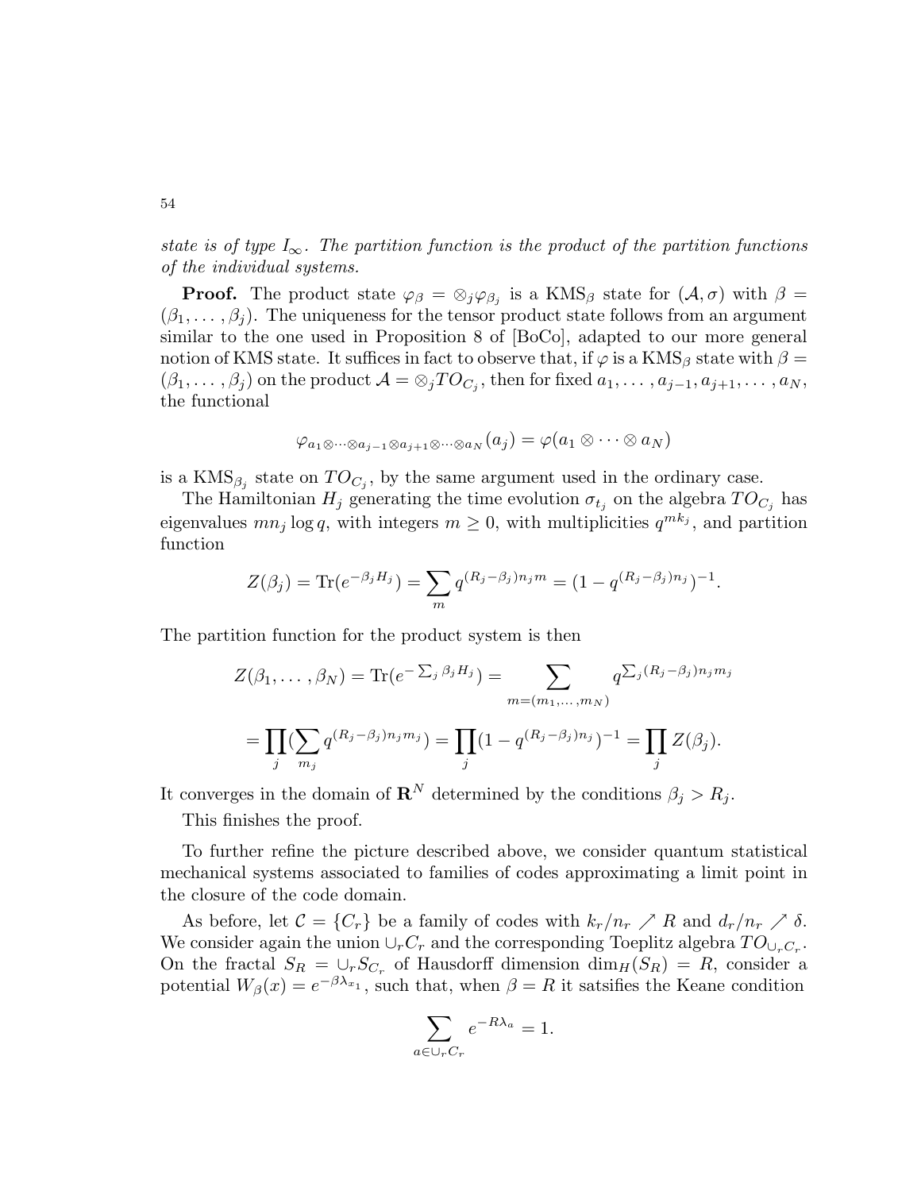*state is of type $I_\infty$. The partition function is the product of the partition functions of the individual systems.*

**Proof.** The product state $\varphi_\beta = \otimes_j \varphi_{\beta_j}$ is a KMS$_\beta$ state for $(\mathcal{A}, \sigma)$ with $\beta = (\beta_1, \ldots, \beta_j)$. The uniqueness for the tensor product state follows from an argument similar to the one used in Proposition 8 of [BoCo], adapted to our more general notion of KMS state. It suffices in fact to observe that, if $\varphi$ is a KMS$_\beta$ state with $\beta = (\beta_1, \ldots, \beta_j)$ on the product $\mathcal{A} = \otimes_j TO_{C_j}$, then for fixed $a_1, \ldots, a_{j-1}, a_{j+1}, \ldots, a_N$, the functional

$$\varphi_{a_1 \otimes \cdots \otimes a_{j-1} \otimes a_{j+1} \otimes \cdots \otimes a_N}(a_j) = \varphi(a_1 \otimes \cdots \otimes a_N)$$

is a KMS$_{\beta_j}$ state on $TO_{C_j}$, by the same argument used in the ordinary case.

The Hamiltonian $H_j$ generating the time evolution $\sigma_{t_j}$ on the algebra $TO_{C_j}$ has eigenvalues $m n_j \log q$, with integers $m \geq 0$, with multiplicities $q^{m k_j}$, and partition function

$$Z(\beta_j) = \mathrm{Tr}(e^{-\beta_j H_j}) = \sum_m q^{(R_j - \beta_j) n_j m} = (1 - q^{(R_j - \beta_j) n_j})^{-1}.$$

The partition function for the product system is then

$$Z(\beta_1, \ldots, \beta_N) = \mathrm{Tr}(e^{-\sum_j \beta_j H_j}) = \sum_{m = (m_1, \ldots, m_N)} q^{\sum_j (R_j - \beta_j) n_j m_j}$$

$$= \prod_j (\sum_{m_j} q^{(R_j - \beta_j) n_j m_j}) = \prod_j (1 - q^{(R_j - \beta_j) n_j})^{-1} = \prod_j Z(\beta_j).$$

It converges in the domain of $\mathbf{R}^N$ determined by the conditions $\beta_j > R_j$.

This finishes the proof.

To further refine the picture described above, we consider quantum statistical mechanical systems associated to families of codes approximating a limit point in the closure of the code domain.

As before, let $\mathcal{C} = \{C_r\}$ be a family of codes with $k_r/n_r \nearrow R$ and $d_r/n_r \nearrow \delta$. We consider again the union $\cup_r C_r$ and the corresponding Toeplitz algebra $TO_{\cup_r C_r}$. On the fractal $S_R = \cup_r S_{C_r}$ of Hausdorff dimension $\dim_H(S_R) = R$, consider a potential $W_\beta(x) = e^{-\beta \lambda_{x_1}}$, such that, when $\beta = R$ it satsifies the Keane condition

$$\sum_{a \in \cup_r C_r} e^{-R \lambda_a} = 1.$$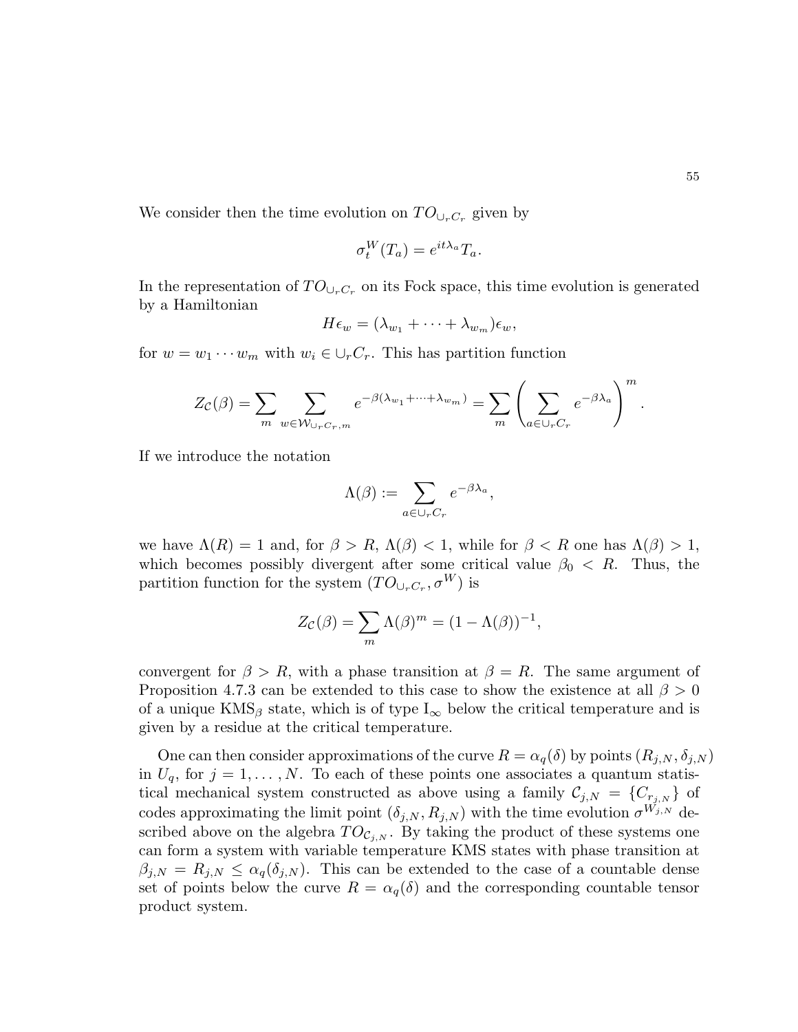We consider then the time evolution on $TO_{\cup_r C_r}$ given by

$$\sigma_t^W(T_a) = e^{it\lambda_a} T_a.$$

In the representation of $TO_{\cup_r C_r}$ on its Fock space, this time evolution is generated by a Hamiltonian

$$H\epsilon_w = (\lambda_{w_1} + \cdots + \lambda_{w_m})\epsilon_w,$$

for $w = w_1 \cdots w_m$ with $w_i \in \cup_r C_r$. This has partition function

$$Z_{\mathcal{C}}(\beta) = \sum_m \sum_{w \in \mathcal{W}_{\cup_r C_r, m}} e^{-\beta(\lambda_{w_1} + \cdots + \lambda_{w_m})} = \sum_m \left( \sum_{a \in \cup_r C_r} e^{-\beta \lambda_a} \right)^m.$$

If we introduce the notation

$$\Lambda(\beta) := \sum_{a \in \cup_r C_r} e^{-\beta \lambda_a},$$

we have $\Lambda(R) = 1$ and, for $\beta > R$, $\Lambda(\beta) < 1$, while for $\beta < R$ one has $\Lambda(\beta) > 1$, which becomes possibly divergent after some critical value $\beta_0 < R$. Thus, the partition function for the system $(TO_{\cup_r C_r}, \sigma^W)$ is

$$Z_{\mathcal{C}}(\beta) = \sum_m \Lambda(\beta)^m = (1 - \Lambda(\beta))^{-1},$$

convergent for $\beta > R$, with a phase transition at $\beta = R$. The same argument of Proposition 4.7.3 can be extended to this case to show the existence at all $\beta > 0$ of a unique KMS$_\beta$ state, which is of type $\mathrm{I}_\infty$ below the critical temperature and is given by a residue at the critical temperature.

One can then consider approximations of the curve $R = \alpha_q(\delta)$ by points $(R_{j,N}, \delta_{j,N})$ in $U_q$, for $j = 1, \ldots, N$. To each of these points one associates a quantum statistical mechanical system constructed as above using a family $\mathcal{C}_{j,N} = \{C_{r_{j,N}}\}$ of codes approximating the limit point $(\delta_{j,N}, R_{j,N})$ with the time evolution $\sigma^{W_{j,N}}$ described above on the algebra $TO_{\mathcal{C}_{j,N}}$. By taking the product of these systems one can form a system with variable temperature KMS states with phase transition at $\beta_{j,N} = R_{j,N} \leq \alpha_q(\delta_{j,N})$. This can be extended to the case of a countable dense set of points below the curve $R = \alpha_q(\delta)$ and the corresponding countable tensor product system.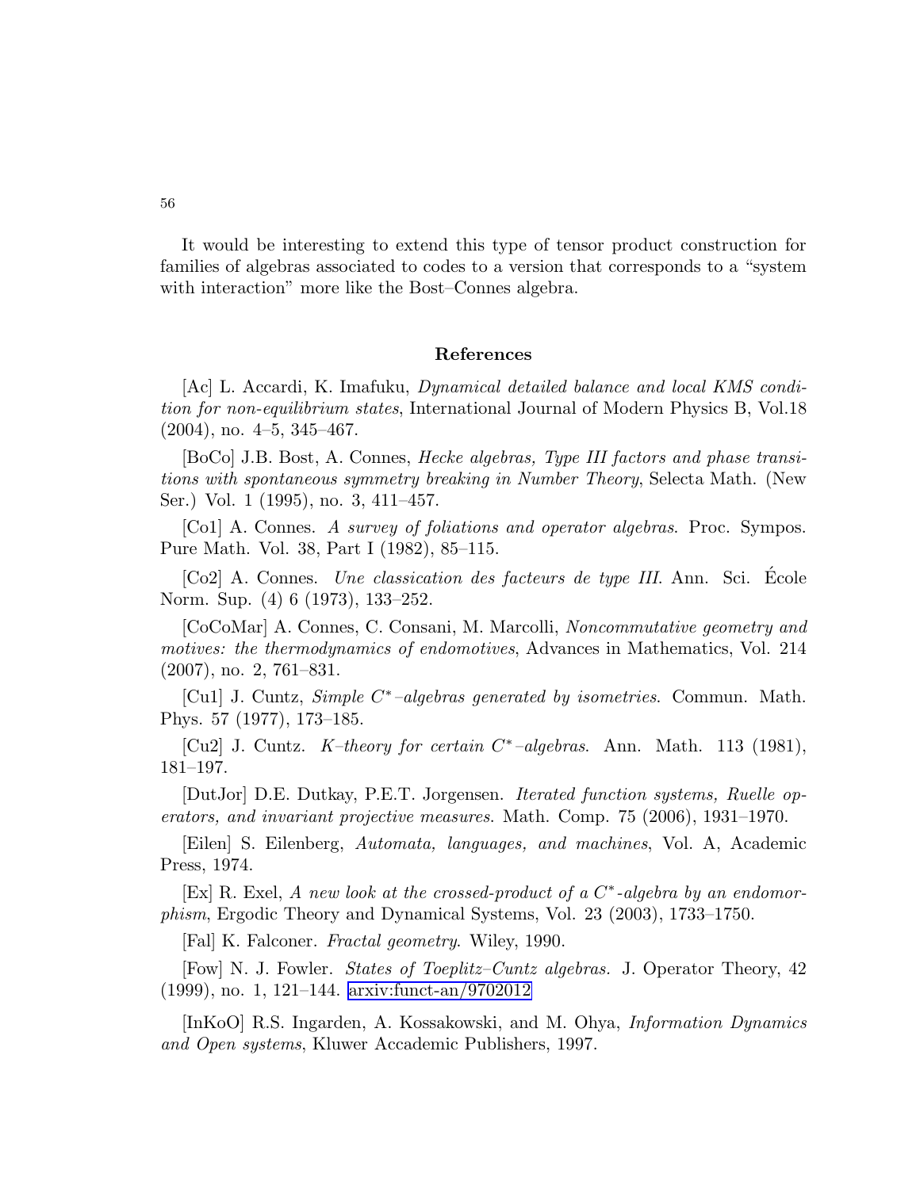It would be interesting to extend this type of tensor product construction for families of algebras associated to codes to a version that corresponds to a "system with interaction" more like the Bost–Connes algebra.

## References

[Ac] L. Accardi, K. Imafuku, *Dynamical detailed balance and local KMS condition for non-equilibrium states*, International Journal of Modern Physics B, Vol.18 (2004), no. 4–5, 345–467.

[BoCo] J.B. Bost, A. Connes, *Hecke algebras, Type III factors and phase transitions with spontaneous symmetry breaking in Number Theory*, Selecta Math. (New Ser.) Vol. 1 (1995), no. 3, 411–457.

[Co1] A. Connes. *A survey of foliations and operator algebras*. Proc. Sympos. Pure Math. Vol. 38, Part I (1982), 85–115.

[Co2] A. Connes. *Une classication des facteurs de type III*. Ann. Sci. École Norm. Sup. (4) 6 (1973), 133–252.

[CoCoMar] A. Connes, C. Consani, M. Marcolli, *Noncommutative geometry and motives: the thermodynamics of endomotives*, Advances in Mathematics, Vol. 214 (2007), no. 2, 761–831.

[Cu1] J. Cuntz, *Simple $C^*$–algebras generated by isometries*. Commun. Math. Phys. 57 (1977), 173–185.

[Cu2] J. Cuntz. *K–theory for certain $C^*$–algebras*. Ann. Math. 113 (1981), 181–197.

[DutJor] D.E. Dutkay, P.E.T. Jorgensen. *Iterated function systems, Ruelle operators, and invariant projective measures*. Math. Comp. 75 (2006), 1931–1970.

[Eilen] S. Eilenberg, *Automata, languages, and machines*, Vol. A, Academic Press, 1974.

[Ex] R. Exel, *A new look at the crossed-product of a $C^*$-algebra by an endomorphism*, Ergodic Theory and Dynamical Systems, Vol. 23 (2003), 1733–1750.

[Fal] K. Falconer. *Fractal geometry*. Wiley, 1990.

[Fow] N. J. Fowler. *States of Toeplitz–Cuntz algebras.* J. Operator Theory, 42 (1999), no. 1, 121–144. arxiv:funct-an/9702012

[InKoO] R.S. Ingarden, A. Kossakowski, and M. Ohya, *Information Dynamics and Open systems*, Kluwer Accademic Publishers, 1997.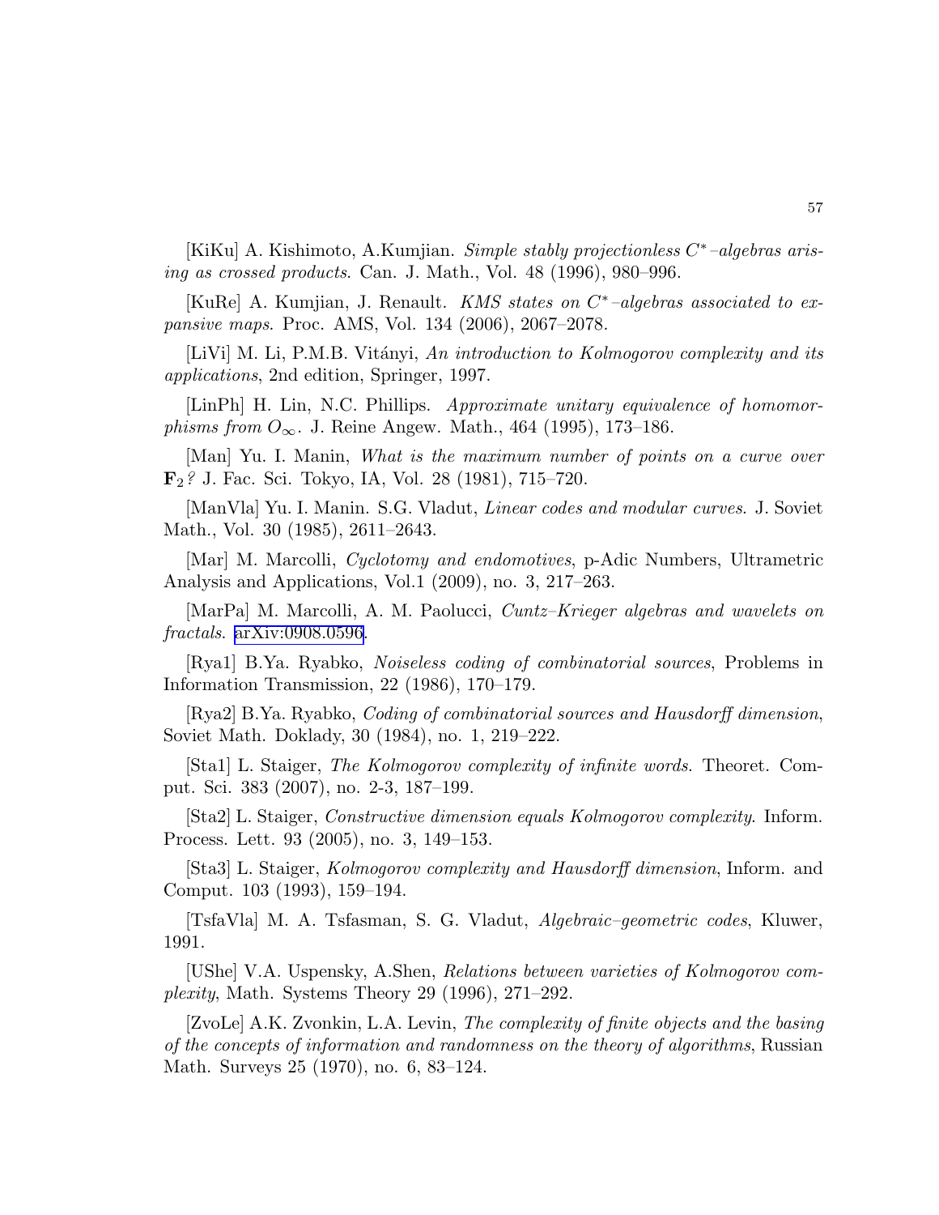[KiKu] A. Kishimoto, A.Kumjian. *Simple stably projectionless $C^*$–algebras arising as crossed products*. Can. J. Math., Vol. 48 (1996), 980–996.

[KuRe] A. Kumjian, J. Renault. *KMS states on $C^*$–algebras associated to expansive maps*. Proc. AMS, Vol. 134 (2006), 2067–2078.

[LiVi] M. Li, P.M.B. Vitányi, *An introduction to Kolmogorov complexity and its applications*, 2nd edition, Springer, 1997.

[LinPh] H. Lin, N.C. Phillips. *Approximate unitary equivalence of homomorphisms from $O_\infty$*. J. Reine Angew. Math., 464 (1995), 173–186.

[Man] Yu. I. Manin, *What is the maximum number of points on a curve over* $\mathbf{F}_2$*?* J. Fac. Sci. Tokyo, IA, Vol. 28 (1981), 715–720.

[ManVla] Yu. I. Manin. S.G. Vladut, *Linear codes and modular curves*. J. Soviet Math., Vol. 30 (1985), 2611–2643.

[Mar] M. Marcolli, *Cyclotomy and endomotives*, p-Adic Numbers, Ultrametric Analysis and Applications, Vol.1 (2009), no. 3, 217–263.

[MarPa] M. Marcolli, A. M. Paolucci, *Cuntz–Krieger algebras and wavelets on fractals*. arXiv:0908.0596.

[Rya1] B.Ya. Ryabko, *Noiseless coding of combinatorial sources*, Problems in Information Transmission, 22 (1986), 170–179.

[Rya2] B.Ya. Ryabko, *Coding of combinatorial sources and Hausdorff dimension*, Soviet Math. Doklady, 30 (1984), no. 1, 219–222.

[Sta1] L. Staiger, *The Kolmogorov complexity of infinite words*. Theoret. Comput. Sci. 383 (2007), no. 2-3, 187–199.

[Sta2] L. Staiger, *Constructive dimension equals Kolmogorov complexity*. Inform. Process. Lett. 93 (2005), no. 3, 149–153.

[Sta3] L. Staiger, *Kolmogorov complexity and Hausdorff dimension*, Inform. and Comput. 103 (1993), 159–194.

[TsfaVla] M. A. Tsfasman, S. G. Vladut, *Algebraic–geometric codes*, Kluwer, 1991.

[UShe] V.A. Uspensky, A.Shen, *Relations between varieties of Kolmogorov complexity*, Math. Systems Theory 29 (1996), 271–292.

[ZvoLe] A.K. Zvonkin, L.A. Levin, *The complexity of finite objects and the basing of the concepts of information and randomness on the theory of algorithms*, Russian Math. Surveys 25 (1970), no. 6, 83–124.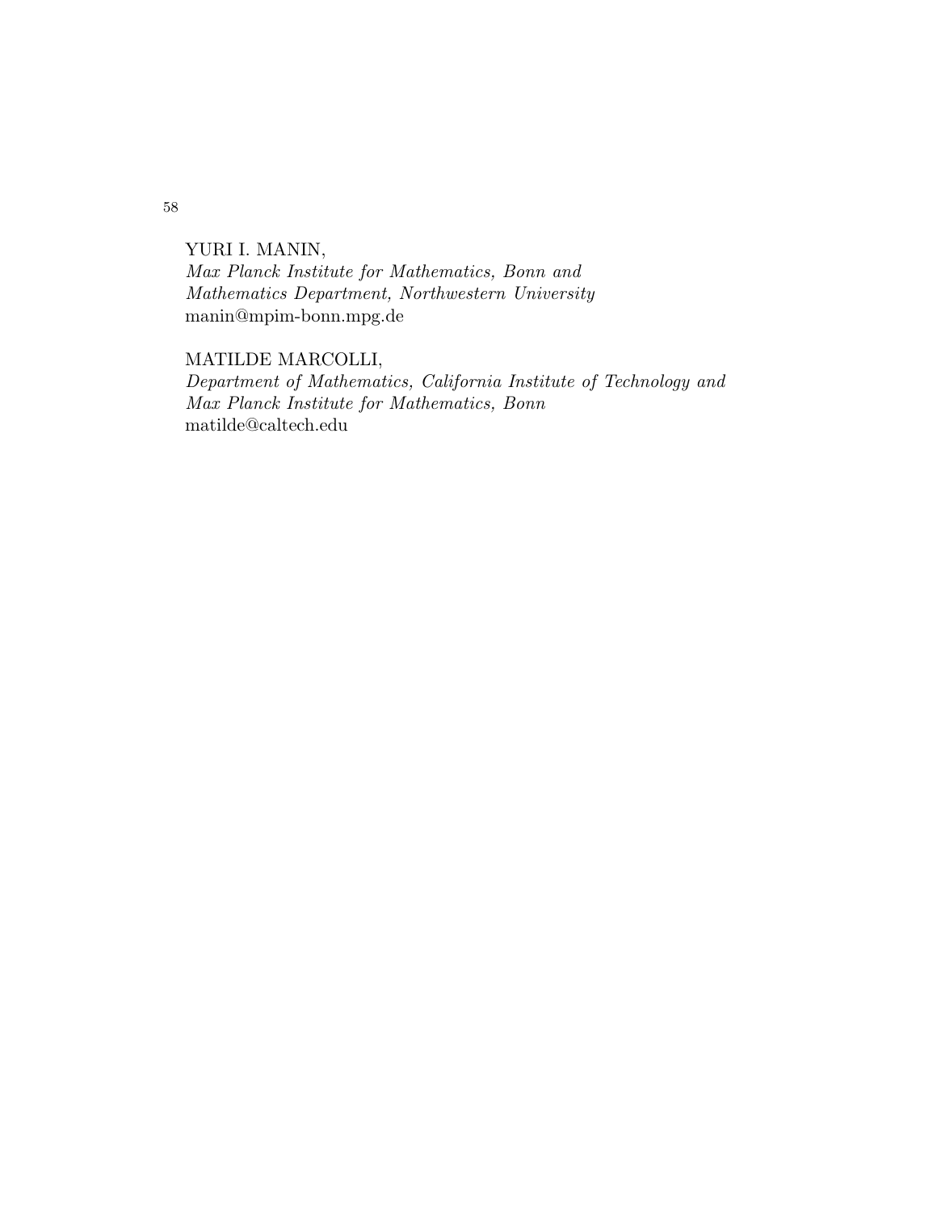YURI I. MANIN,
*Max Planck Institute for Mathematics, Bonn and*
*Mathematics Department, Northwestern University*
manin@mpim-bonn.mpg.de

MATILDE MARCOLLI,
*Department of Mathematics, California Institute of Technology and*
*Max Planck Institute for Mathematics, Bonn*
matilde@caltech.edu